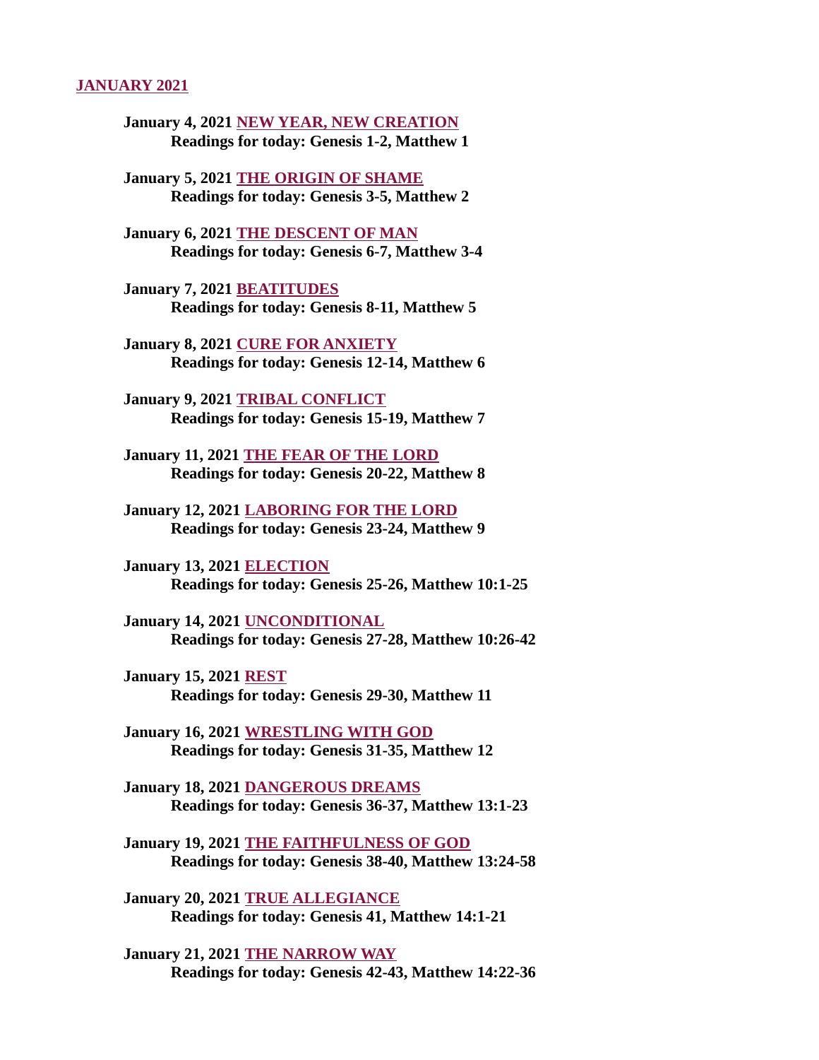## JANUARY 2021

**January 4, 2021 NEW YEAR, NEW CREATION**
**Readings for today: Genesis 1-2, Matthew 1**

**January 5, 2021 THE ORIGIN OF SHAME**
**Readings for today: Genesis 3-5, Matthew 2**

**January 6, 2021 THE DESCENT OF MAN**
**Readings for today: Genesis 6-7, Matthew 3-4**

**January 7, 2021 BEATITUDES**
**Readings for today: Genesis 8-11, Matthew 5**

**January 8, 2021 CURE FOR ANXIETY**
**Readings for today: Genesis 12-14, Matthew 6**

**January 9, 2021 TRIBAL CONFLICT**
**Readings for today: Genesis 15-19, Matthew 7**

**January 11, 2021 THE FEAR OF THE LORD**
**Readings for today: Genesis 20-22, Matthew 8**

**January 12, 2021 LABORING FOR THE LORD**
**Readings for today: Genesis 23-24, Matthew 9**

**January 13, 2021 ELECTION**
**Readings for today: Genesis 25-26, Matthew 10:1-25**

**January 14, 2021 UNCONDITIONAL**
**Readings for today: Genesis 27-28, Matthew 10:26-42**

**January 15, 2021 REST**
**Readings for today: Genesis 29-30, Matthew 11**

**January 16, 2021 WRESTLING WITH GOD**
**Readings for today: Genesis 31-35, Matthew 12**

**January 18, 2021 DANGEROUS DREAMS**
**Readings for today: Genesis 36-37, Matthew 13:1-23**

**January 19, 2021 THE FAITHFULNESS OF GOD**
**Readings for today: Genesis 38-40, Matthew 13:24-58**

**January 20, 2021 TRUE ALLEGIANCE**
**Readings for today: Genesis 41, Matthew 14:1-21**

**January 21, 2021 THE NARROW WAY**
**Readings for today: Genesis 42-43, Matthew 14:22-36**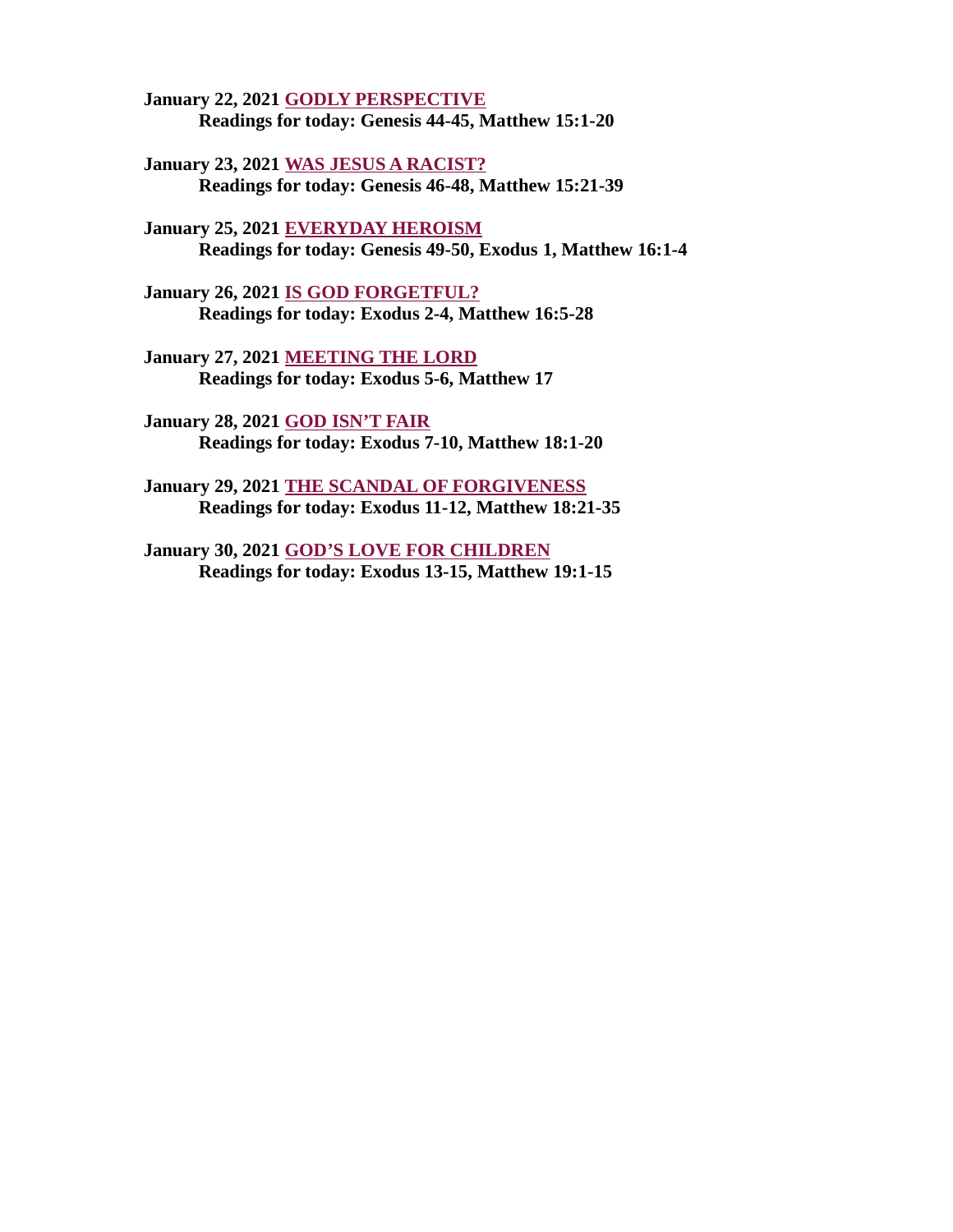**January 22, 2021 GODLY PERSPECTIVE**
**Readings for today: Genesis 44-45, Matthew 15:1-20**

**January 23, 2021 WAS JESUS A RACIST?**
**Readings for today: Genesis 46-48, Matthew 15:21-39**

**January 25, 2021 EVERYDAY HEROISM**
**Readings for today: Genesis 49-50, Exodus 1, Matthew 16:1-4**

**January 26, 2021 IS GOD FORGETFUL?**
**Readings for today: Exodus 2-4, Matthew 16:5-28**

**January 27, 2021 MEETING THE LORD**
**Readings for today: Exodus 5-6, Matthew 17**

**January 28, 2021 GOD ISN'T FAIR**
**Readings for today: Exodus 7-10, Matthew 18:1-20**

**January 29, 2021 THE SCANDAL OF FORGIVENESS**
**Readings for today: Exodus 11-12, Matthew 18:21-35**

**January 30, 2021 GOD'S LOVE FOR CHILDREN**
**Readings for today: Exodus 13-15, Matthew 19:1-15**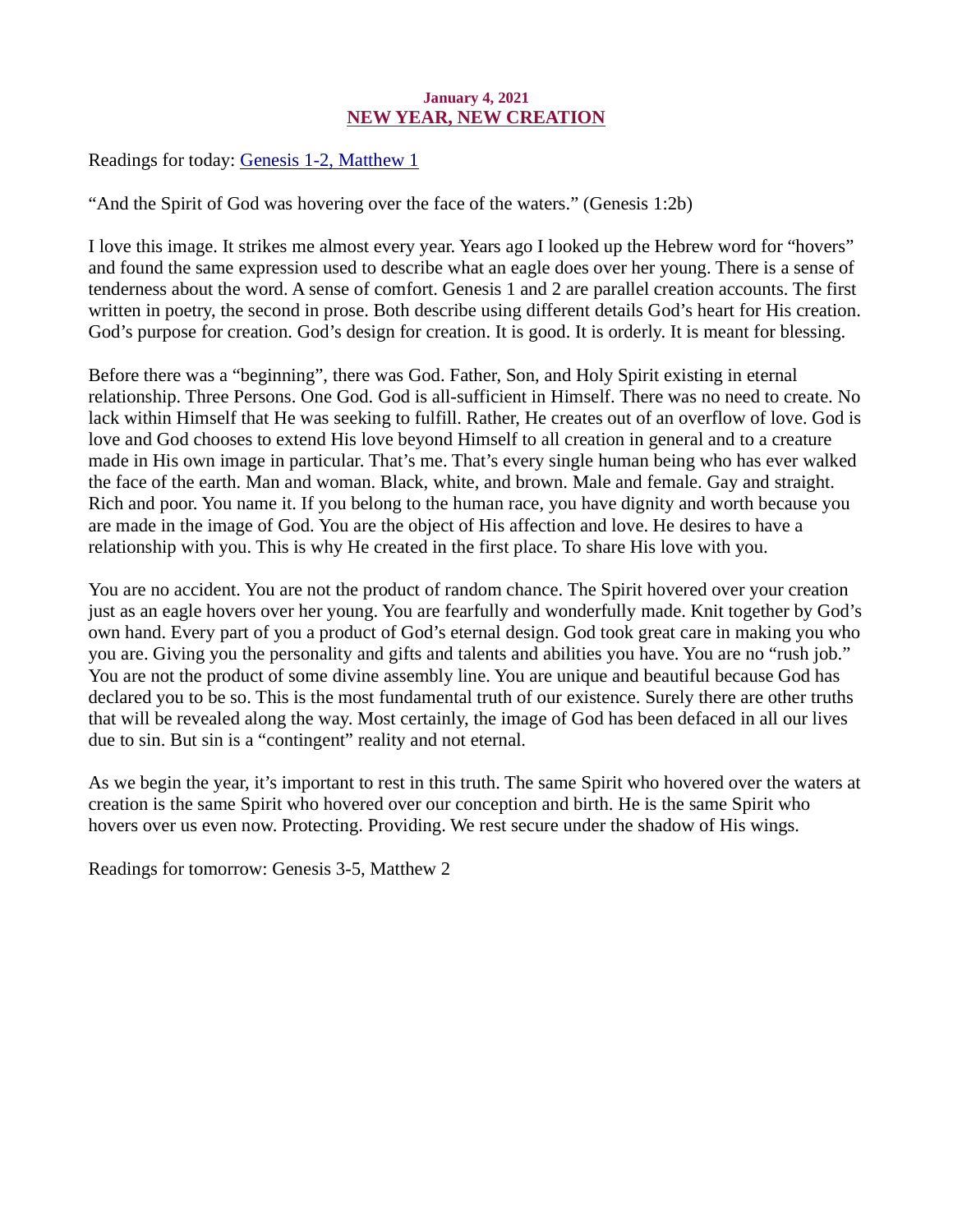**January 4, 2021**

## NEW YEAR, NEW CREATION

Readings for today: Genesis 1-2, Matthew 1

"And the Spirit of God was hovering over the face of the waters." (Genesis 1:2b)

I love this image. It strikes me almost every year. Years ago I looked up the Hebrew word for "hovers" and found the same expression used to describe what an eagle does over her young. There is a sense of tenderness about the word. A sense of comfort. Genesis 1 and 2 are parallel creation accounts. The first written in poetry, the second in prose. Both describe using different details God's heart for His creation. God's purpose for creation. God's design for creation. It is good. It is orderly. It is meant for blessing.

Before there was a "beginning", there was God. Father, Son, and Holy Spirit existing in eternal relationship. Three Persons. One God. God is all-sufficient in Himself. There was no need to create. No lack within Himself that He was seeking to fulfill. Rather, He creates out of an overflow of love. God is love and God chooses to extend His love beyond Himself to all creation in general and to a creature made in His own image in particular. That's me. That's every single human being who has ever walked the face of the earth. Man and woman. Black, white, and brown. Male and female. Gay and straight. Rich and poor. You name it. If you belong to the human race, you have dignity and worth because you are made in the image of God. You are the object of His affection and love. He desires to have a relationship with you. This is why He created in the first place. To share His love with you.

You are no accident. You are not the product of random chance. The Spirit hovered over your creation just as an eagle hovers over her young. You are fearfully and wonderfully made. Knit together by God's own hand. Every part of you a product of God's eternal design. God took great care in making you who you are. Giving you the personality and gifts and talents and abilities you have. You are no "rush job." You are not the product of some divine assembly line. You are unique and beautiful because God has declared you to be so. This is the most fundamental truth of our existence. Surely there are other truths that will be revealed along the way. Most certainly, the image of God has been defaced in all our lives due to sin. But sin is a "contingent" reality and not eternal.

As we begin the year, it's important to rest in this truth. The same Spirit who hovered over the waters at creation is the same Spirit who hovered over our conception and birth. He is the same Spirit who hovers over us even now. Protecting. Providing. We rest secure under the shadow of His wings.

Readings for tomorrow: Genesis 3-5, Matthew 2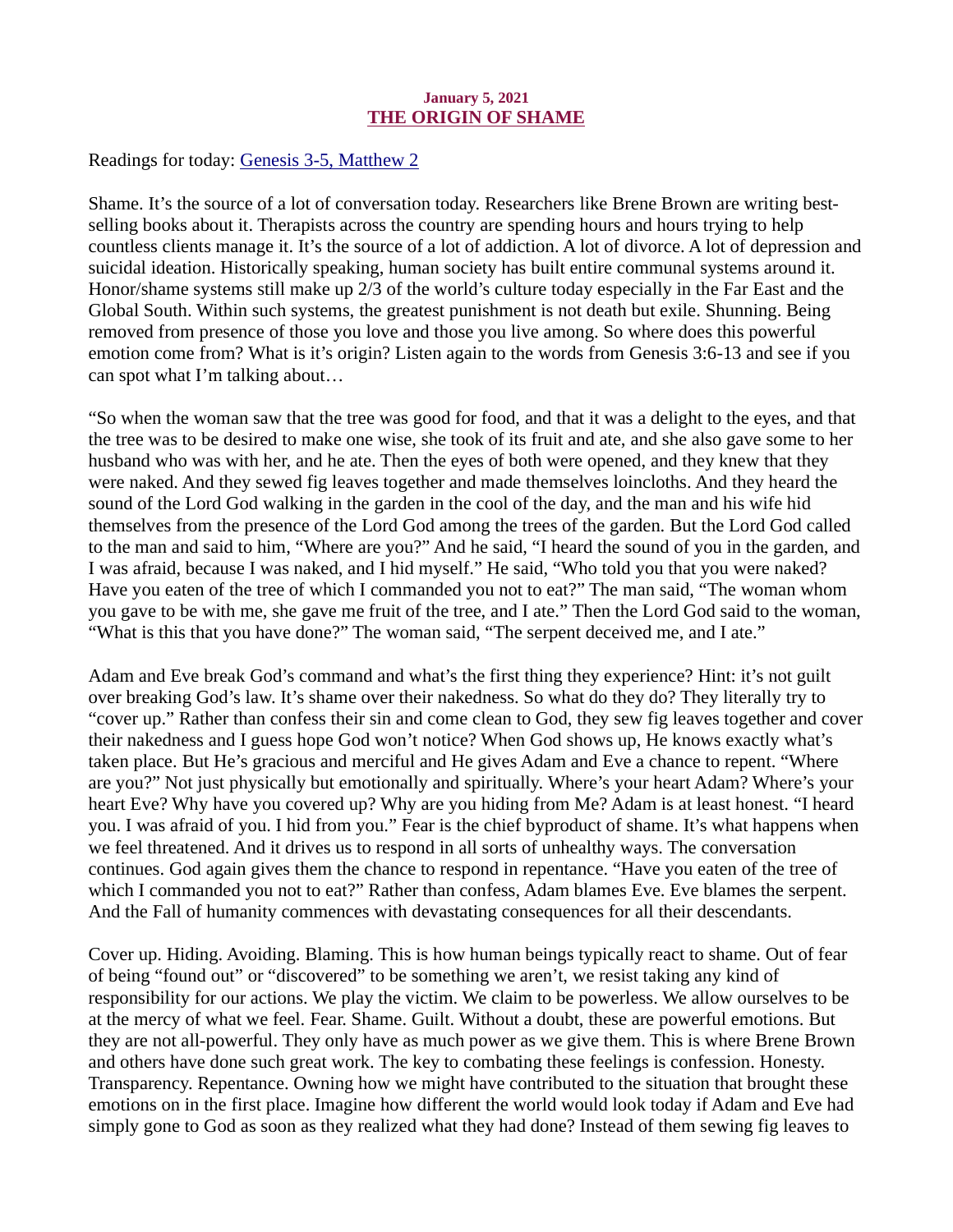**January 5, 2021**

## THE ORIGIN OF SHAME

Readings for today: Genesis 3-5, Matthew 2

Shame. It's the source of a lot of conversation today. Researchers like Brene Brown are writing best-selling books about it. Therapists across the country are spending hours and hours trying to help countless clients manage it. It's the source of a lot of addiction. A lot of divorce. A lot of depression and suicidal ideation. Historically speaking, human society has built entire communal systems around it. Honor/shame systems still make up 2/3 of the world's culture today especially in the Far East and the Global South. Within such systems, the greatest punishment is not death but exile. Shunning. Being removed from presence of those you love and those you live among. So where does this powerful emotion come from? What is it's origin? Listen again to the words from Genesis 3:6-13 and see if you can spot what I'm talking about…

"So when the woman saw that the tree was good for food, and that it was a delight to the eyes, and that the tree was to be desired to make one wise, she took of its fruit and ate, and she also gave some to her husband who was with her, and he ate. Then the eyes of both were opened, and they knew that they were naked. And they sewed fig leaves together and made themselves loincloths. And they heard the sound of the Lord God walking in the garden in the cool of the day, and the man and his wife hid themselves from the presence of the Lord God among the trees of the garden. But the Lord God called to the man and said to him, "Where are you?" And he said, "I heard the sound of you in the garden, and I was afraid, because I was naked, and I hid myself." He said, "Who told you that you were naked? Have you eaten of the tree of which I commanded you not to eat?" The man said, "The woman whom you gave to be with me, she gave me fruit of the tree, and I ate." Then the Lord God said to the woman, "What is this that you have done?" The woman said, "The serpent deceived me, and I ate."

Adam and Eve break God's command and what's the first thing they experience? Hint: it's not guilt over breaking God's law. It's shame over their nakedness. So what do they do? They literally try to "cover up." Rather than confess their sin and come clean to God, they sew fig leaves together and cover their nakedness and I guess hope God won't notice? When God shows up, He knows exactly what's taken place. But He's gracious and merciful and He gives Adam and Eve a chance to repent. "Where are you?" Not just physically but emotionally and spiritually. Where's your heart Adam? Where's your heart Eve? Why have you covered up? Why are you hiding from Me? Adam is at least honest. "I heard you. I was afraid of you. I hid from you." Fear is the chief byproduct of shame. It's what happens when we feel threatened. And it drives us to respond in all sorts of unhealthy ways. The conversation continues. God again gives them the chance to respond in repentance. "Have you eaten of the tree of which I commanded you not to eat?" Rather than confess, Adam blames Eve. Eve blames the serpent. And the Fall of humanity commences with devastating consequences for all their descendants.

Cover up. Hiding. Avoiding. Blaming. This is how human beings typically react to shame. Out of fear of being "found out" or "discovered" to be something we aren't, we resist taking any kind of responsibility for our actions. We play the victim. We claim to be powerless. We allow ourselves to be at the mercy of what we feel. Fear. Shame. Guilt. Without a doubt, these are powerful emotions. But they are not all-powerful. They only have as much power as we give them. This is where Brene Brown and others have done such great work. The key to combating these feelings is confession. Honesty. Transparency. Repentance. Owning how we might have contributed to the situation that brought these emotions on in the first place. Imagine how different the world would look today if Adam and Eve had simply gone to God as soon as they realized what they had done? Instead of them sewing fig leaves to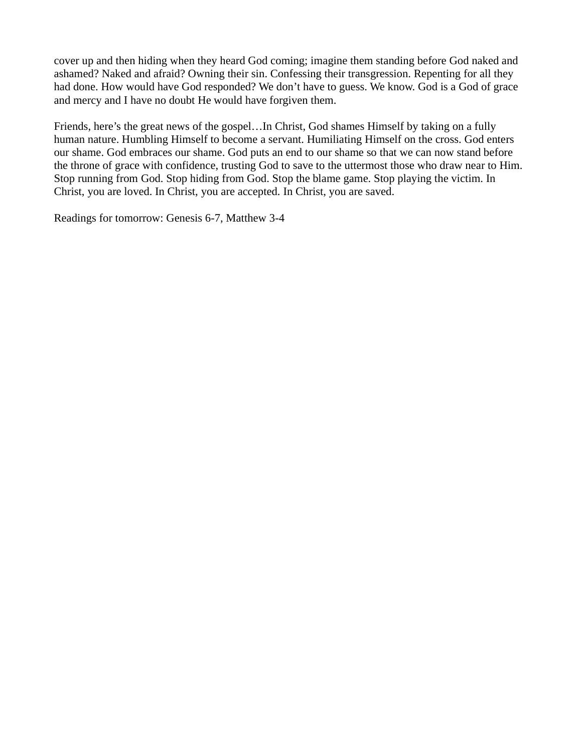cover up and then hiding when they heard God coming; imagine them standing before God naked and ashamed? Naked and afraid? Owning their sin. Confessing their transgression. Repenting for all they had done. How would have God responded? We don't have to guess. We know. God is a God of grace and mercy and I have no doubt He would have forgiven them.

Friends, here's the great news of the gospel…In Christ, God shames Himself by taking on a fully human nature. Humbling Himself to become a servant. Humiliating Himself on the cross. God enters our shame. God embraces our shame. God puts an end to our shame so that we can now stand before the throne of grace with confidence, trusting God to save to the uttermost those who draw near to Him. Stop running from God. Stop hiding from God. Stop the blame game. Stop playing the victim. In Christ, you are loved. In Christ, you are accepted. In Christ, you are saved.

Readings for tomorrow: Genesis 6-7, Matthew 3-4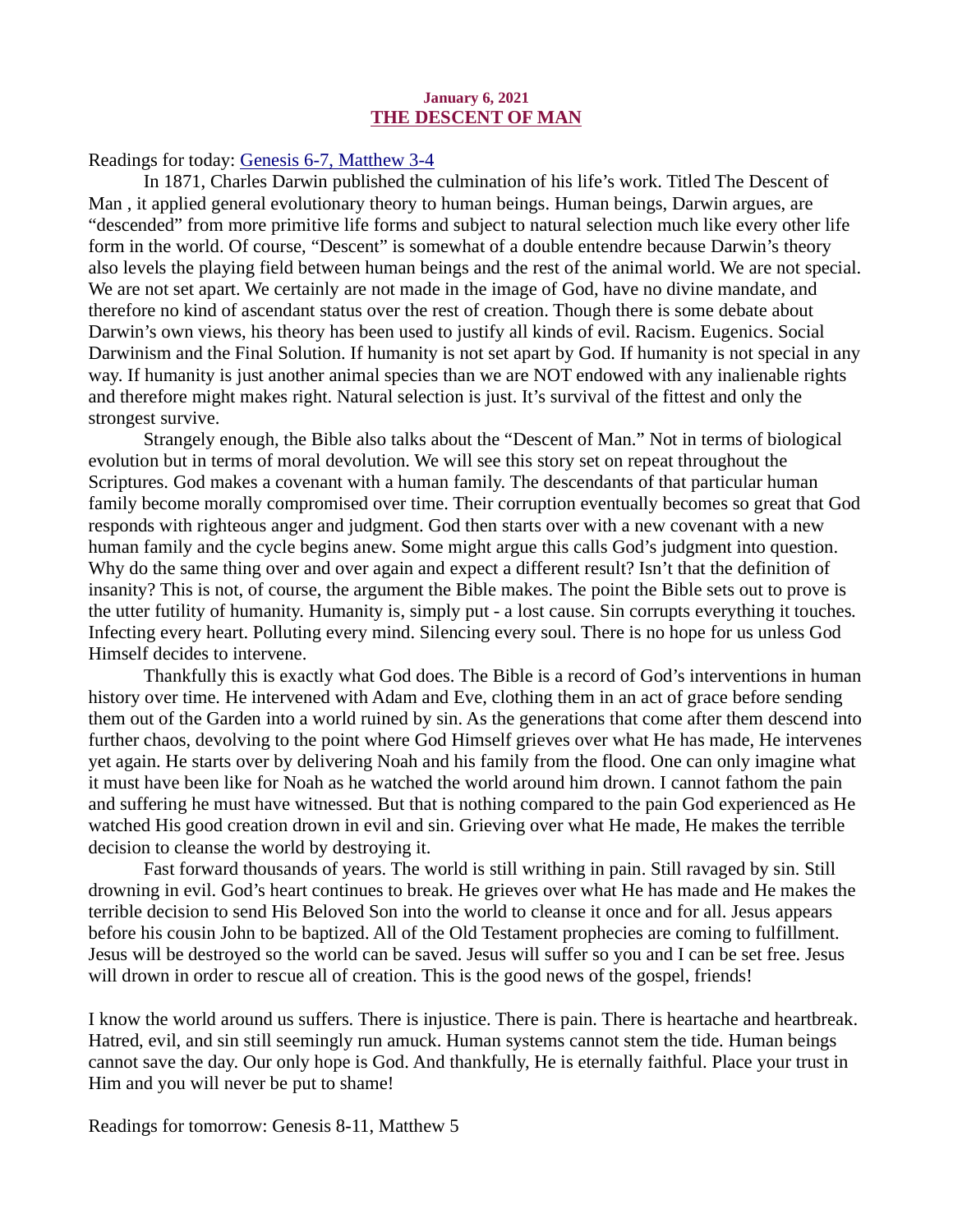**January 6, 2021**

# THE DESCENT OF MAN

Readings for today: Genesis 6-7, Matthew 3-4

In 1871, Charles Darwin published the culmination of his life's work. Titled The Descent of Man , it applied general evolutionary theory to human beings. Human beings, Darwin argues, are "descended" from more primitive life forms and subject to natural selection much like every other life form in the world. Of course, "Descent" is somewhat of a double entendre because Darwin's theory also levels the playing field between human beings and the rest of the animal world. We are not special. We are not set apart. We certainly are not made in the image of God, have no divine mandate, and therefore no kind of ascendant status over the rest of creation. Though there is some debate about Darwin's own views, his theory has been used to justify all kinds of evil. Racism. Eugenics. Social Darwinism and the Final Solution. If humanity is not set apart by God. If humanity is not special in any way. If humanity is just another animal species than we are NOT endowed with any inalienable rights and therefore might makes right. Natural selection is just. It's survival of the fittest and only the strongest survive.

Strangely enough, the Bible also talks about the "Descent of Man." Not in terms of biological evolution but in terms of moral devolution. We will see this story set on repeat throughout the Scriptures. God makes a covenant with a human family. The descendants of that particular human family become morally compromised over time. Their corruption eventually becomes so great that God responds with righteous anger and judgment. God then starts over with a new covenant with a new human family and the cycle begins anew. Some might argue this calls God's judgment into question. Why do the same thing over and over again and expect a different result? Isn't that the definition of insanity? This is not, of course, the argument the Bible makes. The point the Bible sets out to prove is the utter futility of humanity. Humanity is, simply put - a lost cause. Sin corrupts everything it touches. Infecting every heart. Polluting every mind. Silencing every soul. There is no hope for us unless God Himself decides to intervene.

Thankfully this is exactly what God does. The Bible is a record of God's interventions in human history over time. He intervened with Adam and Eve, clothing them in an act of grace before sending them out of the Garden into a world ruined by sin. As the generations that come after them descend into further chaos, devolving to the point where God Himself grieves over what He has made, He intervenes yet again. He starts over by delivering Noah and his family from the flood. One can only imagine what it must have been like for Noah as he watched the world around him drown. I cannot fathom the pain and suffering he must have witnessed. But that is nothing compared to the pain God experienced as He watched His good creation drown in evil and sin. Grieving over what He made, He makes the terrible decision to cleanse the world by destroying it.

Fast forward thousands of years. The world is still writhing in pain. Still ravaged by sin. Still drowning in evil. God's heart continues to break. He grieves over what He has made and He makes the terrible decision to send His Beloved Son into the world to cleanse it once and for all. Jesus appears before his cousin John to be baptized. All of the Old Testament prophecies are coming to fulfillment. Jesus will be destroyed so the world can be saved. Jesus will suffer so you and I can be set free. Jesus will drown in order to rescue all of creation. This is the good news of the gospel, friends!

I know the world around us suffers. There is injustice. There is pain. There is heartache and heartbreak. Hatred, evil, and sin still seemingly run amuck. Human systems cannot stem the tide. Human beings cannot save the day. Our only hope is God. And thankfully, He is eternally faithful. Place your trust in Him and you will never be put to shame!

Readings for tomorrow: Genesis 8-11, Matthew 5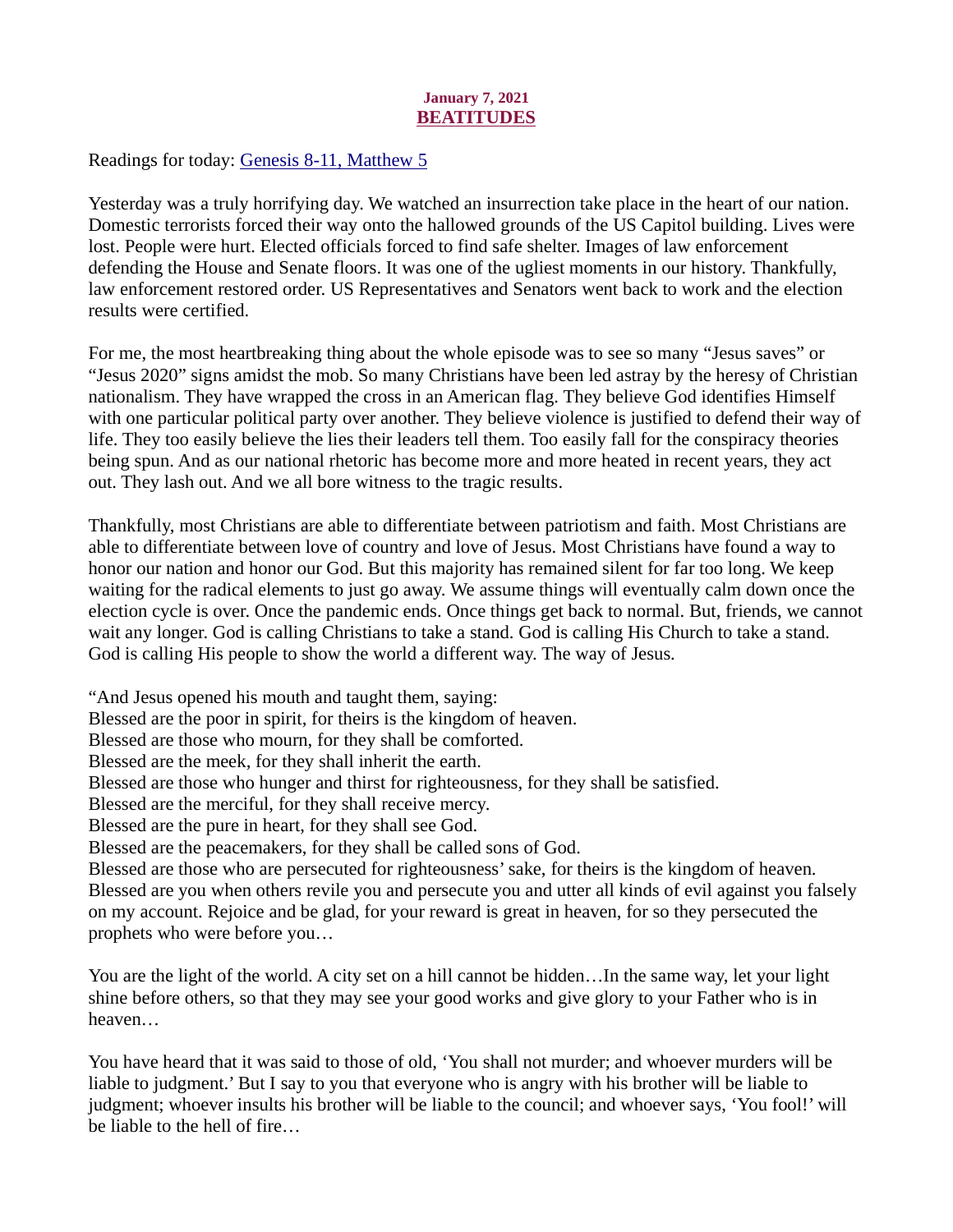**January 7, 2021**
## BEATITUDES

Readings for today: [Genesis 8-11, Matthew 5]

Yesterday was a truly horrifying day. We watched an insurrection take place in the heart of our nation. Domestic terrorists forced their way onto the hallowed grounds of the US Capitol building. Lives were lost. People were hurt. Elected officials forced to find safe shelter. Images of law enforcement defending the House and Senate floors. It was one of the ugliest moments in our history. Thankfully, law enforcement restored order. US Representatives and Senators went back to work and the election results were certified.

For me, the most heartbreaking thing about the whole episode was to see so many "Jesus saves" or "Jesus 2020" signs amidst the mob. So many Christians have been led astray by the heresy of Christian nationalism. They have wrapped the cross in an American flag. They believe God identifies Himself with one particular political party over another. They believe violence is justified to defend their way of life. They too easily believe the lies their leaders tell them. Too easily fall for the conspiracy theories being spun. And as our national rhetoric has become more and more heated in recent years, they act out. They lash out. And we all bore witness to the tragic results.

Thankfully, most Christians are able to differentiate between patriotism and faith. Most Christians are able to differentiate between love of country and love of Jesus. Most Christians have found a way to honor our nation and honor our God. But this majority has remained silent for far too long. We keep waiting for the radical elements to just go away. We assume things will eventually calm down once the election cycle is over. Once the pandemic ends. Once things get back to normal. But, friends, we cannot wait any longer. God is calling Christians to take a stand. God is calling His Church to take a stand. God is calling His people to show the world a different way. The way of Jesus.

"And Jesus opened his mouth and taught them, saying:
Blessed are the poor in spirit, for theirs is the kingdom of heaven.
Blessed are those who mourn, for they shall be comforted.
Blessed are the meek, for they shall inherit the earth.
Blessed are those who hunger and thirst for righteousness, for they shall be satisfied.
Blessed are the merciful, for they shall receive mercy.
Blessed are the pure in heart, for they shall see God.
Blessed are the peacemakers, for they shall be called sons of God.
Blessed are those who are persecuted for righteousness' sake, for theirs is the kingdom of heaven.
Blessed are you when others revile you and persecute you and utter all kinds of evil against you falsely on my account. Rejoice and be glad, for your reward is great in heaven, for so they persecuted the prophets who were before you…

You are the light of the world. A city set on a hill cannot be hidden…In the same way, let your light shine before others, so that they may see your good works and give glory to your Father who is in heaven…

You have heard that it was said to those of old, 'You shall not murder; and whoever murders will be liable to judgment.' But I say to you that everyone who is angry with his brother will be liable to judgment; whoever insults his brother will be liable to the council; and whoever says, 'You fool!' will be liable to the hell of fire…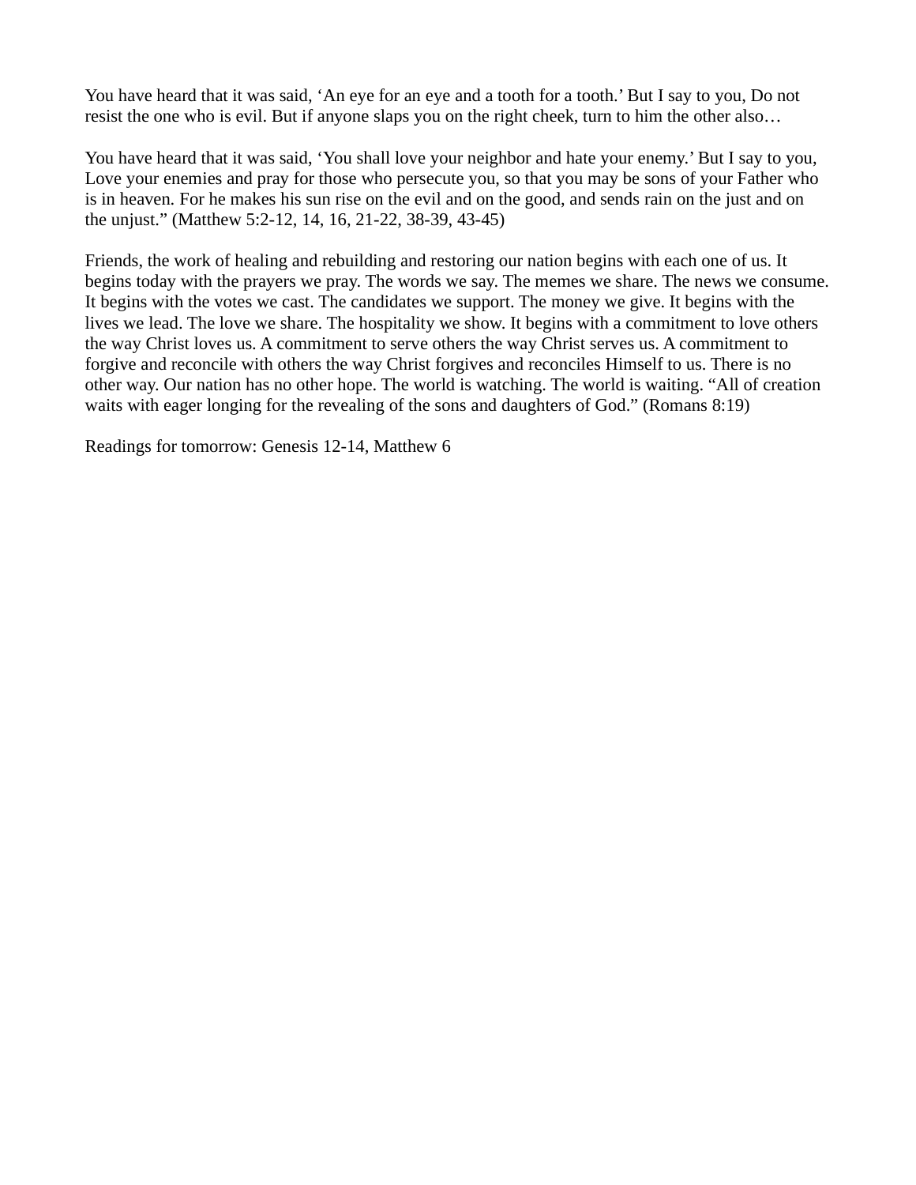You have heard that it was said, ‘An eye for an eye and a tooth for a tooth.’ But I say to you, Do not resist the one who is evil. But if anyone slaps you on the right cheek, turn to him the other also…

You have heard that it was said, ‘You shall love your neighbor and hate your enemy.’ But I say to you, Love your enemies and pray for those who persecute you, so that you may be sons of your Father who is in heaven. For he makes his sun rise on the evil and on the good, and sends rain on the just and on the unjust.” (Matthew 5:2-12, 14, 16, 21-22, 38-39, 43-45)

Friends, the work of healing and rebuilding and restoring our nation begins with each one of us. It begins today with the prayers we pray. The words we say. The memes we share. The news we consume. It begins with the votes we cast. The candidates we support. The money we give. It begins with the lives we lead. The love we share. The hospitality we show. It begins with a commitment to love others the way Christ loves us. A commitment to serve others the way Christ serves us. A commitment to forgive and reconcile with others the way Christ forgives and reconciles Himself to us. There is no other way. Our nation has no other hope. The world is watching. The world is waiting. “All of creation waits with eager longing for the revealing of the sons and daughters of God.” (Romans 8:19)

Readings for tomorrow: Genesis 12-14, Matthew 6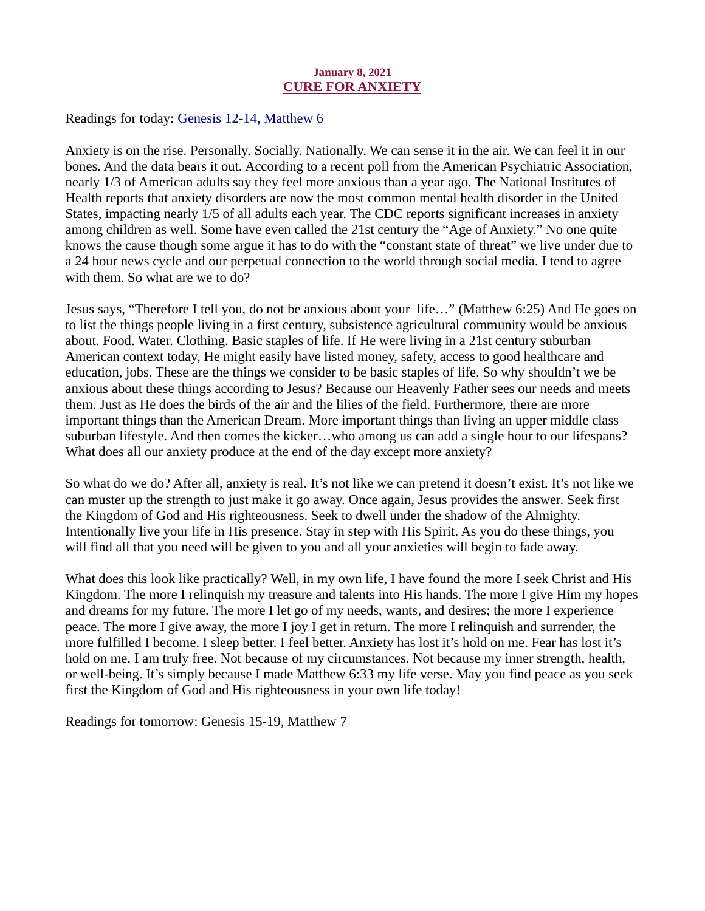**January 8, 2021**

# CURE FOR ANXIETY

Readings for today: [Genesis 12-14, Matthew 6]

Anxiety is on the rise. Personally. Socially. Nationally. We can sense it in the air. We can feel it in our bones. And the data bears it out. According to a recent poll from the American Psychiatric Association, nearly 1/3 of American adults say they feel more anxious than a year ago. The National Institutes of Health reports that anxiety disorders are now the most common mental health disorder in the United States, impacting nearly 1/5 of all adults each year. The CDC reports significant increases in anxiety among children as well. Some have even called the 21st century the "Age of Anxiety." No one quite knows the cause though some argue it has to do with the "constant state of threat" we live under due to a 24 hour news cycle and our perpetual connection to the world through social media. I tend to agree with them. So what are we to do?

Jesus says, "Therefore I tell you, do not be anxious about your life…" (Matthew 6:25) And He goes on to list the things people living in a first century, subsistence agricultural community would be anxious about. Food. Water. Clothing. Basic staples of life. If He were living in a 21st century suburban American context today, He might easily have listed money, safety, access to good healthcare and education, jobs. These are the things we consider to be basic staples of life. So why shouldn't we be anxious about these things according to Jesus? Because our Heavenly Father sees our needs and meets them. Just as He does the birds of the air and the lilies of the field. Furthermore, there are more important things than the American Dream. More important things than living an upper middle class suburban lifestyle. And then comes the kicker…who among us can add a single hour to our lifespans? What does all our anxiety produce at the end of the day except more anxiety?

So what do we do? After all, anxiety is real. It's not like we can pretend it doesn't exist. It's not like we can muster up the strength to just make it go away. Once again, Jesus provides the answer. Seek first the Kingdom of God and His righteousness. Seek to dwell under the shadow of the Almighty. Intentionally live your life in His presence. Stay in step with His Spirit. As you do these things, you will find all that you need will be given to you and all your anxieties will begin to fade away.

What does this look like practically? Well, in my own life, I have found the more I seek Christ and His Kingdom. The more I relinquish my treasure and talents into His hands. The more I give Him my hopes and dreams for my future. The more I let go of my needs, wants, and desires; the more I experience peace. The more I give away, the more I joy I get in return. The more I relinquish and surrender, the more fulfilled I become. I sleep better. I feel better. Anxiety has lost it's hold on me. Fear has lost it's hold on me. I am truly free. Not because of my circumstances. Not because my inner strength, health, or well-being. It's simply because I made Matthew 6:33 my life verse. May you find peace as you seek first the Kingdom of God and His righteousness in your own life today!

Readings for tomorrow: Genesis 15-19, Matthew 7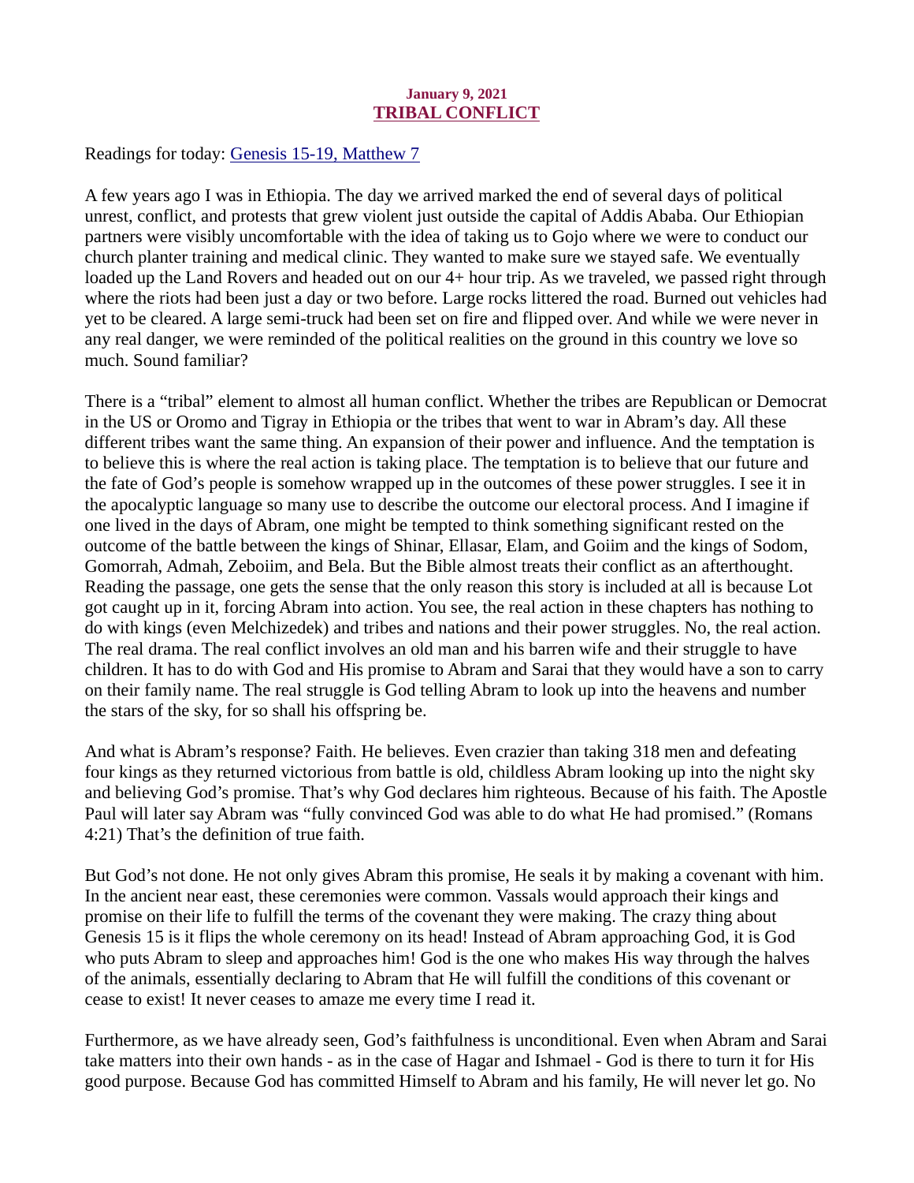January 9, 2021

## TRIBAL CONFLICT

Readings for today: Genesis 15-19, Matthew 7

A few years ago I was in Ethiopia. The day we arrived marked the end of several days of political unrest, conflict, and protests that grew violent just outside the capital of Addis Ababa. Our Ethiopian partners were visibly uncomfortable with the idea of taking us to Gojo where we were to conduct our church planter training and medical clinic. They wanted to make sure we stayed safe. We eventually loaded up the Land Rovers and headed out on our 4+ hour trip. As we traveled, we passed right through where the riots had been just a day or two before. Large rocks littered the road. Burned out vehicles had yet to be cleared. A large semi-truck had been set on fire and flipped over. And while we were never in any real danger, we were reminded of the political realities on the ground in this country we love so much. Sound familiar?

There is a "tribal" element to almost all human conflict. Whether the tribes are Republican or Democrat in the US or Oromo and Tigray in Ethiopia or the tribes that went to war in Abram's day. All these different tribes want the same thing. An expansion of their power and influence. And the temptation is to believe this is where the real action is taking place. The temptation is to believe that our future and the fate of God's people is somehow wrapped up in the outcomes of these power struggles. I see it in the apocalyptic language so many use to describe the outcome our electoral process. And I imagine if one lived in the days of Abram, one might be tempted to think something significant rested on the outcome of the battle between the kings of Shinar, Ellasar, Elam, and Goiim and the kings of Sodom, Gomorrah, Admah, Zeboiim, and Bela. But the Bible almost treats their conflict as an afterthought. Reading the passage, one gets the sense that the only reason this story is included at all is because Lot got caught up in it, forcing Abram into action. You see, the real action in these chapters has nothing to do with kings (even Melchizedek) and tribes and nations and their power struggles. No, the real action. The real drama. The real conflict involves an old man and his barren wife and their struggle to have children. It has to do with God and His promise to Abram and Sarai that they would have a son to carry on their family name. The real struggle is God telling Abram to look up into the heavens and number the stars of the sky, for so shall his offspring be.

And what is Abram's response? Faith. He believes. Even crazier than taking 318 men and defeating four kings as they returned victorious from battle is old, childless Abram looking up into the night sky and believing God's promise. That's why God declares him righteous. Because of his faith. The Apostle Paul will later say Abram was "fully convinced God was able to do what He had promised." (Romans 4:21) That's the definition of true faith.

But God's not done. He not only gives Abram this promise, He seals it by making a covenant with him. In the ancient near east, these ceremonies were common. Vassals would approach their kings and promise on their life to fulfill the terms of the covenant they were making. The crazy thing about Genesis 15 is it flips the whole ceremony on its head! Instead of Abram approaching God, it is God who puts Abram to sleep and approaches him! God is the one who makes His way through the halves of the animals, essentially declaring to Abram that He will fulfill the conditions of this covenant or cease to exist! It never ceases to amaze me every time I read it.

Furthermore, as we have already seen, God's faithfulness is unconditional. Even when Abram and Sarai take matters into their own hands - as in the case of Hagar and Ishmael - God is there to turn it for His good purpose. Because God has committed Himself to Abram and his family, He will never let go. No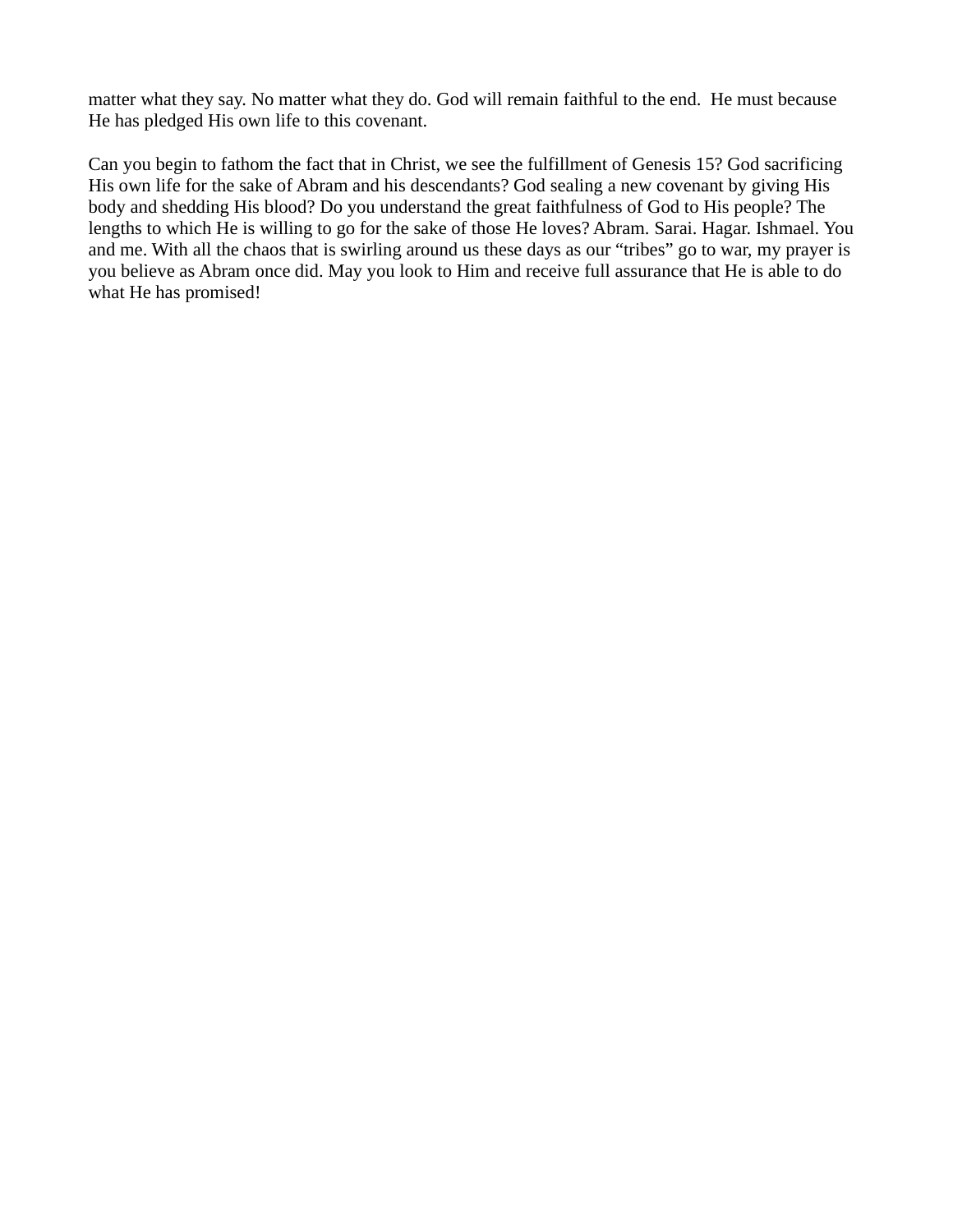matter what they say. No matter what they do. God will remain faithful to the end.  He must because He has pledged His own life to this covenant.

Can you begin to fathom the fact that in Christ, we see the fulfillment of Genesis 15? God sacrificing His own life for the sake of Abram and his descendants? God sealing a new covenant by giving His body and shedding His blood? Do you understand the great faithfulness of God to His people? The lengths to which He is willing to go for the sake of those He loves? Abram. Sarai. Hagar. Ishmael. You and me. With all the chaos that is swirling around us these days as our "tribes" go to war, my prayer is you believe as Abram once did. May you look to Him and receive full assurance that He is able to do what He has promised!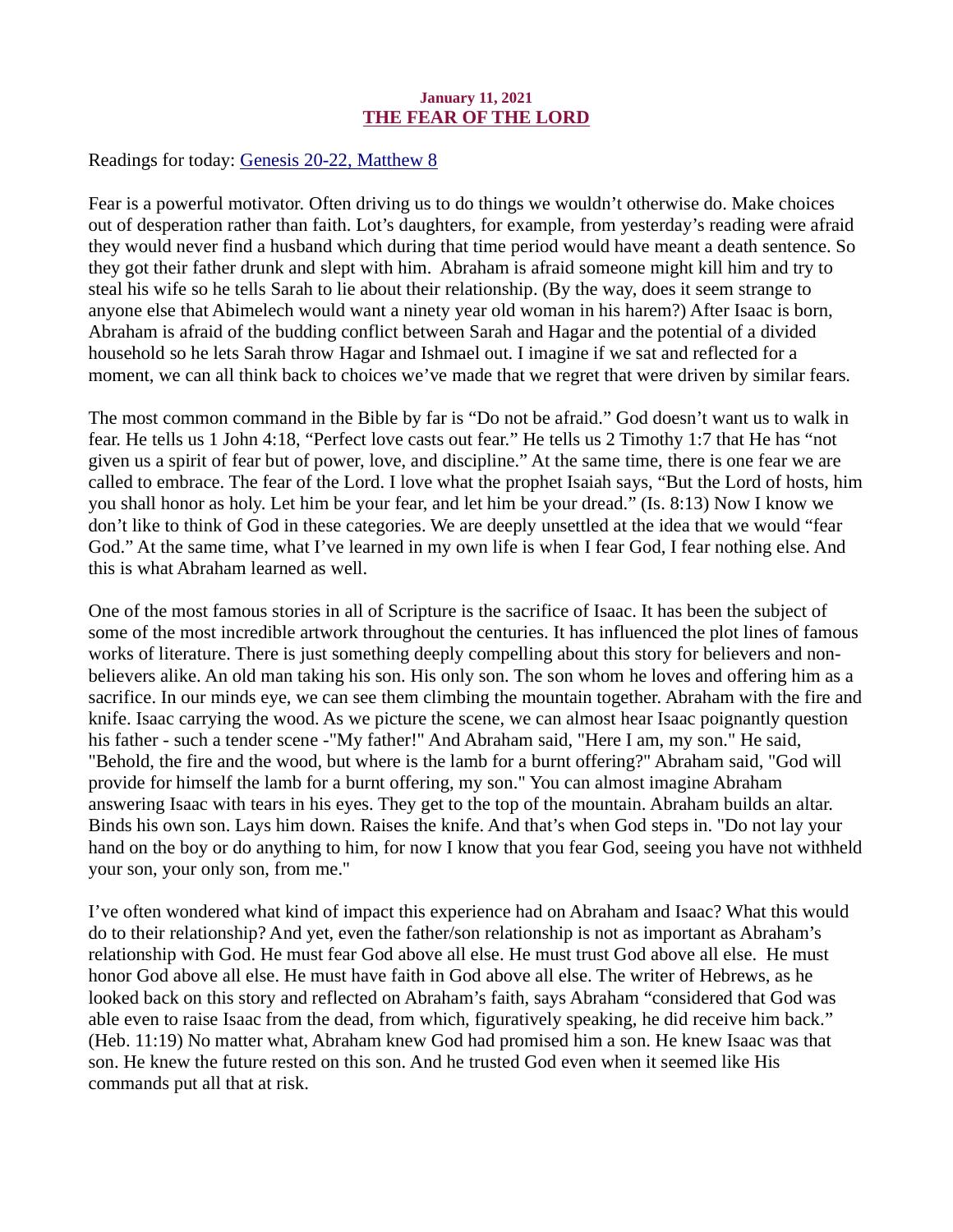**January 11, 2021**

## THE FEAR OF THE LORD

Readings for today: Genesis 20-22, Matthew 8

Fear is a powerful motivator. Often driving us to do things we wouldn't otherwise do. Make choices out of desperation rather than faith. Lot's daughters, for example, from yesterday's reading were afraid they would never find a husband which during that time period would have meant a death sentence. So they got their father drunk and slept with him. Abraham is afraid someone might kill him and try to steal his wife so he tells Sarah to lie about their relationship. (By the way, does it seem strange to anyone else that Abimelech would want a ninety year old woman in his harem?) After Isaac is born, Abraham is afraid of the budding conflict between Sarah and Hagar and the potential of a divided household so he lets Sarah throw Hagar and Ishmael out. I imagine if we sat and reflected for a moment, we can all think back to choices we've made that we regret that were driven by similar fears.

The most common command in the Bible by far is "Do not be afraid." God doesn't want us to walk in fear. He tells us 1 John 4:18, "Perfect love casts out fear." He tells us 2 Timothy 1:7 that He has "not given us a spirit of fear but of power, love, and discipline." At the same time, there is one fear we are called to embrace. The fear of the Lord. I love what the prophet Isaiah says, "But the Lord of hosts, him you shall honor as holy. Let him be your fear, and let him be your dread." (Is. 8:13) Now I know we don't like to think of God in these categories. We are deeply unsettled at the idea that we would "fear God." At the same time, what I've learned in my own life is when I fear God, I fear nothing else. And this is what Abraham learned as well.

One of the most famous stories in all of Scripture is the sacrifice of Isaac. It has been the subject of some of the most incredible artwork throughout the centuries. It has influenced the plot lines of famous works of literature. There is just something deeply compelling about this story for believers and non-believers alike. An old man taking his son. His only son. The son whom he loves and offering him as a sacrifice. In our minds eye, we can see them climbing the mountain together. Abraham with the fire and knife. Isaac carrying the wood. As we picture the scene, we can almost hear Isaac poignantly question his father - such a tender scene -"My father!" And Abraham said, "Here I am, my son." He said, "Behold, the fire and the wood, but where is the lamb for a burnt offering?" Abraham said, "God will provide for himself the lamb for a burnt offering, my son." You can almost imagine Abraham answering Isaac with tears in his eyes. They get to the top of the mountain. Abraham builds an altar. Binds his own son. Lays him down. Raises the knife. And that's when God steps in. "Do not lay your hand on the boy or do anything to him, for now I know that you fear God, seeing you have not withheld your son, your only son, from me."

I've often wondered what kind of impact this experience had on Abraham and Isaac? What this would do to their relationship? And yet, even the father/son relationship is not as important as Abraham's relationship with God. He must fear God above all else. He must trust God above all else. He must honor God above all else. He must have faith in God above all else. The writer of Hebrews, as he looked back on this story and reflected on Abraham's faith, says Abraham "considered that God was able even to raise Isaac from the dead, from which, figuratively speaking, he did receive him back." (Heb. 11:19) No matter what, Abraham knew God had promised him a son. He knew Isaac was that son. He knew the future rested on this son. And he trusted God even when it seemed like His commands put all that at risk.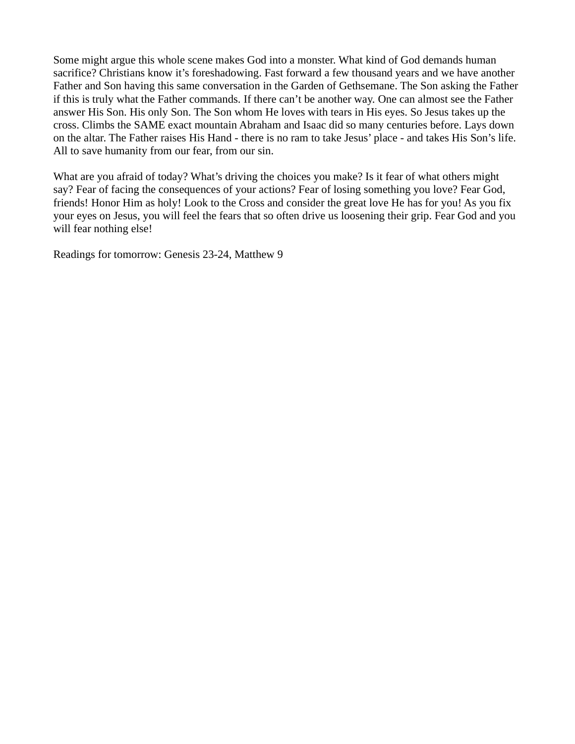Some might argue this whole scene makes God into a monster. What kind of God demands human sacrifice? Christians know it’s foreshadowing. Fast forward a few thousand years and we have another Father and Son having this same conversation in the Garden of Gethsemane. The Son asking the Father if this is truly what the Father commands. If there can’t be another way. One can almost see the Father answer His Son. His only Son. The Son whom He loves with tears in His eyes. So Jesus takes up the cross. Climbs the SAME exact mountain Abraham and Isaac did so many centuries before. Lays down on the altar. The Father raises His Hand - there is no ram to take Jesus’ place - and takes His Son’s life. All to save humanity from our fear, from our sin.

What are you afraid of today? What’s driving the choices you make? Is it fear of what others might say? Fear of facing the consequences of your actions? Fear of losing something you love? Fear God, friends! Honor Him as holy! Look to the Cross and consider the great love He has for you! As you fix your eyes on Jesus, you will feel the fears that so often drive us loosening their grip. Fear God and you will fear nothing else!

Readings for tomorrow: Genesis 23-24, Matthew 9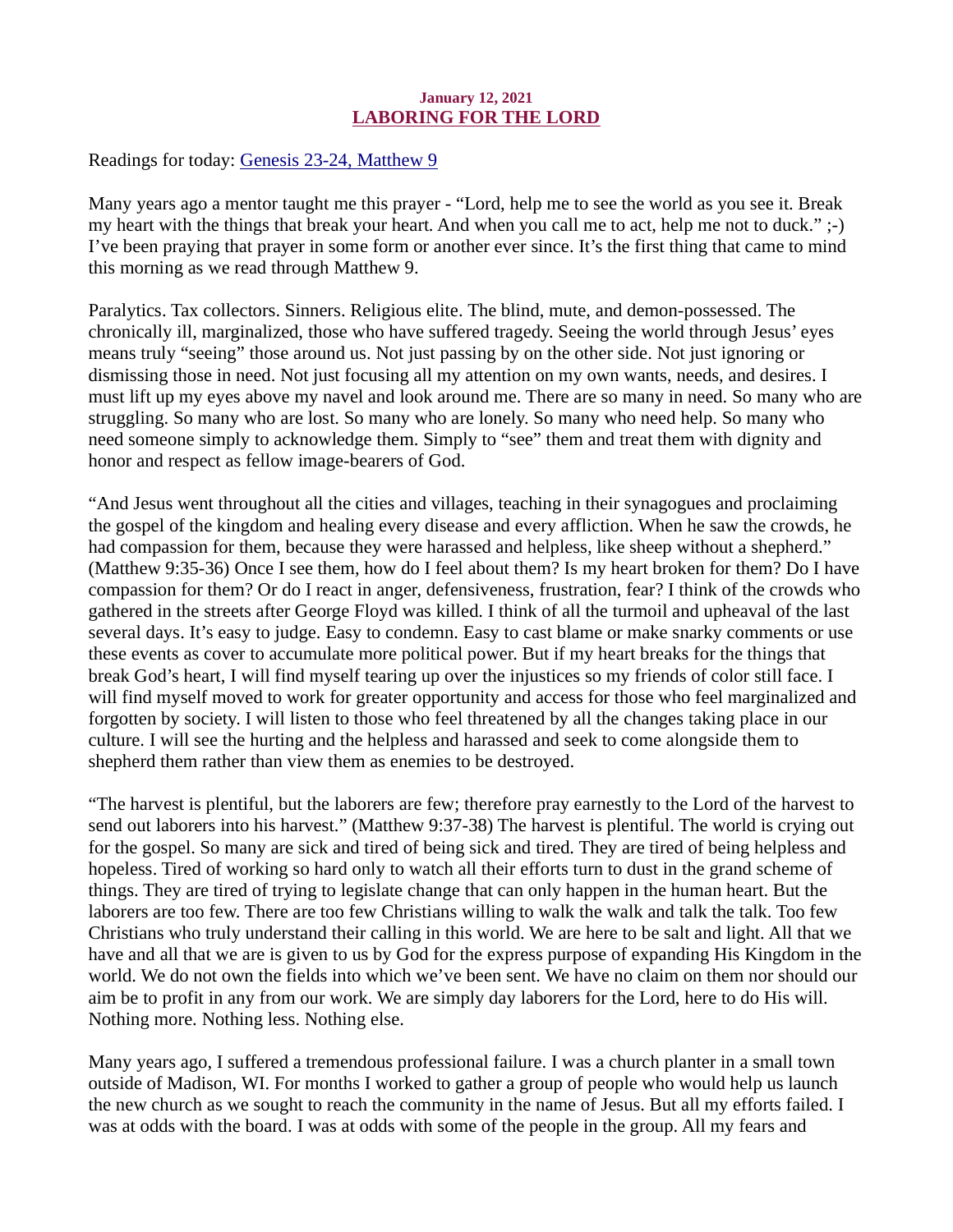**January 12, 2021**

## LABORING FOR THE LORD

Readings for today: Genesis 23-24, Matthew 9

Many years ago a mentor taught me this prayer - “Lord, help me to see the world as you see it. Break my heart with the things that break your heart. And when you call me to act, help me not to duck.” ;-) I’ve been praying that prayer in some form or another ever since. It’s the first thing that came to mind this morning as we read through Matthew 9.

Paralytics. Tax collectors. Sinners. Religious elite. The blind, mute, and demon-possessed. The chronically ill, marginalized, those who have suffered tragedy. Seeing the world through Jesus’ eyes means truly “seeing” those around us. Not just passing by on the other side. Not just ignoring or dismissing those in need. Not just focusing all my attention on my own wants, needs, and desires. I must lift up my eyes above my navel and look around me. There are so many in need. So many who are struggling. So many who are lost. So many who are lonely. So many who need help. So many who need someone simply to acknowledge them. Simply to “see” them and treat them with dignity and honor and respect as fellow image-bearers of God.

“And Jesus went throughout all the cities and villages, teaching in their synagogues and proclaiming the gospel of the kingdom and healing every disease and every affliction. When he saw the crowds, he had compassion for them, because they were harassed and helpless, like sheep without a shepherd.” (Matthew 9:35-36) Once I see them, how do I feel about them? Is my heart broken for them? Do I have compassion for them? Or do I react in anger, defensiveness, frustration, fear? I think of the crowds who gathered in the streets after George Floyd was killed. I think of all the turmoil and upheaval of the last several days. It’s easy to judge. Easy to condemn. Easy to cast blame or make snarky comments or use these events as cover to accumulate more political power. But if my heart breaks for the things that break God’s heart, I will find myself tearing up over the injustices so my friends of color still face. I will find myself moved to work for greater opportunity and access for those who feel marginalized and forgotten by society. I will listen to those who feel threatened by all the changes taking place in our culture. I will see the hurting and the helpless and harassed and seek to come alongside them to shepherd them rather than view them as enemies to be destroyed.

“The harvest is plentiful, but the laborers are few; therefore pray earnestly to the Lord of the harvest to send out laborers into his harvest.” (Matthew 9:37-38) The harvest is plentiful. The world is crying out for the gospel. So many are sick and tired of being sick and tired. They are tired of being helpless and hopeless. Tired of working so hard only to watch all their efforts turn to dust in the grand scheme of things. They are tired of trying to legislate change that can only happen in the human heart. But the laborers are too few. There are too few Christians willing to walk the walk and talk the talk. Too few Christians who truly understand their calling in this world. We are here to be salt and light. All that we have and all that we are is given to us by God for the express purpose of expanding His Kingdom in the world. We do not own the fields into which we’ve been sent. We have no claim on them nor should our aim be to profit in any from our work. We are simply day laborers for the Lord, here to do His will. Nothing more. Nothing less. Nothing else.

Many years ago, I suffered a tremendous professional failure. I was a church planter in a small town outside of Madison, WI. For months I worked to gather a group of people who would help us launch the new church as we sought to reach the community in the name of Jesus. But all my efforts failed. I was at odds with the board. I was at odds with some of the people in the group. All my fears and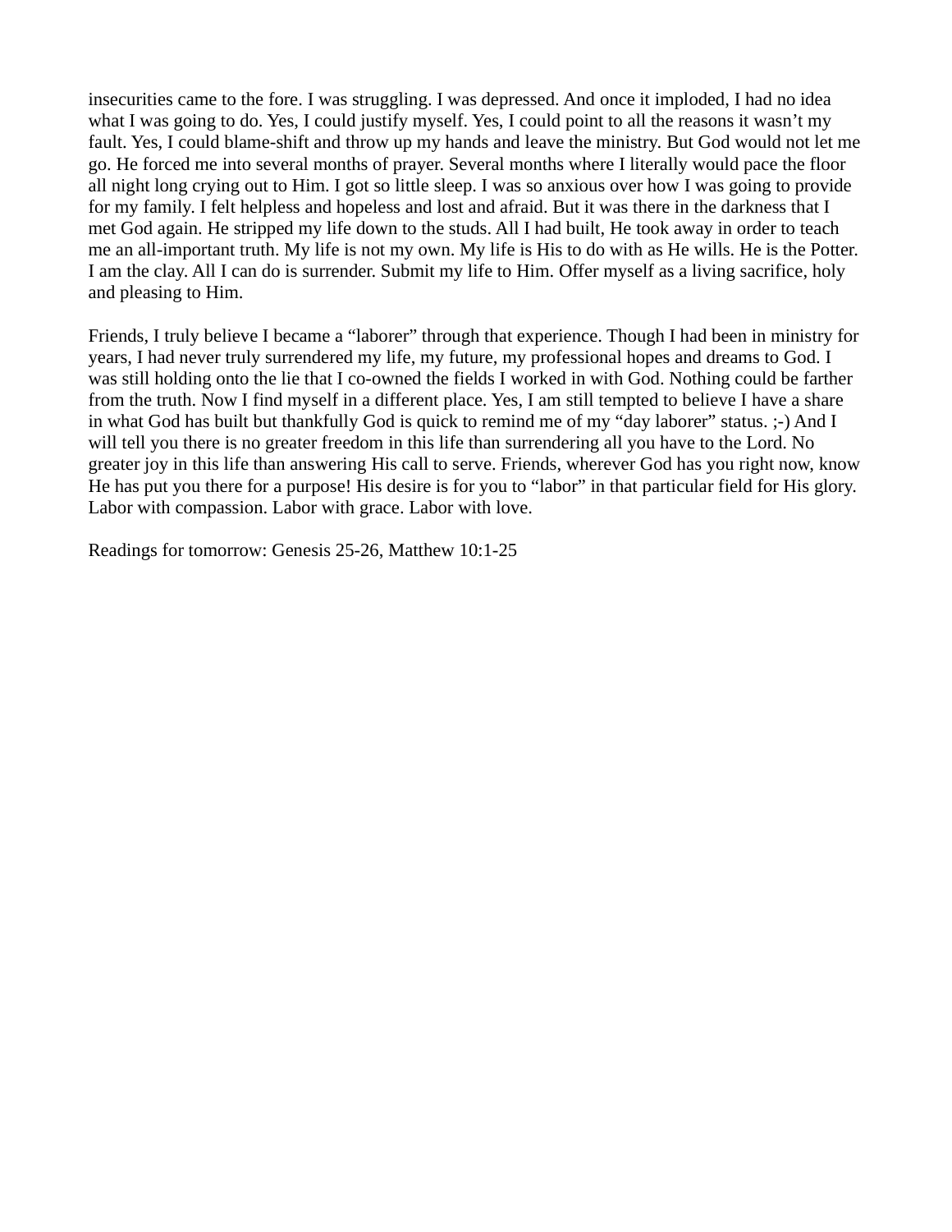insecurities came to the fore. I was struggling. I was depressed. And once it imploded, I had no idea what I was going to do. Yes, I could justify myself. Yes, I could point to all the reasons it wasn't my fault. Yes, I could blame-shift and throw up my hands and leave the ministry. But God would not let me go. He forced me into several months of prayer. Several months where I literally would pace the floor all night long crying out to Him. I got so little sleep. I was so anxious over how I was going to provide for my family. I felt helpless and hopeless and lost and afraid. But it was there in the darkness that I met God again. He stripped my life down to the studs. All I had built, He took away in order to teach me an all-important truth. My life is not my own. My life is His to do with as He wills. He is the Potter. I am the clay. All I can do is surrender. Submit my life to Him. Offer myself as a living sacrifice, holy and pleasing to Him.

Friends, I truly believe I became a "laborer" through that experience. Though I had been in ministry for years, I had never truly surrendered my life, my future, my professional hopes and dreams to God. I was still holding onto the lie that I co-owned the fields I worked in with God. Nothing could be farther from the truth. Now I find myself in a different place. Yes, I am still tempted to believe I have a share in what God has built but thankfully God is quick to remind me of my "day laborer" status. ;-) And I will tell you there is no greater freedom in this life than surrendering all you have to the Lord. No greater joy in this life than answering His call to serve. Friends, wherever God has you right now, know He has put you there for a purpose! His desire is for you to "labor" in that particular field for His glory. Labor with compassion. Labor with grace. Labor with love.

Readings for tomorrow: Genesis 25-26, Matthew 10:1-25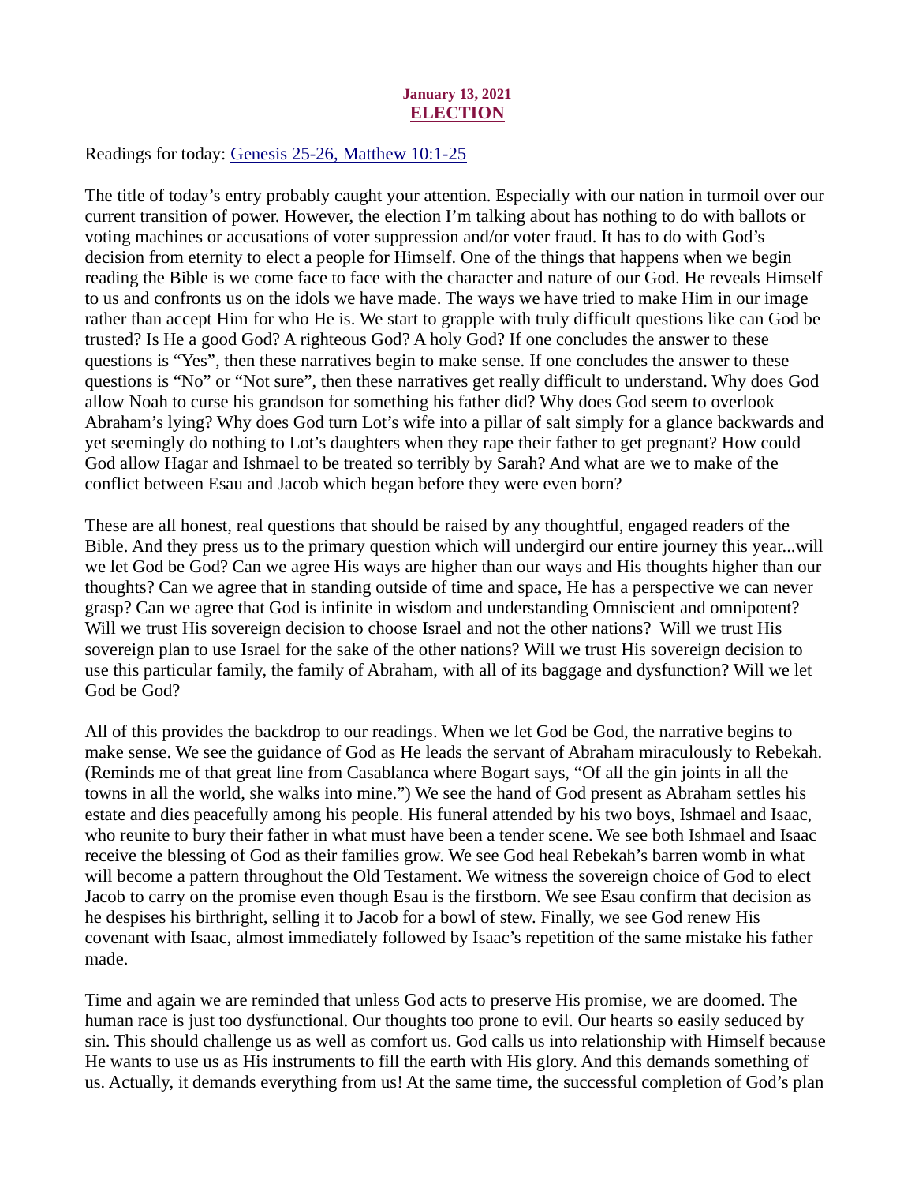**January 13, 2021**

## ELECTION

Readings for today: Genesis 25-26, Matthew 10:1-25

The title of today's entry probably caught your attention. Especially with our nation in turmoil over our current transition of power. However, the election I'm talking about has nothing to do with ballots or voting machines or accusations of voter suppression and/or voter fraud. It has to do with God's decision from eternity to elect a people for Himself. One of the things that happens when we begin reading the Bible is we come face to face with the character and nature of our God. He reveals Himself to us and confronts us on the idols we have made. The ways we have tried to make Him in our image rather than accept Him for who He is. We start to grapple with truly difficult questions like can God be trusted? Is He a good God? A righteous God? A holy God? If one concludes the answer to these questions is "Yes", then these narratives begin to make sense. If one concludes the answer to these questions is "No" or "Not sure", then these narratives get really difficult to understand. Why does God allow Noah to curse his grandson for something his father did? Why does God seem to overlook Abraham's lying? Why does God turn Lot's wife into a pillar of salt simply for a glance backwards and yet seemingly do nothing to Lot's daughters when they rape their father to get pregnant? How could God allow Hagar and Ishmael to be treated so terribly by Sarah? And what are we to make of the conflict between Esau and Jacob which began before they were even born?

These are all honest, real questions that should be raised by any thoughtful, engaged readers of the Bible. And they press us to the primary question which will undergird our entire journey this year...will we let God be God? Can we agree His ways are higher than our ways and His thoughts higher than our thoughts? Can we agree that in standing outside of time and space, He has a perspective we can never grasp? Can we agree that God is infinite in wisdom and understanding Omniscient and omnipotent? Will we trust His sovereign decision to choose Israel and not the other nations? Will we trust His sovereign plan to use Israel for the sake of the other nations? Will we trust His sovereign decision to use this particular family, the family of Abraham, with all of its baggage and dysfunction? Will we let God be God?

All of this provides the backdrop to our readings. When we let God be God, the narrative begins to make sense. We see the guidance of God as He leads the servant of Abraham miraculously to Rebekah. (Reminds me of that great line from Casablanca where Bogart says, "Of all the gin joints in all the towns in all the world, she walks into mine.") We see the hand of God present as Abraham settles his estate and dies peacefully among his people. His funeral attended by his two boys, Ishmael and Isaac, who reunite to bury their father in what must have been a tender scene. We see both Ishmael and Isaac receive the blessing of God as their families grow. We see God heal Rebekah's barren womb in what will become a pattern throughout the Old Testament. We witness the sovereign choice of God to elect Jacob to carry on the promise even though Esau is the firstborn. We see Esau confirm that decision as he despises his birthright, selling it to Jacob for a bowl of stew. Finally, we see God renew His covenant with Isaac, almost immediately followed by Isaac's repetition of the same mistake his father made.

Time and again we are reminded that unless God acts to preserve His promise, we are doomed. The human race is just too dysfunctional. Our thoughts too prone to evil. Our hearts so easily seduced by sin. This should challenge us as well as comfort us. God calls us into relationship with Himself because He wants to use us as His instruments to fill the earth with His glory. And this demands something of us. Actually, it demands everything from us! At the same time, the successful completion of God's plan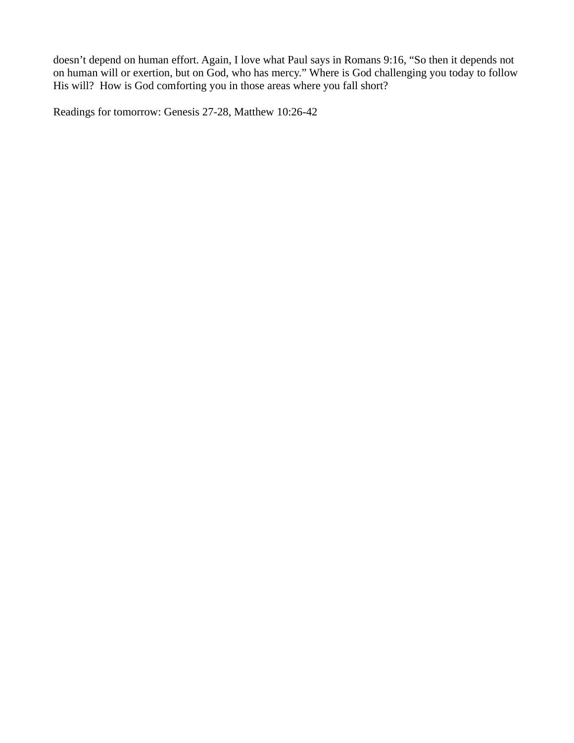doesn’t depend on human effort. Again, I love what Paul says in Romans 9:16, “So then it depends not on human will or exertion, but on God, who has mercy.” Where is God challenging you today to follow His will?  How is God comforting you in those areas where you fall short?

Readings for tomorrow: Genesis 27-28, Matthew 10:26-42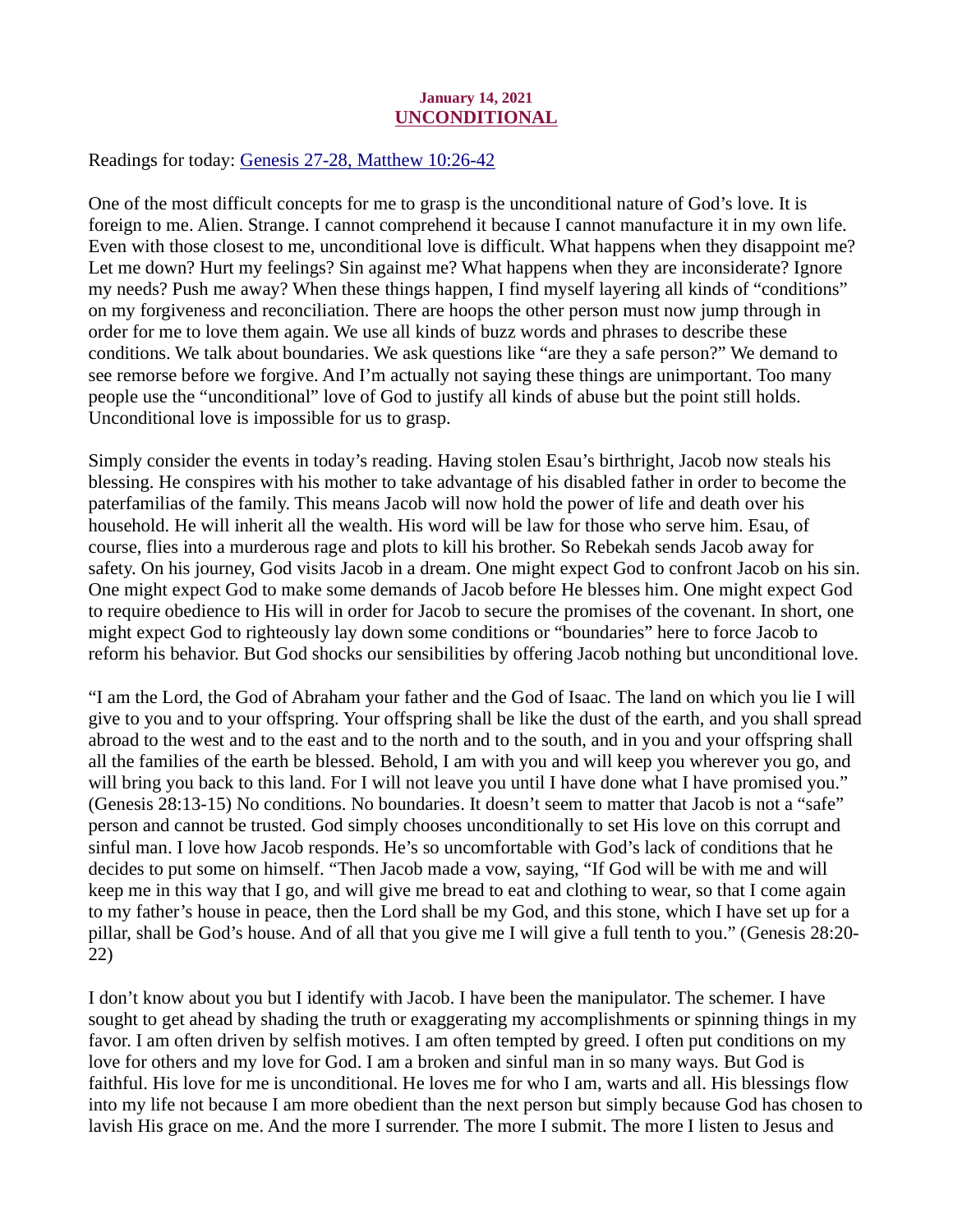**January 14, 2021**

## UNCONDITIONAL

Readings for today: [Genesis 27-28, Matthew 10:26-42]

One of the most difficult concepts for me to grasp is the unconditional nature of God's love. It is foreign to me. Alien. Strange. I cannot comprehend it because I cannot manufacture it in my own life. Even with those closest to me, unconditional love is difficult. What happens when they disappoint me? Let me down? Hurt my feelings? Sin against me? What happens when they are inconsiderate? Ignore my needs? Push me away? When these things happen, I find myself layering all kinds of "conditions" on my forgiveness and reconciliation. There are hoops the other person must now jump through in order for me to love them again. We use all kinds of buzz words and phrases to describe these conditions. We talk about boundaries. We ask questions like "are they a safe person?" We demand to see remorse before we forgive. And I'm actually not saying these things are unimportant. Too many people use the "unconditional" love of God to justify all kinds of abuse but the point still holds. Unconditional love is impossible for us to grasp.

Simply consider the events in today's reading. Having stolen Esau's birthright, Jacob now steals his blessing. He conspires with his mother to take advantage of his disabled father in order to become the paterfamilias of the family. This means Jacob will now hold the power of life and death over his household. He will inherit all the wealth. His word will be law for those who serve him. Esau, of course, flies into a murderous rage and plots to kill his brother. So Rebekah sends Jacob away for safety. On his journey, God visits Jacob in a dream. One might expect God to confront Jacob on his sin. One might expect God to make some demands of Jacob before He blesses him. One might expect God to require obedience to His will in order for Jacob to secure the promises of the covenant. In short, one might expect God to righteously lay down some conditions or "boundaries" here to force Jacob to reform his behavior. But God shocks our sensibilities by offering Jacob nothing but unconditional love.

"I am the Lord, the God of Abraham your father and the God of Isaac. The land on which you lie I will give to you and to your offspring. Your offspring shall be like the dust of the earth, and you shall spread abroad to the west and to the east and to the north and to the south, and in you and your offspring shall all the families of the earth be blessed. Behold, I am with you and will keep you wherever you go, and will bring you back to this land. For I will not leave you until I have done what I have promised you." (Genesis 28:13-15) No conditions. No boundaries. It doesn't seem to matter that Jacob is not a "safe" person and cannot be trusted. God simply chooses unconditionally to set His love on this corrupt and sinful man. I love how Jacob responds. He's so uncomfortable with God's lack of conditions that he decides to put some on himself. "Then Jacob made a vow, saying, "If God will be with me and will keep me in this way that I go, and will give me bread to eat and clothing to wear, so that I come again to my father's house in peace, then the Lord shall be my God, and this stone, which I have set up for a pillar, shall be God's house. And of all that you give me I will give a full tenth to you." (Genesis 28:20-22)

I don't know about you but I identify with Jacob. I have been the manipulator. The schemer. I have sought to get ahead by shading the truth or exaggerating my accomplishments or spinning things in my favor. I am often driven by selfish motives. I am often tempted by greed. I often put conditions on my love for others and my love for God. I am a broken and sinful man in so many ways. But God is faithful. His love for me is unconditional. He loves me for who I am, warts and all. His blessings flow into my life not because I am more obedient than the next person but simply because God has chosen to lavish His grace on me. And the more I surrender. The more I submit. The more I listen to Jesus and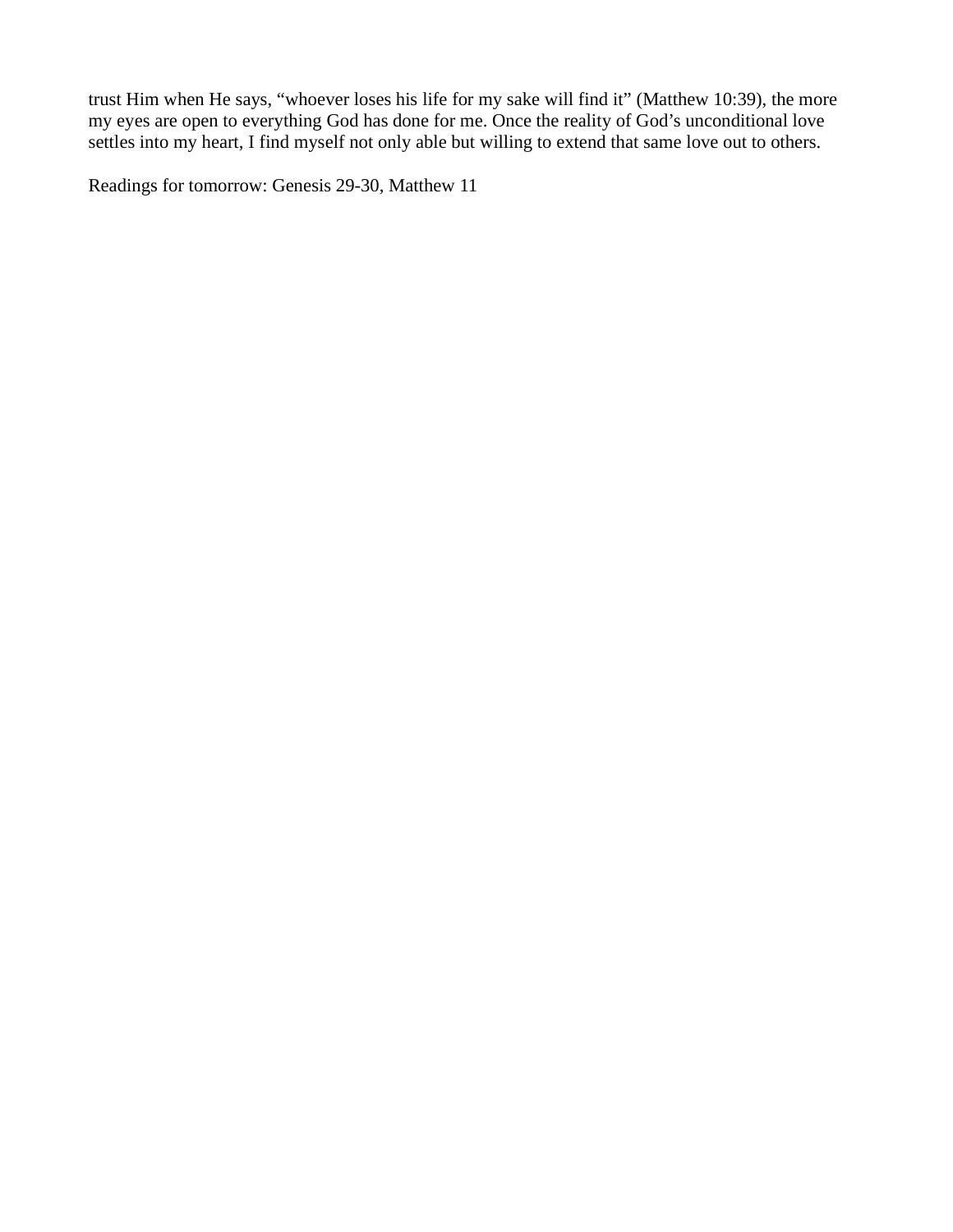trust Him when He says, “whoever loses his life for my sake will find it” (Matthew 10:39), the more my eyes are open to everything God has done for me. Once the reality of God’s unconditional love settles into my heart, I find myself not only able but willing to extend that same love out to others.

Readings for tomorrow: Genesis 29-30, Matthew 11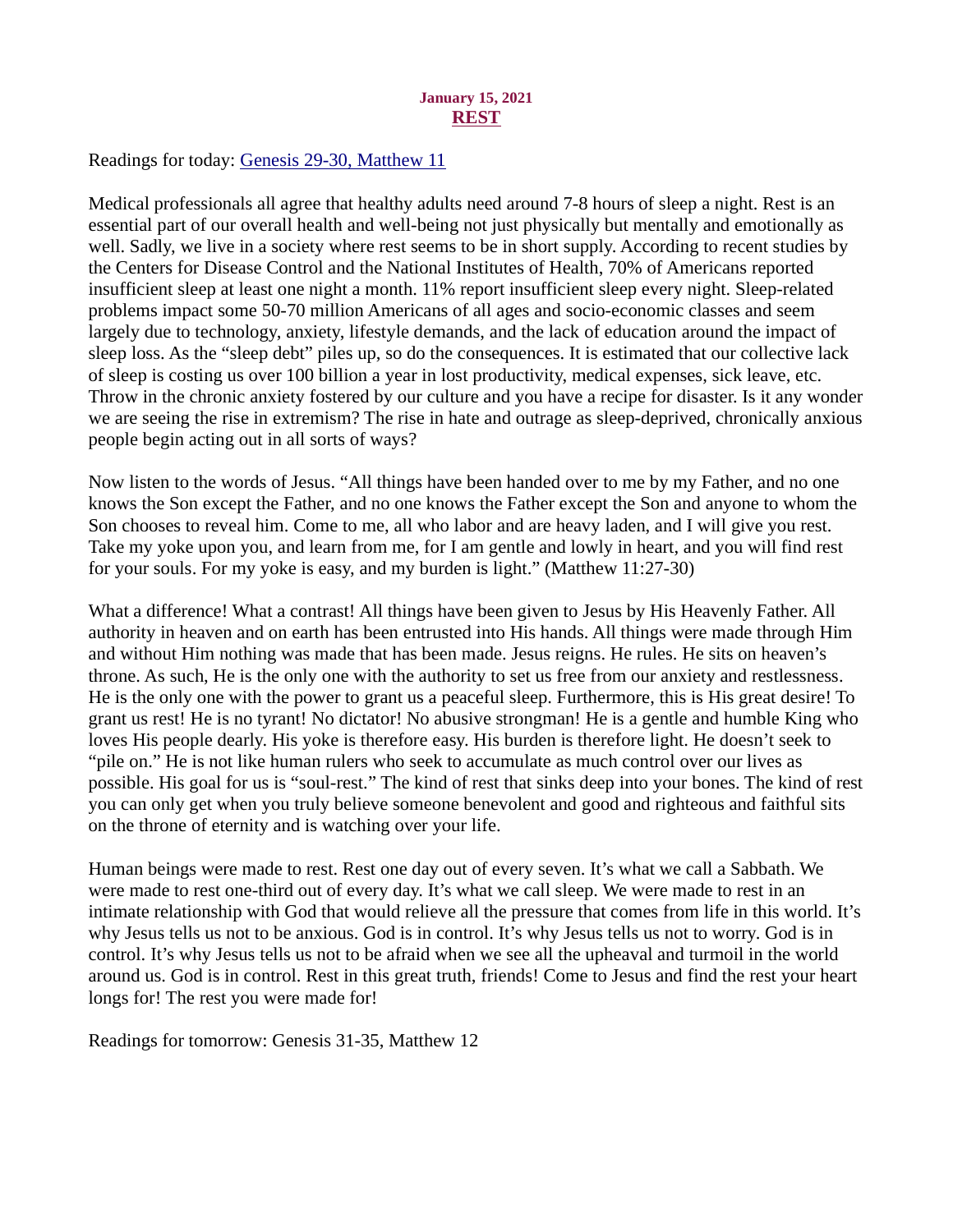**January 15, 2021**

## REST

Readings for today: [Genesis 29-30, Matthew 11]

Medical professionals all agree that healthy adults need around 7-8 hours of sleep a night. Rest is an essential part of our overall health and well-being not just physically but mentally and emotionally as well. Sadly, we live in a society where rest seems to be in short supply. According to recent studies by the Centers for Disease Control and the National Institutes of Health, 70% of Americans reported insufficient sleep at least one night a month. 11% report insufficient sleep every night. Sleep-related problems impact some 50-70 million Americans of all ages and socio-economic classes and seem largely due to technology, anxiety, lifestyle demands, and the lack of education around the impact of sleep loss. As the "sleep debt" piles up, so do the consequences. It is estimated that our collective lack of sleep is costing us over 100 billion a year in lost productivity, medical expenses, sick leave, etc. Throw in the chronic anxiety fostered by our culture and you have a recipe for disaster. Is it any wonder we are seeing the rise in extremism? The rise in hate and outrage as sleep-deprived, chronically anxious people begin acting out in all sorts of ways?

Now listen to the words of Jesus. "All things have been handed over to me by my Father, and no one knows the Son except the Father, and no one knows the Father except the Son and anyone to whom the Son chooses to reveal him. Come to me, all who labor and are heavy laden, and I will give you rest. Take my yoke upon you, and learn from me, for I am gentle and lowly in heart, and you will find rest for your souls. For my yoke is easy, and my burden is light." (Matthew 11:27-30)

What a difference! What a contrast! All things have been given to Jesus by His Heavenly Father. All authority in heaven and on earth has been entrusted into His hands. All things were made through Him and without Him nothing was made that has been made. Jesus reigns. He rules. He sits on heaven's throne. As such, He is the only one with the authority to set us free from our anxiety and restlessness. He is the only one with the power to grant us a peaceful sleep. Furthermore, this is His great desire! To grant us rest! He is no tyrant! No dictator! No abusive strongman! He is a gentle and humble King who loves His people dearly. His yoke is therefore easy. His burden is therefore light. He doesn't seek to "pile on." He is not like human rulers who seek to accumulate as much control over our lives as possible. His goal for us is "soul-rest." The kind of rest that sinks deep into your bones. The kind of rest you can only get when you truly believe someone benevolent and good and righteous and faithful sits on the throne of eternity and is watching over your life.

Human beings were made to rest. Rest one day out of every seven. It's what we call a Sabbath. We were made to rest one-third out of every day. It's what we call sleep. We were made to rest in an intimate relationship with God that would relieve all the pressure that comes from life in this world. It's why Jesus tells us not to be anxious. God is in control. It's why Jesus tells us not to worry. God is in control. It's why Jesus tells us not to be afraid when we see all the upheaval and turmoil in the world around us. God is in control. Rest in this great truth, friends! Come to Jesus and find the rest your heart longs for! The rest you were made for!

Readings for tomorrow: Genesis 31-35, Matthew 12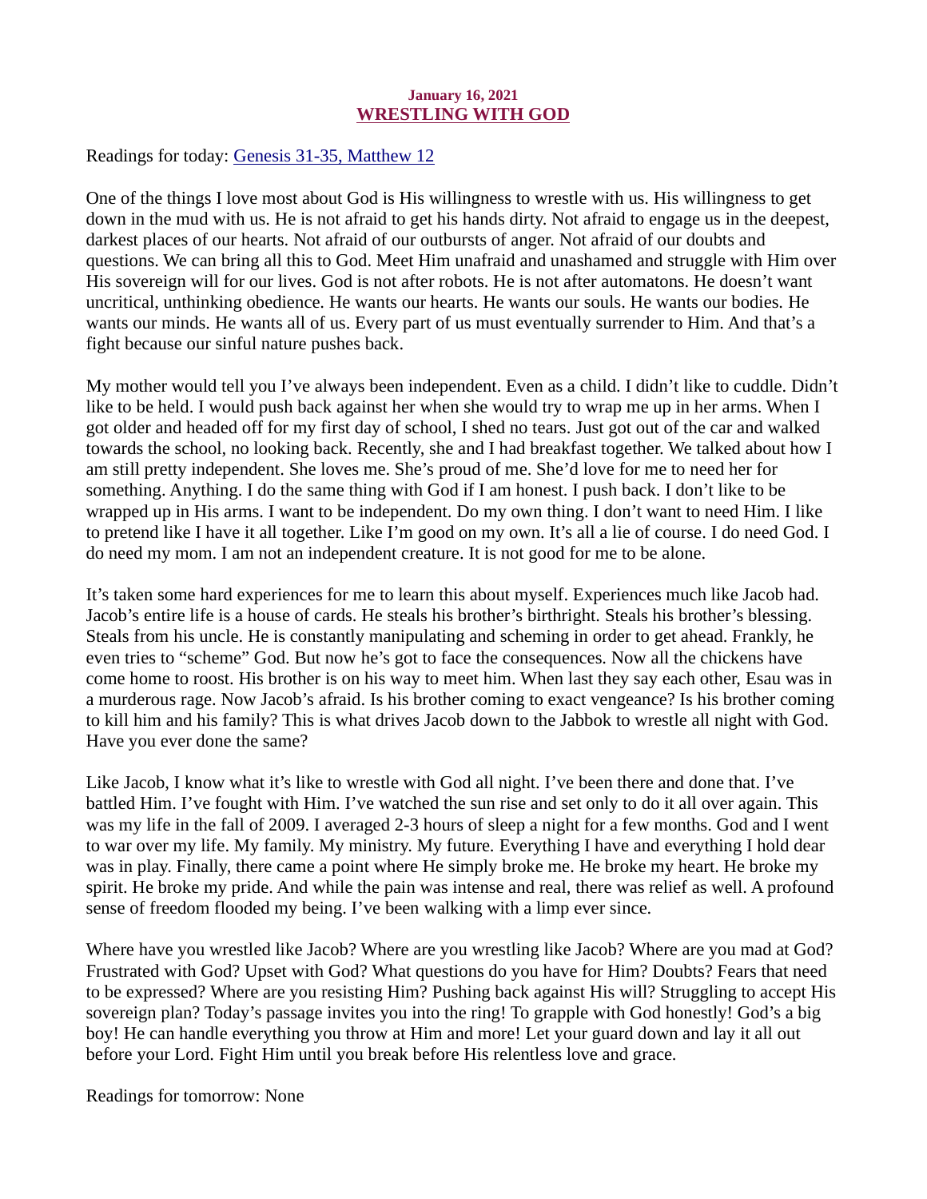**January 16, 2021**

## WRESTLING WITH GOD

Readings for today: Genesis 31-35, Matthew 12

One of the things I love most about God is His willingness to wrestle with us. His willingness to get down in the mud with us. He is not afraid to get his hands dirty. Not afraid to engage us in the deepest, darkest places of our hearts. Not afraid of our outbursts of anger. Not afraid of our doubts and questions. We can bring all this to God. Meet Him unafraid and unashamed and struggle with Him over His sovereign will for our lives. God is not after robots. He is not after automatons. He doesn't want uncritical, unthinking obedience. He wants our hearts. He wants our souls. He wants our bodies. He wants our minds. He wants all of us. Every part of us must eventually surrender to Him. And that's a fight because our sinful nature pushes back.

My mother would tell you I've always been independent. Even as a child. I didn't like to cuddle. Didn't like to be held. I would push back against her when she would try to wrap me up in her arms. When I got older and headed off for my first day of school, I shed no tears. Just got out of the car and walked towards the school, no looking back. Recently, she and I had breakfast together. We talked about how I am still pretty independent. She loves me. She's proud of me. She'd love for me to need her for something. Anything. I do the same thing with God if I am honest. I push back. I don't like to be wrapped up in His arms. I want to be independent. Do my own thing. I don't want to need Him. I like to pretend like I have it all together. Like I'm good on my own. It's all a lie of course. I do need God. I do need my mom. I am not an independent creature. It is not good for me to be alone.

It's taken some hard experiences for me to learn this about myself. Experiences much like Jacob had. Jacob's entire life is a house of cards. He steals his brother's birthright. Steals his brother's blessing. Steals from his uncle. He is constantly manipulating and scheming in order to get ahead. Frankly, he even tries to "scheme" God. But now he's got to face the consequences. Now all the chickens have come home to roost. His brother is on his way to meet him. When last they say each other, Esau was in a murderous rage. Now Jacob's afraid. Is his brother coming to exact vengeance? Is his brother coming to kill him and his family? This is what drives Jacob down to the Jabbok to wrestle all night with God. Have you ever done the same?

Like Jacob, I know what it's like to wrestle with God all night. I've been there and done that. I've battled Him. I've fought with Him. I've watched the sun rise and set only to do it all over again. This was my life in the fall of 2009. I averaged 2-3 hours of sleep a night for a few months. God and I went to war over my life. My family. My ministry. My future. Everything I have and everything I hold dear was in play. Finally, there came a point where He simply broke me. He broke my heart. He broke my spirit. He broke my pride. And while the pain was intense and real, there was relief as well. A profound sense of freedom flooded my being. I've been walking with a limp ever since.

Where have you wrestled like Jacob? Where are you wrestling like Jacob? Where are you mad at God? Frustrated with God? Upset with God? What questions do you have for Him? Doubts? Fears that need to be expressed? Where are you resisting Him? Pushing back against His will? Struggling to accept His sovereign plan? Today's passage invites you into the ring! To grapple with God honestly! God's a big boy! He can handle everything you throw at Him and more! Let your guard down and lay it all out before your Lord. Fight Him until you break before His relentless love and grace.

Readings for tomorrow: None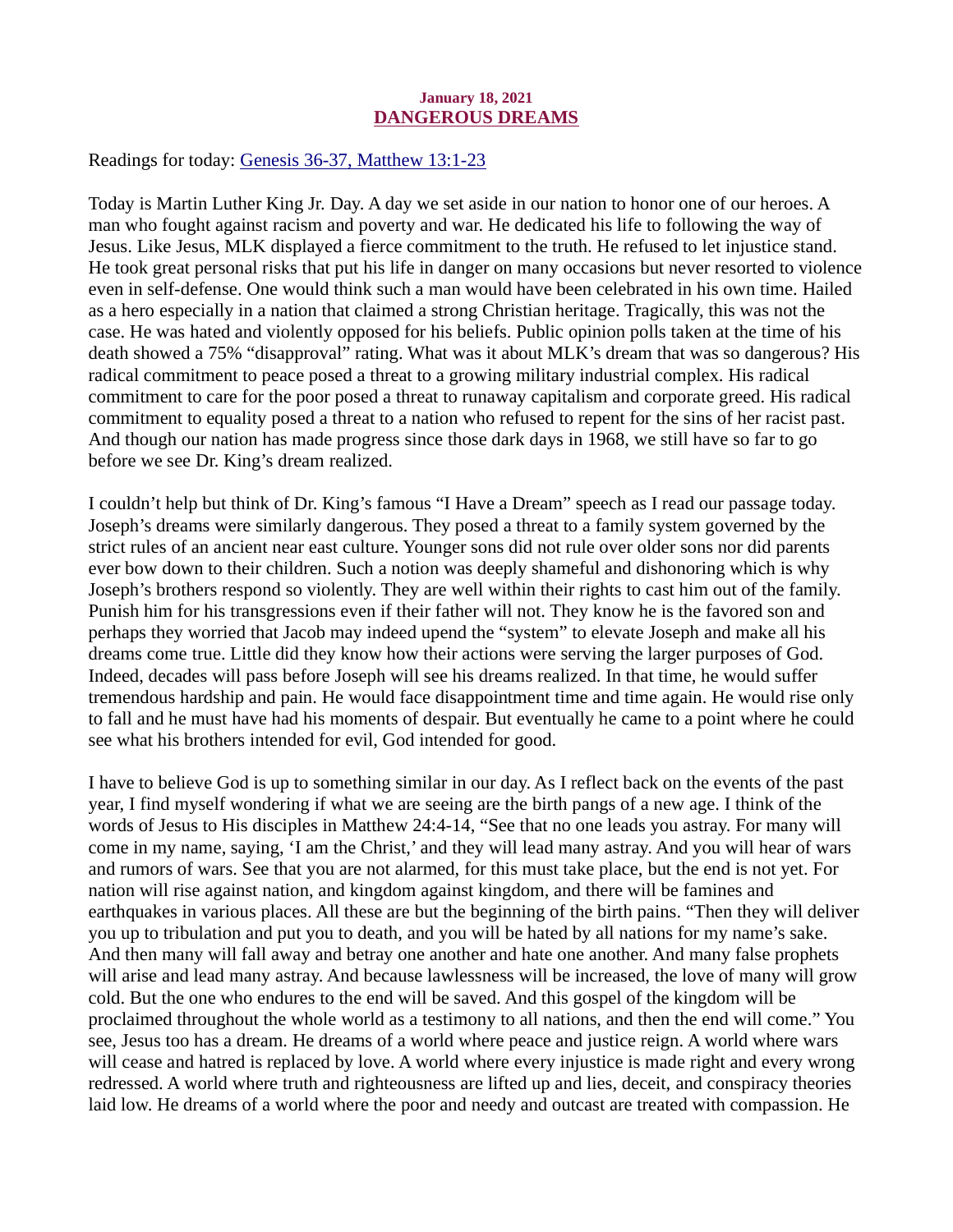**January 18, 2021**
## DANGEROUS DREAMS

Readings for today: [Genesis 36-37, Matthew 13:1-23]

Today is Martin Luther King Jr. Day. A day we set aside in our nation to honor one of our heroes. A man who fought against racism and poverty and war. He dedicated his life to following the way of Jesus. Like Jesus, MLK displayed a fierce commitment to the truth. He refused to let injustice stand. He took great personal risks that put his life in danger on many occasions but never resorted to violence even in self-defense. One would think such a man would have been celebrated in his own time. Hailed as a hero especially in a nation that claimed a strong Christian heritage. Tragically, this was not the case. He was hated and violently opposed for his beliefs. Public opinion polls taken at the time of his death showed a 75% "disapproval" rating. What was it about MLK's dream that was so dangerous? His radical commitment to peace posed a threat to a growing military industrial complex. His radical commitment to care for the poor posed a threat to runaway capitalism and corporate greed. His radical commitment to equality posed a threat to a nation who refused to repent for the sins of her racist past. And though our nation has made progress since those dark days in 1968, we still have so far to go before we see Dr. King's dream realized.

I couldn't help but think of Dr. King's famous "I Have a Dream" speech as I read our passage today. Joseph's dreams were similarly dangerous. They posed a threat to a family system governed by the strict rules of an ancient near east culture. Younger sons did not rule over older sons nor did parents ever bow down to their children. Such a notion was deeply shameful and dishonoring which is why Joseph's brothers respond so violently. They are well within their rights to cast him out of the family. Punish him for his transgressions even if their father will not. They know he is the favored son and perhaps they worried that Jacob may indeed upend the "system" to elevate Joseph and make all his dreams come true. Little did they know how their actions were serving the larger purposes of God. Indeed, decades will pass before Joseph will see his dreams realized. In that time, he would suffer tremendous hardship and pain. He would face disappointment time and time again. He would rise only to fall and he must have had his moments of despair. But eventually he came to a point where he could see what his brothers intended for evil, God intended for good.

I have to believe God is up to something similar in our day. As I reflect back on the events of the past year, I find myself wondering if what we are seeing are the birth pangs of a new age. I think of the words of Jesus to His disciples in Matthew 24:4-14, "See that no one leads you astray. For many will come in my name, saying, 'I am the Christ,' and they will lead many astray. And you will hear of wars and rumors of wars. See that you are not alarmed, for this must take place, but the end is not yet. For nation will rise against nation, and kingdom against kingdom, and there will be famines and earthquakes in various places. All these are but the beginning of the birth pains. "Then they will deliver you up to tribulation and put you to death, and you will be hated by all nations for my name's sake. And then many will fall away and betray one another and hate one another. And many false prophets will arise and lead many astray. And because lawlessness will be increased, the love of many will grow cold. But the one who endures to the end will be saved. And this gospel of the kingdom will be proclaimed throughout the whole world as a testimony to all nations, and then the end will come." You see, Jesus too has a dream. He dreams of a world where peace and justice reign. A world where wars will cease and hatred is replaced by love. A world where every injustice is made right and every wrong redressed. A world where truth and righteousness are lifted up and lies, deceit, and conspiracy theories laid low. He dreams of a world where the poor and needy and outcast are treated with compassion. He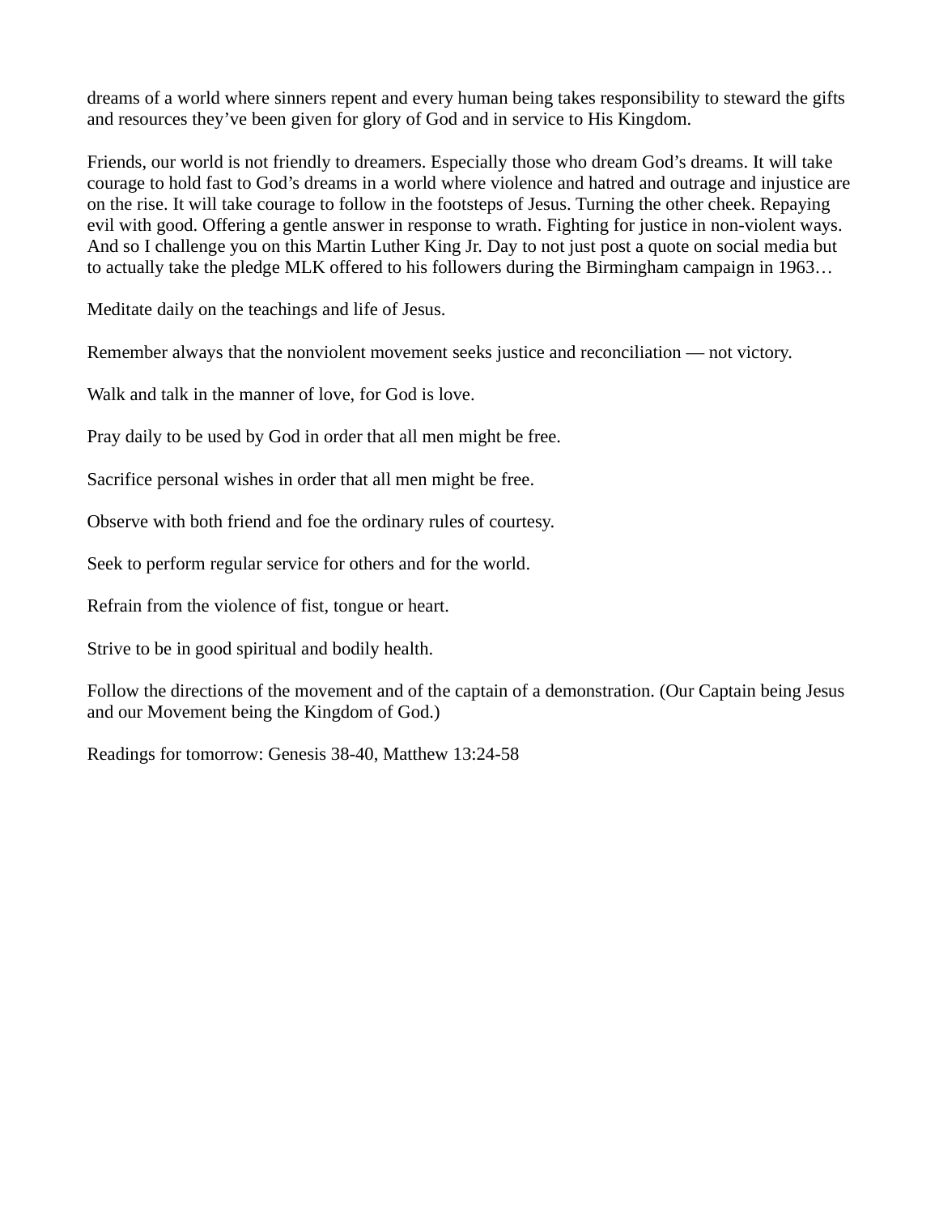dreams of a world where sinners repent and every human being takes responsibility to steward the gifts and resources they've been given for glory of God and in service to His Kingdom.

Friends, our world is not friendly to dreamers. Especially those who dream God's dreams. It will take courage to hold fast to God's dreams in a world where violence and hatred and outrage and injustice are on the rise. It will take courage to follow in the footsteps of Jesus. Turning the other cheek. Repaying evil with good. Offering a gentle answer in response to wrath. Fighting for justice in non-violent ways. And so I challenge you on this Martin Luther King Jr. Day to not just post a quote on social media but to actually take the pledge MLK offered to his followers during the Birmingham campaign in 1963…

Meditate daily on the teachings and life of Jesus.

Remember always that the nonviolent movement seeks justice and reconciliation — not victory.

Walk and talk in the manner of love, for God is love.

Pray daily to be used by God in order that all men might be free.

Sacrifice personal wishes in order that all men might be free.

Observe with both friend and foe the ordinary rules of courtesy.

Seek to perform regular service for others and for the world.

Refrain from the violence of fist, tongue or heart.

Strive to be in good spiritual and bodily health.

Follow the directions of the movement and of the captain of a demonstration. (Our Captain being Jesus and our Movement being the Kingdom of God.)

Readings for tomorrow: Genesis 38-40, Matthew 13:24-58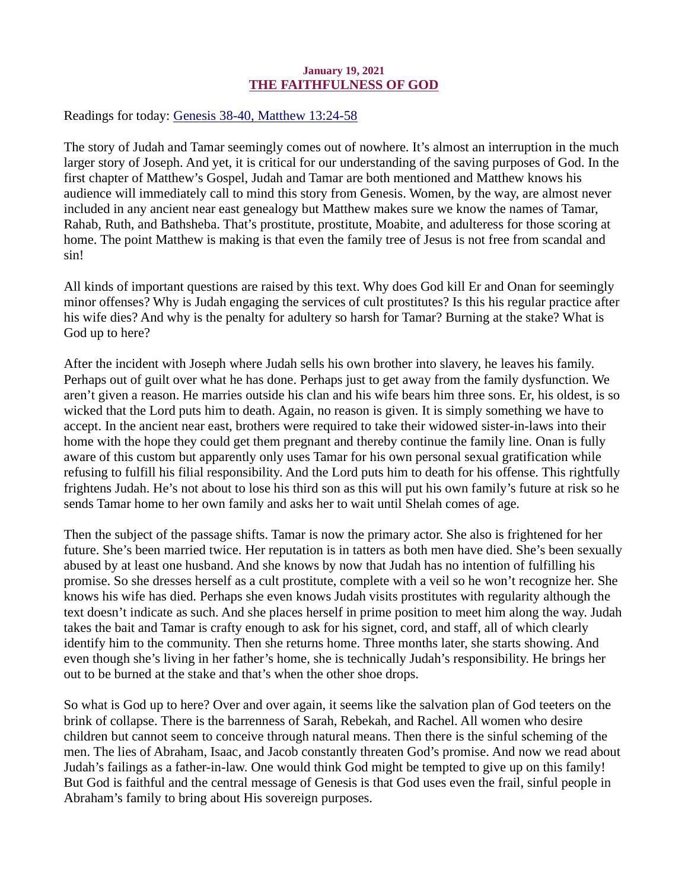**January 19, 2021**

# THE FAITHFULNESS OF GOD

Readings for today: Genesis 38-40, Matthew 13:24-58

The story of Judah and Tamar seemingly comes out of nowhere. It's almost an interruption in the much larger story of Joseph. And yet, it is critical for our understanding of the saving purposes of God. In the first chapter of Matthew's Gospel, Judah and Tamar are both mentioned and Matthew knows his audience will immediately call to mind this story from Genesis. Women, by the way, are almost never included in any ancient near east genealogy but Matthew makes sure we know the names of Tamar, Rahab, Ruth, and Bathsheba. That's prostitute, prostitute, Moabite, and adulteress for those scoring at home. The point Matthew is making is that even the family tree of Jesus is not free from scandal and sin!

All kinds of important questions are raised by this text. Why does God kill Er and Onan for seemingly minor offenses? Why is Judah engaging the services of cult prostitutes? Is this his regular practice after his wife dies? And why is the penalty for adultery so harsh for Tamar? Burning at the stake? What is God up to here?

After the incident with Joseph where Judah sells his own brother into slavery, he leaves his family. Perhaps out of guilt over what he has done. Perhaps just to get away from the family dysfunction. We aren't given a reason. He marries outside his clan and his wife bears him three sons. Er, his oldest, is so wicked that the Lord puts him to death. Again, no reason is given. It is simply something we have to accept. In the ancient near east, brothers were required to take their widowed sister-in-laws into their home with the hope they could get them pregnant and thereby continue the family line. Onan is fully aware of this custom but apparently only uses Tamar for his own personal sexual gratification while refusing to fulfill his filial responsibility. And the Lord puts him to death for his offense. This rightfully frightens Judah. He's not about to lose his third son as this will put his own family's future at risk so he sends Tamar home to her own family and asks her to wait until Shelah comes of age.

Then the subject of the passage shifts. Tamar is now the primary actor. She also is frightened for her future. She's been married twice. Her reputation is in tatters as both men have died. She's been sexually abused by at least one husband. And she knows by now that Judah has no intention of fulfilling his promise. So she dresses herself as a cult prostitute, complete with a veil so he won't recognize her. She knows his wife has died. Perhaps she even knows Judah visits prostitutes with regularity although the text doesn't indicate as such. And she places herself in prime position to meet him along the way. Judah takes the bait and Tamar is crafty enough to ask for his signet, cord, and staff, all of which clearly identify him to the community. Then she returns home. Three months later, she starts showing. And even though she's living in her father's home, she is technically Judah's responsibility. He brings her out to be burned at the stake and that's when the other shoe drops.

So what is God up to here? Over and over again, it seems like the salvation plan of God teeters on the brink of collapse. There is the barrenness of Sarah, Rebekah, and Rachel. All women who desire children but cannot seem to conceive through natural means. Then there is the sinful scheming of the men. The lies of Abraham, Isaac, and Jacob constantly threaten God's promise. And now we read about Judah's failings as a father-in-law. One would think God might be tempted to give up on this family! But God is faithful and the central message of Genesis is that God uses even the frail, sinful people in Abraham's family to bring about His sovereign purposes.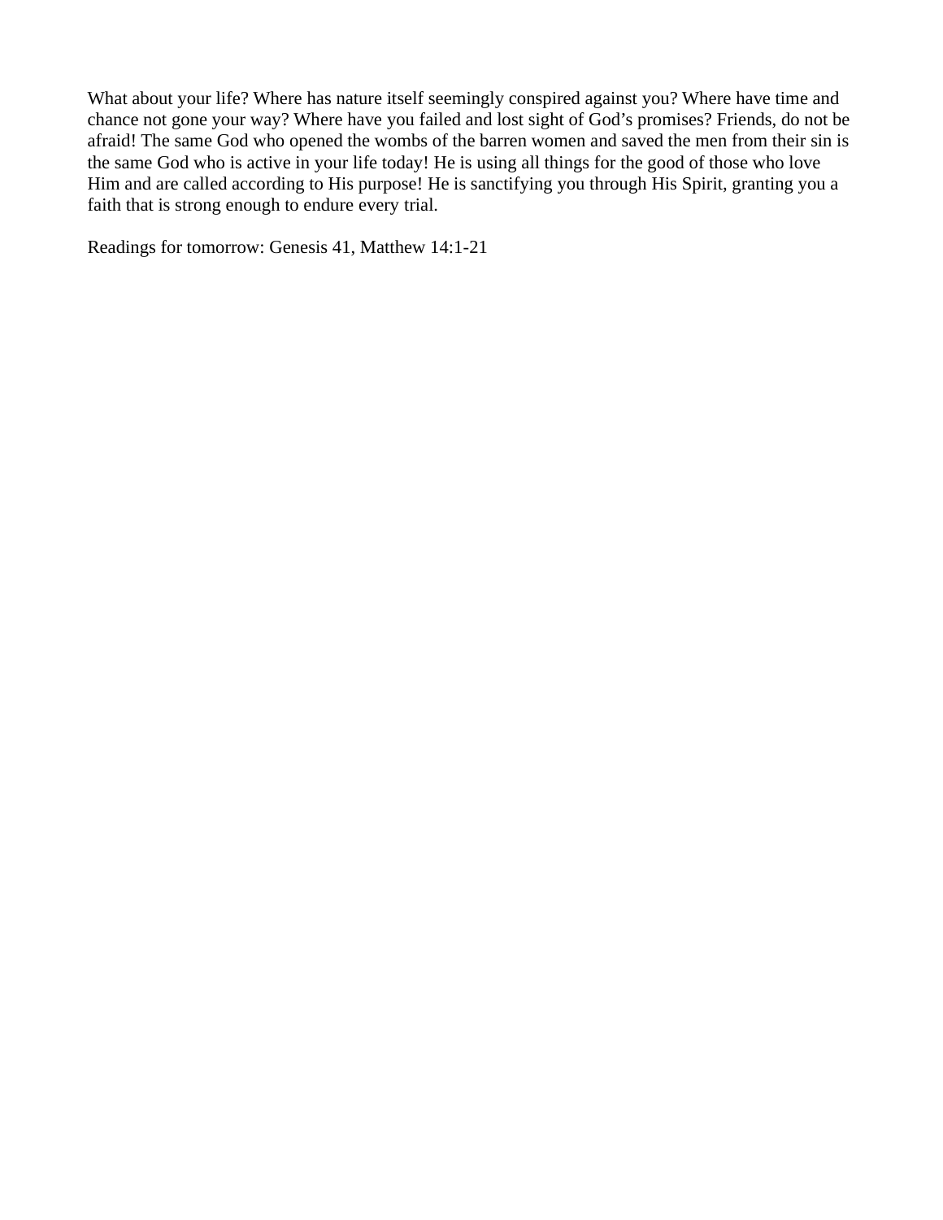What about your life? Where has nature itself seemingly conspired against you? Where have time and chance not gone your way? Where have you failed and lost sight of God's promises? Friends, do not be afraid! The same God who opened the wombs of the barren women and saved the men from their sin is the same God who is active in your life today! He is using all things for the good of those who love Him and are called according to His purpose! He is sanctifying you through His Spirit, granting you a faith that is strong enough to endure every trial.

Readings for tomorrow: Genesis 41, Matthew 14:1-21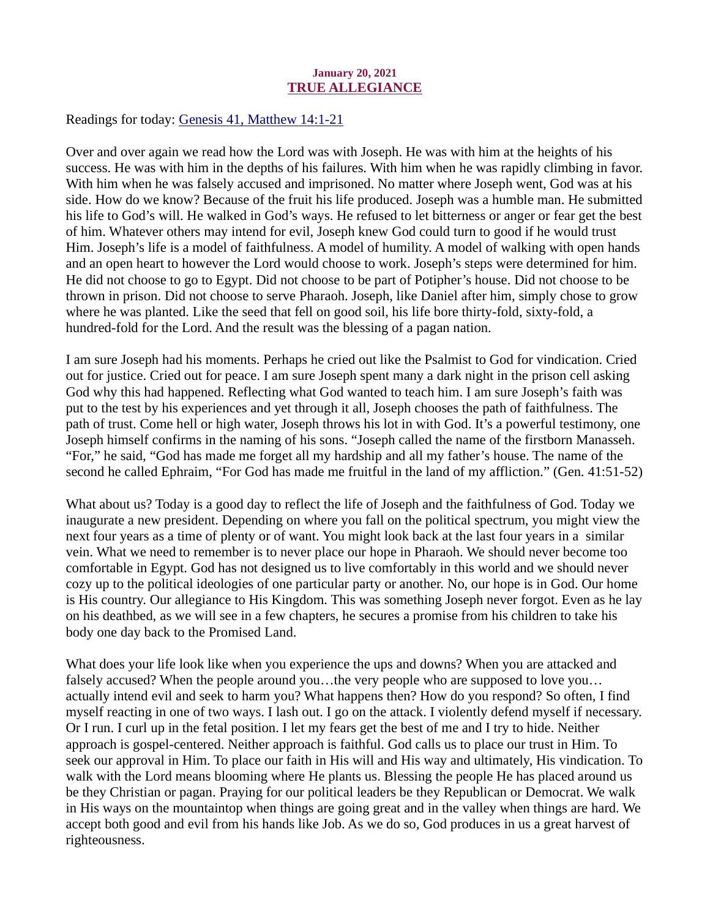January 20, 2021

## TRUE ALLEGIANCE

Readings for today: Genesis 41, Matthew 14:1-21

Over and over again we read how the Lord was with Joseph. He was with him at the heights of his success. He was with him in the depths of his failures. With him when he was rapidly climbing in favor. With him when he was falsely accused and imprisoned. No matter where Joseph went, God was at his side. How do we know? Because of the fruit his life produced. Joseph was a humble man. He submitted his life to God's will. He walked in God's ways. He refused to let bitterness or anger or fear get the best of him. Whatever others may intend for evil, Joseph knew God could turn to good if he would trust Him. Joseph's life is a model of faithfulness. A model of humility. A model of walking with open hands and an open heart to however the Lord would choose to work. Joseph's steps were determined for him. He did not choose to go to Egypt. Did not choose to be part of Potipher's house. Did not choose to be thrown in prison. Did not choose to serve Pharaoh. Joseph, like Daniel after him, simply chose to grow where he was planted. Like the seed that fell on good soil, his life bore thirty-fold, sixty-fold, a hundred-fold for the Lord. And the result was the blessing of a pagan nation.

I am sure Joseph had his moments. Perhaps he cried out like the Psalmist to God for vindication. Cried out for justice. Cried out for peace. I am sure Joseph spent many a dark night in the prison cell asking God why this had happened. Reflecting what God wanted to teach him. I am sure Joseph's faith was put to the test by his experiences and yet through it all, Joseph chooses the path of faithfulness. The path of trust. Come hell or high water, Joseph throws his lot in with God. It's a powerful testimony, one Joseph himself confirms in the naming of his sons. "Joseph called the name of the firstborn Manasseh. "For," he said, "God has made me forget all my hardship and all my father's house. The name of the second he called Ephraim, "For God has made me fruitful in the land of my affliction." (Gen. 41:51-52)

What about us? Today is a good day to reflect the life of Joseph and the faithfulness of God. Today we inaugurate a new president. Depending on where you fall on the political spectrum, you might view the next four years as a time of plenty or of want. You might look back at the last four years in a similar vein. What we need to remember is to never place our hope in Pharaoh. We should never become too comfortable in Egypt. God has not designed us to live comfortably in this world and we should never cozy up to the political ideologies of one particular party or another. No, our hope is in God. Our home is His country. Our allegiance to His Kingdom. This was something Joseph never forgot. Even as he lay on his deathbed, as we will see in a few chapters, he secures a promise from his children to take his body one day back to the Promised Land.

What does your life look like when you experience the ups and downs? When you are attacked and falsely accused? When the people around you…the very people who are supposed to love you… actually intend evil and seek to harm you? What happens then? How do you respond? So often, I find myself reacting in one of two ways. I lash out. I go on the attack. I violently defend myself if necessary. Or I run. I curl up in the fetal position. I let my fears get the best of me and I try to hide. Neither approach is gospel-centered. Neither approach is faithful. God calls us to place our trust in Him. To seek our approval in Him. To place our faith in His will and His way and ultimately, His vindication. To walk with the Lord means blooming where He plants us. Blessing the people He has placed around us be they Christian or pagan. Praying for our political leaders be they Republican or Democrat. We walk in His ways on the mountaintop when things are going great and in the valley when things are hard. We accept both good and evil from his hands like Job. As we do so, God produces in us a great harvest of righteousness.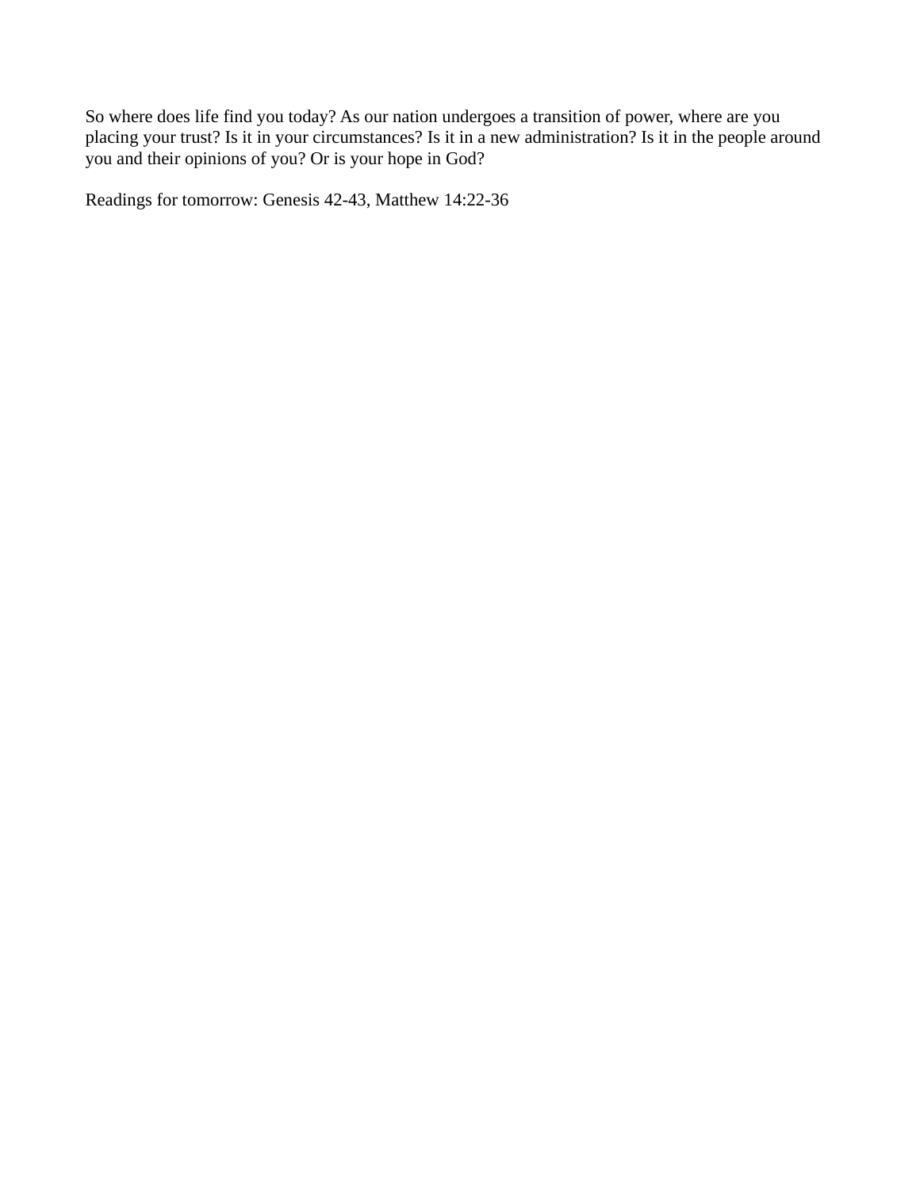So where does life find you today? As our nation undergoes a transition of power, where are you placing your trust? Is it in your circumstances? Is it in a new administration? Is it in the people around you and their opinions of you? Or is your hope in God?

Readings for tomorrow: Genesis 42-43, Matthew 14:22-36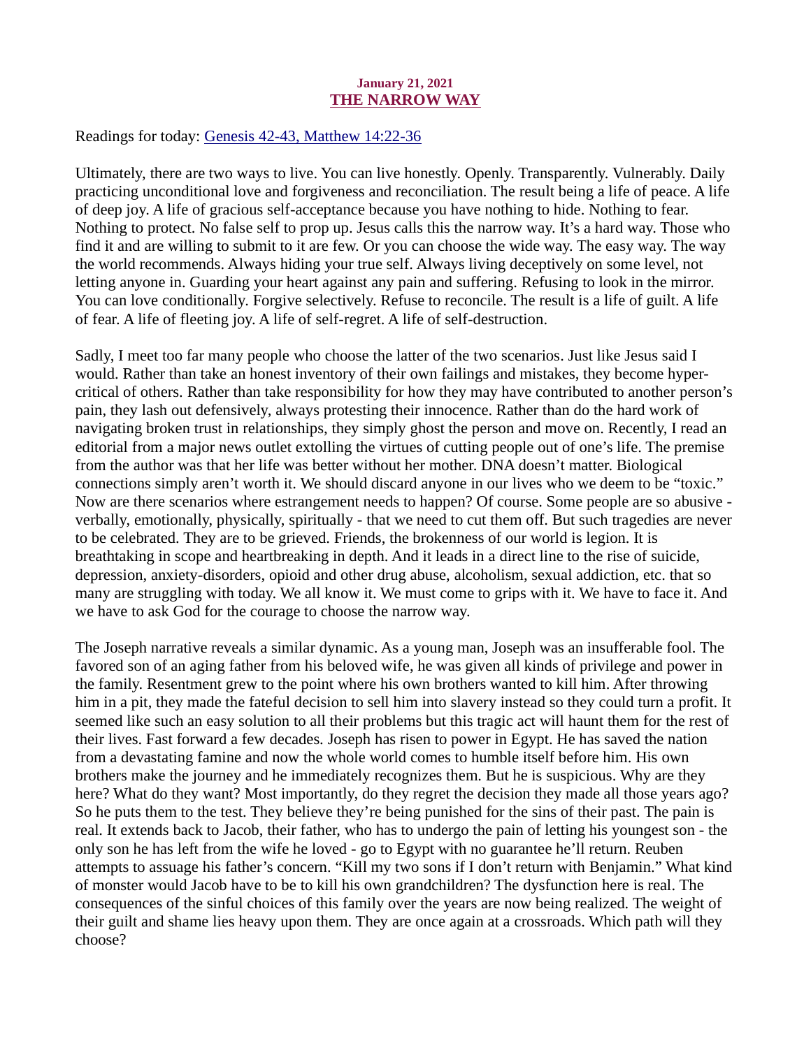January 21, 2021

## THE NARROW WAY

Readings for today: [Genesis 42-43, Matthew 14:22-36]

Ultimately, there are two ways to live. You can live honestly. Openly. Transparently. Vulnerably. Daily practicing unconditional love and forgiveness and reconciliation. The result being a life of peace. A life of deep joy. A life of gracious self-acceptance because you have nothing to hide. Nothing to fear. Nothing to protect. No false self to prop up. Jesus calls this the narrow way. It's a hard way. Those who find it and are willing to submit to it are few. Or you can choose the wide way. The easy way. The way the world recommends. Always hiding your true self. Always living deceptively on some level, not letting anyone in. Guarding your heart against any pain and suffering. Refusing to look in the mirror. You can love conditionally. Forgive selectively. Refuse to reconcile. The result is a life of guilt. A life of fear. A life of fleeting joy. A life of self-regret. A life of self-destruction.

Sadly, I meet too far many people who choose the latter of the two scenarios. Just like Jesus said I would. Rather than take an honest inventory of their own failings and mistakes, they become hyper-critical of others. Rather than take responsibility for how they may have contributed to another person's pain, they lash out defensively, always protesting their innocence. Rather than do the hard work of navigating broken trust in relationships, they simply ghost the person and move on. Recently, I read an editorial from a major news outlet extolling the virtues of cutting people out of one's life. The premise from the author was that her life was better without her mother. DNA doesn't matter. Biological connections simply aren't worth it. We should discard anyone in our lives who we deem to be "toxic." Now are there scenarios where estrangement needs to happen? Of course. Some people are so abusive - verbally, emotionally, physically, spiritually - that we need to cut them off. But such tragedies are never to be celebrated. They are to be grieved. Friends, the brokenness of our world is legion. It is breathtaking in scope and heartbreaking in depth. And it leads in a direct line to the rise of suicide, depression, anxiety-disorders, opioid and other drug abuse, alcoholism, sexual addiction, etc. that so many are struggling with today. We all know it. We must come to grips with it. We have to face it. And we have to ask God for the courage to choose the narrow way.

The Joseph narrative reveals a similar dynamic. As a young man, Joseph was an insufferable fool. The favored son of an aging father from his beloved wife, he was given all kinds of privilege and power in the family. Resentment grew to the point where his own brothers wanted to kill him. After throwing him in a pit, they made the fateful decision to sell him into slavery instead so they could turn a profit. It seemed like such an easy solution to all their problems but this tragic act will haunt them for the rest of their lives. Fast forward a few decades. Joseph has risen to power in Egypt. He has saved the nation from a devastating famine and now the whole world comes to humble itself before him. His own brothers make the journey and he immediately recognizes them. But he is suspicious. Why are they here? What do they want? Most importantly, do they regret the decision they made all those years ago? So he puts them to the test. They believe they're being punished for the sins of their past. The pain is real. It extends back to Jacob, their father, who has to undergo the pain of letting his youngest son - the only son he has left from the wife he loved - go to Egypt with no guarantee he'll return. Reuben attempts to assuage his father's concern. "Kill my two sons if I don't return with Benjamin." What kind of monster would Jacob have to be to kill his own grandchildren? The dysfunction here is real. The consequences of the sinful choices of this family over the years are now being realized. The weight of their guilt and shame lies heavy upon them. They are once again at a crossroads. Which path will they choose?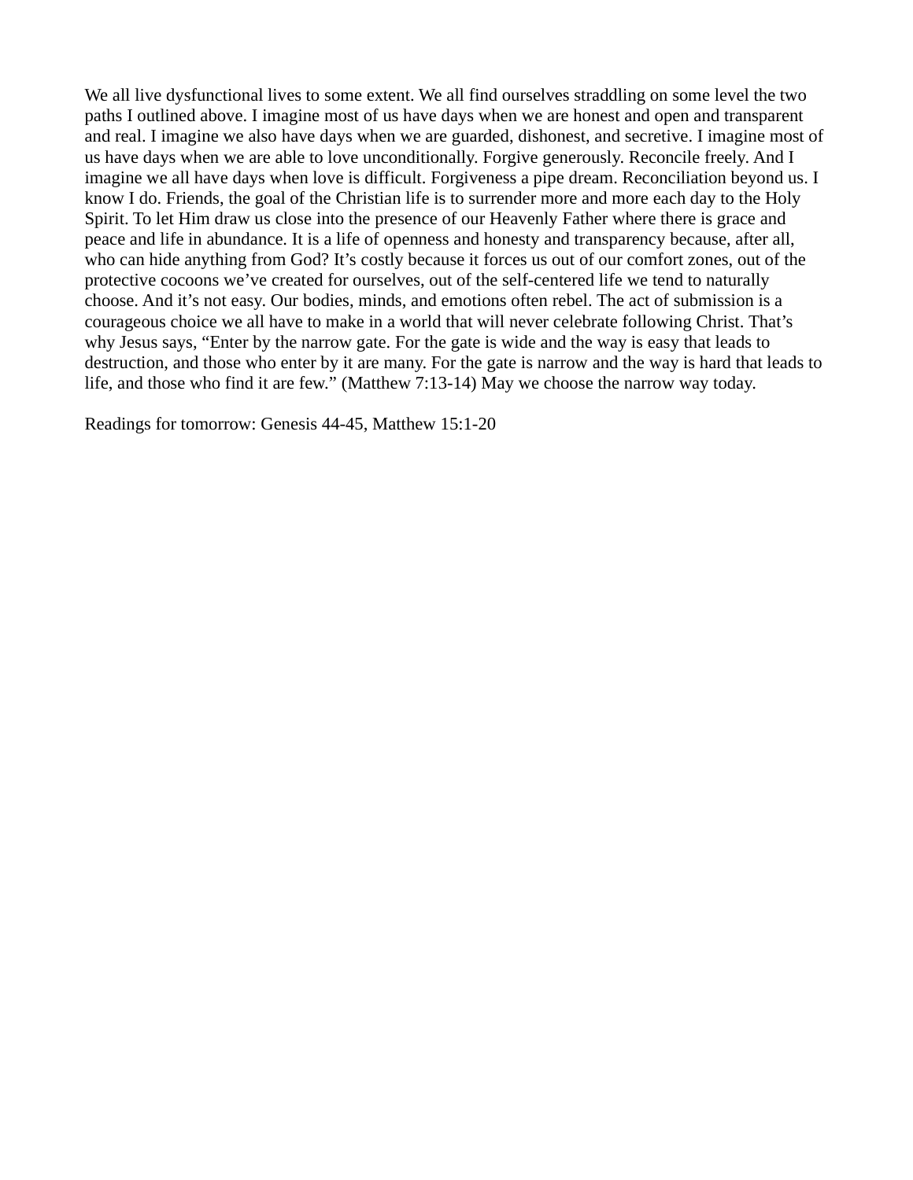We all live dysfunctional lives to some extent. We all find ourselves straddling on some level the two paths I outlined above. I imagine most of us have days when we are honest and open and transparent and real. I imagine we also have days when we are guarded, dishonest, and secretive. I imagine most of us have days when we are able to love unconditionally. Forgive generously. Reconcile freely. And I imagine we all have days when love is difficult. Forgiveness a pipe dream. Reconciliation beyond us. I know I do. Friends, the goal of the Christian life is to surrender more and more each day to the Holy Spirit. To let Him draw us close into the presence of our Heavenly Father where there is grace and peace and life in abundance. It is a life of openness and honesty and transparency because, after all, who can hide anything from God? It's costly because it forces us out of our comfort zones, out of the protective cocoons we've created for ourselves, out of the self-centered life we tend to naturally choose. And it's not easy. Our bodies, minds, and emotions often rebel. The act of submission is a courageous choice we all have to make in a world that will never celebrate following Christ. That's why Jesus says, "Enter by the narrow gate. For the gate is wide and the way is easy that leads to destruction, and those who enter by it are many. For the gate is narrow and the way is hard that leads to life, and those who find it are few." (Matthew 7:13-14) May we choose the narrow way today.

Readings for tomorrow: Genesis 44-45, Matthew 15:1-20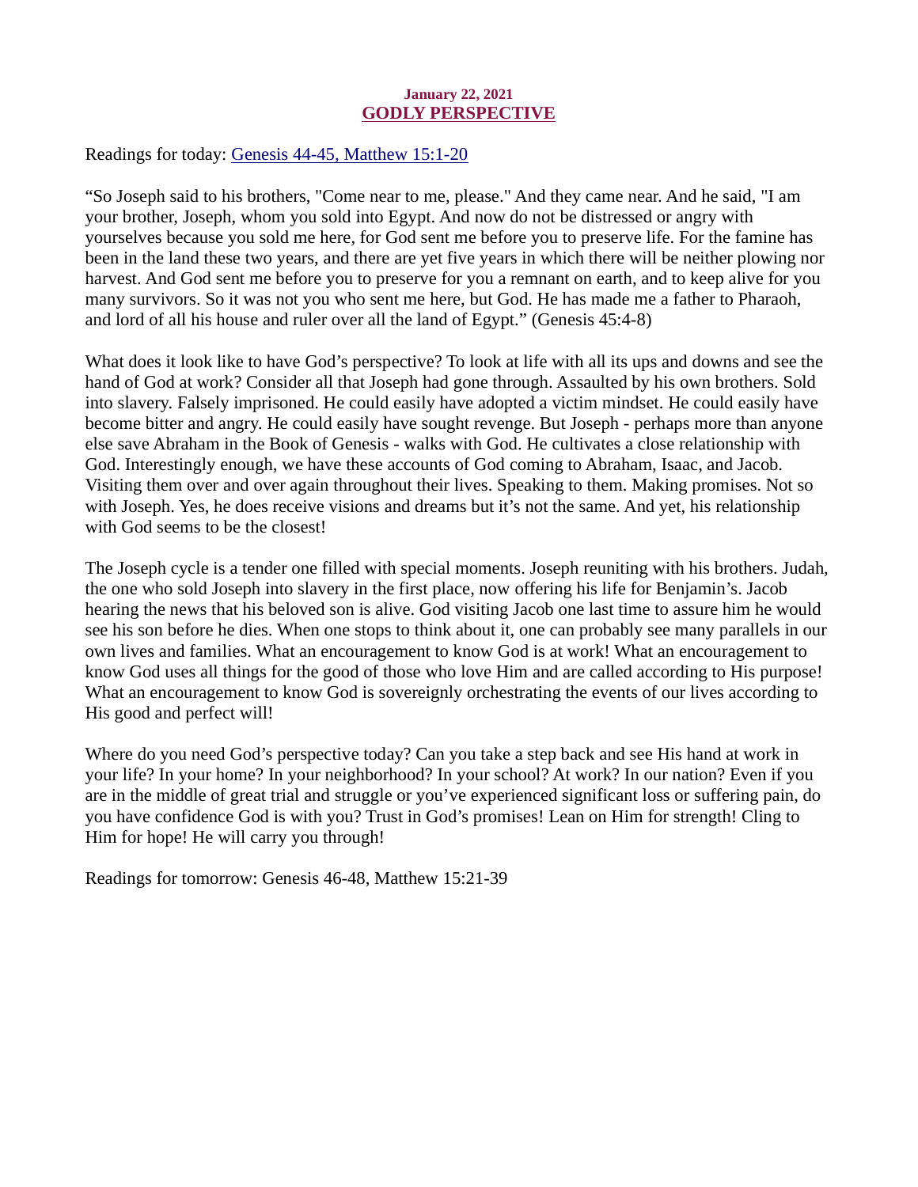**January 22, 2021**

## GODLY PERSPECTIVE

Readings for today: Genesis 44-45, Matthew 15:1-20

“So Joseph said to his brothers, "Come near to me, please." And they came near. And he said, "I am your brother, Joseph, whom you sold into Egypt. And now do not be distressed or angry with yourselves because you sold me here, for God sent me before you to preserve life. For the famine has been in the land these two years, and there are yet five years in which there will be neither plowing nor harvest. And God sent me before you to preserve for you a remnant on earth, and to keep alive for you many survivors. So it was not you who sent me here, but God. He has made me a father to Pharaoh, and lord of all his house and ruler over all the land of Egypt.” (Genesis 45:4-8)

What does it look like to have God’s perspective? To look at life with all its ups and downs and see the hand of God at work? Consider all that Joseph had gone through. Assaulted by his own brothers. Sold into slavery. Falsely imprisoned. He could easily have adopted a victim mindset. He could easily have become bitter and angry. He could easily have sought revenge. But Joseph - perhaps more than anyone else save Abraham in the Book of Genesis - walks with God. He cultivates a close relationship with God. Interestingly enough, we have these accounts of God coming to Abraham, Isaac, and Jacob. Visiting them over and over again throughout their lives. Speaking to them. Making promises. Not so with Joseph. Yes, he does receive visions and dreams but it’s not the same. And yet, his relationship with God seems to be the closest!

The Joseph cycle is a tender one filled with special moments. Joseph reuniting with his brothers. Judah, the one who sold Joseph into slavery in the first place, now offering his life for Benjamin’s. Jacob hearing the news that his beloved son is alive. God visiting Jacob one last time to assure him he would see his son before he dies. When one stops to think about it, one can probably see many parallels in our own lives and families. What an encouragement to know God is at work! What an encouragement to know God uses all things for the good of those who love Him and are called according to His purpose! What an encouragement to know God is sovereignly orchestrating the events of our lives according to His good and perfect will!

Where do you need God’s perspective today? Can you take a step back and see His hand at work in your life? In your home? In your neighborhood? In your school? At work? In our nation? Even if you are in the middle of great trial and struggle or you’ve experienced significant loss or suffering pain, do you have confidence God is with you? Trust in God’s promises! Lean on Him for strength! Cling to Him for hope! He will carry you through!

Readings for tomorrow: Genesis 46-48, Matthew 15:21-39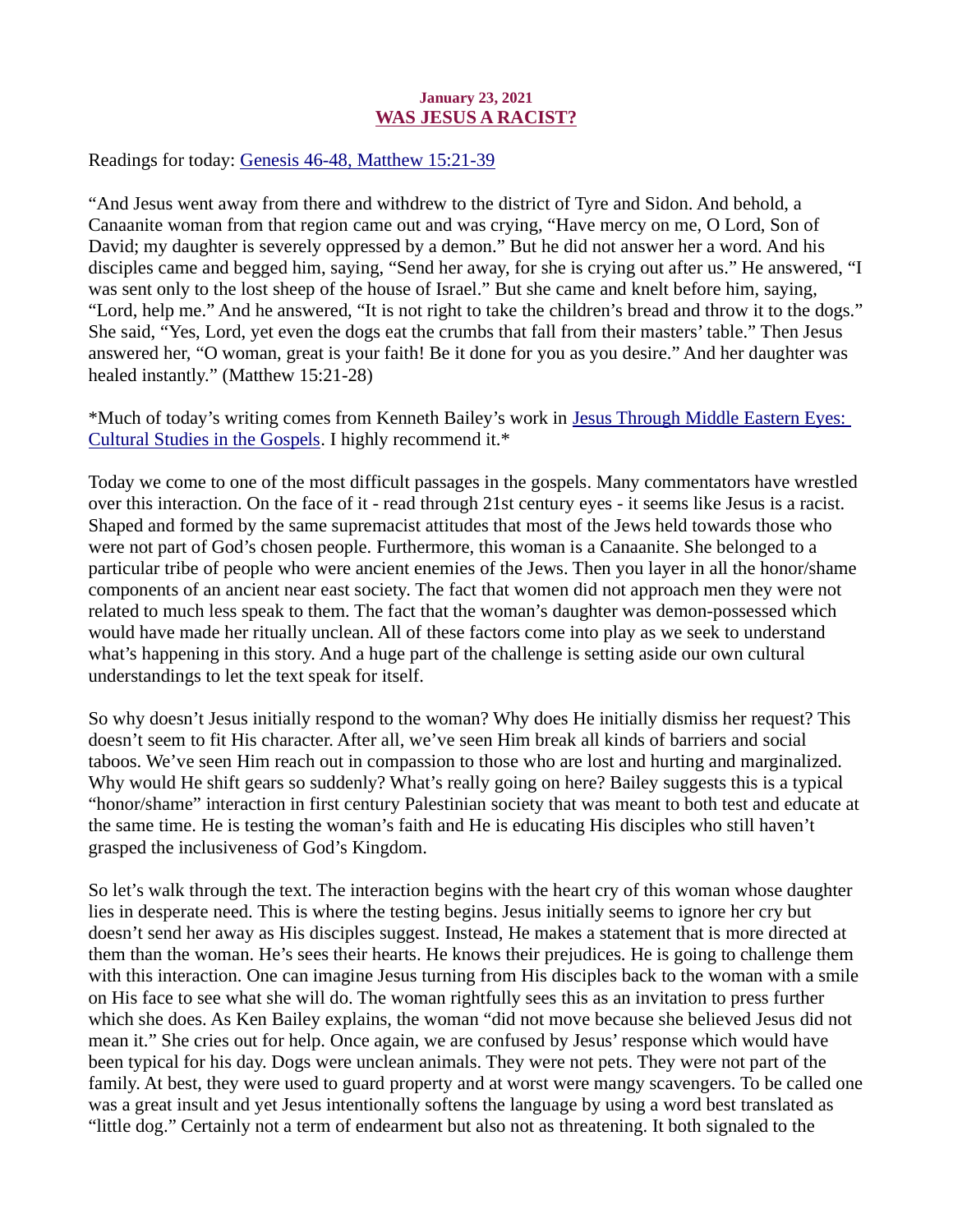January 23, 2021
## WAS JESUS A RACIST?

Readings for today: Genesis 46-48, Matthew 15:21-39

"And Jesus went away from there and withdrew to the district of Tyre and Sidon. And behold, a Canaanite woman from that region came out and was crying, "Have mercy on me, O Lord, Son of David; my daughter is severely oppressed by a demon." But he did not answer her a word. And his disciples came and begged him, saying, "Send her away, for she is crying out after us." He answered, "I was sent only to the lost sheep of the house of Israel." But she came and knelt before him, saying, "Lord, help me." And he answered, "It is not right to take the children's bread and throw it to the dogs." She said, "Yes, Lord, yet even the dogs eat the crumbs that fall from their masters' table." Then Jesus answered her, "O woman, great is your faith! Be it done for you as you desire." And her daughter was healed instantly." (Matthew 15:21-28)

*Much of today's writing comes from Kenneth Bailey's work in Jesus Through Middle Eastern Eyes: Cultural Studies in the Gospels. I highly recommend it.*

Today we come to one of the most difficult passages in the gospels. Many commentators have wrestled over this interaction. On the face of it - read through 21st century eyes - it seems like Jesus is a racist. Shaped and formed by the same supremacist attitudes that most of the Jews held towards those who were not part of God's chosen people. Furthermore, this woman is a Canaanite. She belonged to a particular tribe of people who were ancient enemies of the Jews. Then you layer in all the honor/shame components of an ancient near east society. The fact that women did not approach men they were not related to much less speak to them. The fact that the woman's daughter was demon-possessed which would have made her ritually unclean. All of these factors come into play as we seek to understand what's happening in this story. And a huge part of the challenge is setting aside our own cultural understandings to let the text speak for itself.

So why doesn't Jesus initially respond to the woman? Why does He initially dismiss her request? This doesn't seem to fit His character. After all, we've seen Him break all kinds of barriers and social taboos. We've seen Him reach out in compassion to those who are lost and hurting and marginalized. Why would He shift gears so suddenly? What's really going on here? Bailey suggests this is a typical "honor/shame" interaction in first century Palestinian society that was meant to both test and educate at the same time. He is testing the woman's faith and He is educating His disciples who still haven't grasped the inclusiveness of God's Kingdom.

So let's walk through the text. The interaction begins with the heart cry of this woman whose daughter lies in desperate need. This is where the testing begins. Jesus initially seems to ignore her cry but doesn't send her away as His disciples suggest. Instead, He makes a statement that is more directed at them than the woman. He's sees their hearts. He knows their prejudices. He is going to challenge them with this interaction. One can imagine Jesus turning from His disciples back to the woman with a smile on His face to see what she will do. The woman rightfully sees this as an invitation to press further which she does. As Ken Bailey explains, the woman "did not move because she believed Jesus did not mean it." She cries out for help. Once again, we are confused by Jesus' response which would have been typical for his day. Dogs were unclean animals. They were not pets. They were not part of the family. At best, they were used to guard property and at worst were mangy scavengers. To be called one was a great insult and yet Jesus intentionally softens the language by using a word best translated as "little dog." Certainly not a term of endearment but also not as threatening. It both signaled to the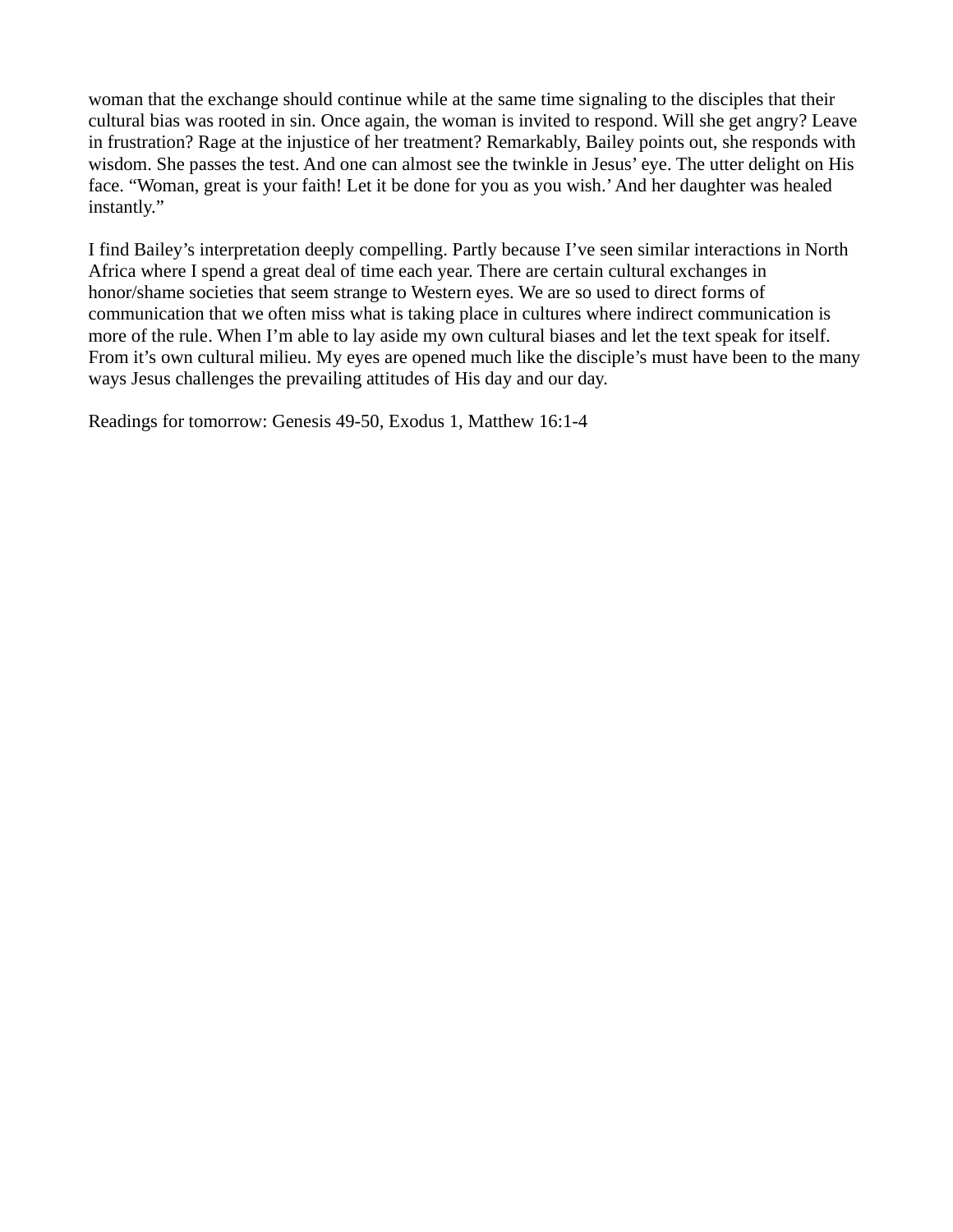woman that the exchange should continue while at the same time signaling to the disciples that their cultural bias was rooted in sin. Once again, the woman is invited to respond. Will she get angry? Leave in frustration? Rage at the injustice of her treatment? Remarkably, Bailey points out, she responds with wisdom. She passes the test. And one can almost see the twinkle in Jesus' eye. The utter delight on His face. "Woman, great is your faith! Let it be done for you as you wish.' And her daughter was healed instantly."

I find Bailey's interpretation deeply compelling. Partly because I've seen similar interactions in North Africa where I spend a great deal of time each year. There are certain cultural exchanges in honor/shame societies that seem strange to Western eyes. We are so used to direct forms of communication that we often miss what is taking place in cultures where indirect communication is more of the rule. When I'm able to lay aside my own cultural biases and let the text speak for itself. From it's own cultural milieu. My eyes are opened much like the disciple's must have been to the many ways Jesus challenges the prevailing attitudes of His day and our day.

Readings for tomorrow: Genesis 49-50, Exodus 1, Matthew 16:1-4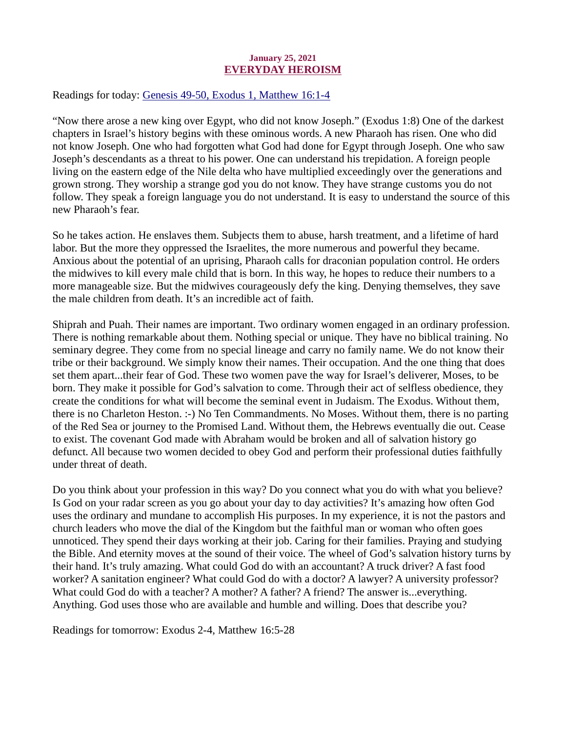January 25, 2021

## EVERYDAY HEROISM

Readings for today: Genesis 49-50, Exodus 1, Matthew 16:1-4

"Now there arose a new king over Egypt, who did not know Joseph." (Exodus 1:8) One of the darkest chapters in Israel's history begins with these ominous words. A new Pharaoh has risen. One who did not know Joseph. One who had forgotten what God had done for Egypt through Joseph. One who saw Joseph's descendants as a threat to his power. One can understand his trepidation. A foreign people living on the eastern edge of the Nile delta who have multiplied exceedingly over the generations and grown strong. They worship a strange god you do not know. They have strange customs you do not follow. They speak a foreign language you do not understand. It is easy to understand the source of this new Pharaoh's fear.

So he takes action. He enslaves them. Subjects them to abuse, harsh treatment, and a lifetime of hard labor. But the more they oppressed the Israelites, the more numerous and powerful they became. Anxious about the potential of an uprising, Pharaoh calls for draconian population control. He orders the midwives to kill every male child that is born. In this way, he hopes to reduce their numbers to a more manageable size. But the midwives courageously defy the king. Denying themselves, they save the male children from death. It's an incredible act of faith.

Shiprah and Puah. Their names are important. Two ordinary women engaged in an ordinary profession. There is nothing remarkable about them. Nothing special or unique. They have no biblical training. No seminary degree. They come from no special lineage and carry no family name. We do not know their tribe or their background. We simply know their names. Their occupation. And the one thing that does set them apart...their fear of God. These two women pave the way for Israel's deliverer, Moses, to be born. They make it possible for God's salvation to come. Through their act of selfless obedience, they create the conditions for what will become the seminal event in Judaism. The Exodus. Without them, there is no Charleton Heston. :-) No Ten Commandments. No Moses. Without them, there is no parting of the Red Sea or journey to the Promised Land. Without them, the Hebrews eventually die out. Cease to exist. The covenant God made with Abraham would be broken and all of salvation history go defunct. All because two women decided to obey God and perform their professional duties faithfully under threat of death.

Do you think about your profession in this way? Do you connect what you do with what you believe? Is God on your radar screen as you go about your day to day activities? It's amazing how often God uses the ordinary and mundane to accomplish His purposes. In my experience, it is not the pastors and church leaders who move the dial of the Kingdom but the faithful man or woman who often goes unnoticed. They spend their days working at their job. Caring for their families. Praying and studying the Bible. And eternity moves at the sound of their voice. The wheel of God's salvation history turns by their hand. It's truly amazing. What could God do with an accountant? A truck driver? A fast food worker? A sanitation engineer? What could God do with a doctor? A lawyer? A university professor? What could God do with a teacher? A mother? A father? A friend? The answer is...everything. Anything. God uses those who are available and humble and willing. Does that describe you?

Readings for tomorrow: Exodus 2-4, Matthew 16:5-28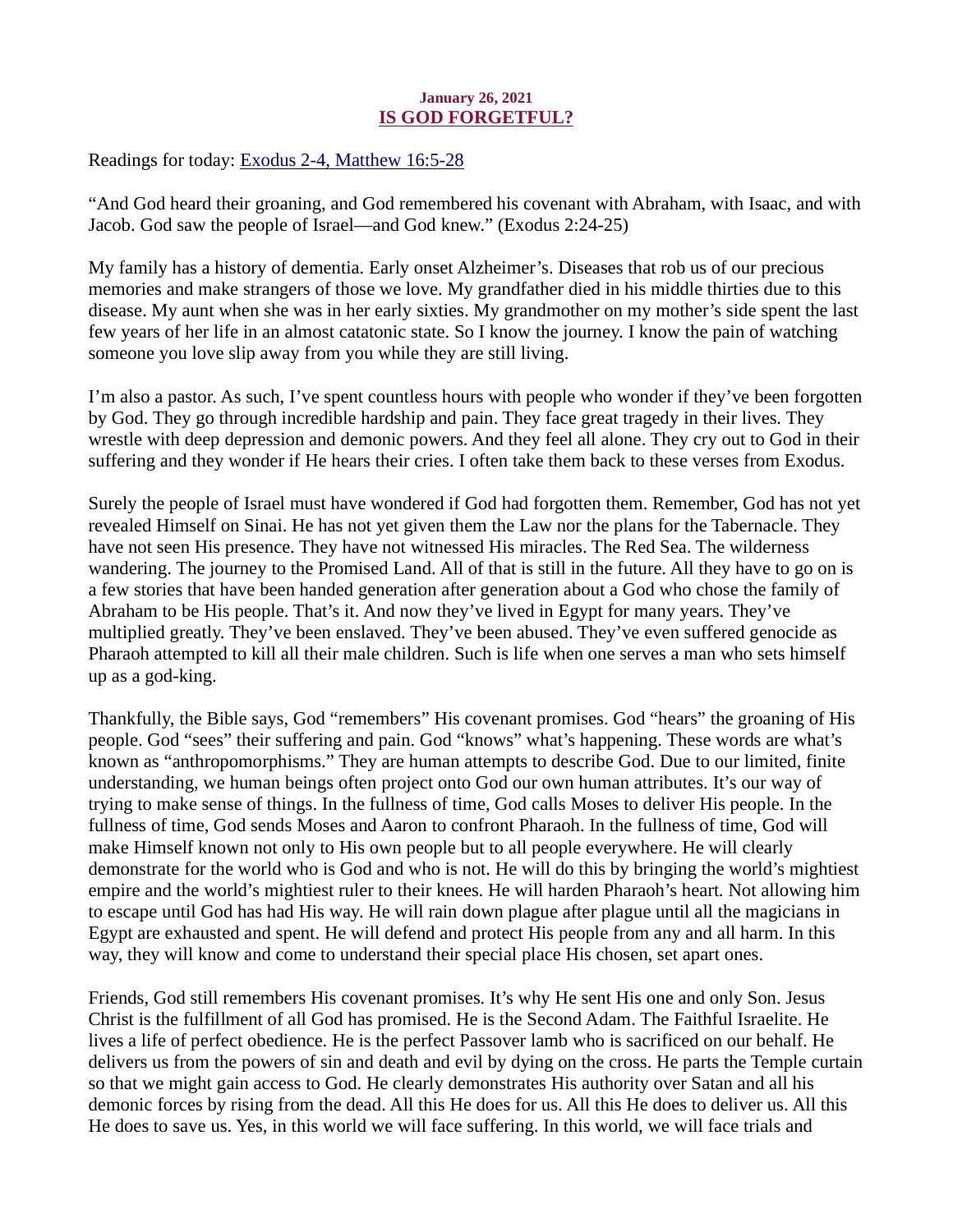## January 26, 2021
## IS GOD FORGETFUL?

Readings for today: [Exodus 2-4, Matthew 16:5-28]

"And God heard their groaning, and God remembered his covenant with Abraham, with Isaac, and with Jacob. God saw the people of Israel—and God knew." (Exodus 2:24-25)

My family has a history of dementia. Early onset Alzheimer's. Diseases that rob us of our precious memories and make strangers of those we love. My grandfather died in his middle thirties due to this disease. My aunt when she was in her early sixties. My grandmother on my mother's side spent the last few years of her life in an almost catatonic state. So I know the journey. I know the pain of watching someone you love slip away from you while they are still living.

I'm also a pastor. As such, I've spent countless hours with people who wonder if they've been forgotten by God. They go through incredible hardship and pain. They face great tragedy in their lives. They wrestle with deep depression and demonic powers. And they feel all alone. They cry out to God in their suffering and they wonder if He hears their cries. I often take them back to these verses from Exodus.

Surely the people of Israel must have wondered if God had forgotten them. Remember, God has not yet revealed Himself on Sinai. He has not yet given them the Law nor the plans for the Tabernacle. They have not seen His presence. They have not witnessed His miracles. The Red Sea. The wilderness wandering. The journey to the Promised Land. All of that is still in the future. All they have to go on is a few stories that have been handed generation after generation about a God who chose the family of Abraham to be His people. That's it. And now they've lived in Egypt for many years. They've multiplied greatly. They've been enslaved. They've been abused. They've even suffered genocide as Pharaoh attempted to kill all their male children. Such is life when one serves a man who sets himself up as a god-king.

Thankfully, the Bible says, God "remembers" His covenant promises. God "hears" the groaning of His people. God "sees" their suffering and pain. God "knows" what's happening. These words are what's known as "anthropomorphisms." They are human attempts to describe God. Due to our limited, finite understanding, we human beings often project onto God our own human attributes. It's our way of trying to make sense of things. In the fullness of time, God calls Moses to deliver His people. In the fullness of time, God sends Moses and Aaron to confront Pharaoh. In the fullness of time, God will make Himself known not only to His own people but to all people everywhere. He will clearly demonstrate for the world who is God and who is not. He will do this by bringing the world's mightiest empire and the world's mightiest ruler to their knees. He will harden Pharaoh's heart. Not allowing him to escape until God has had His way. He will rain down plague after plague until all the magicians in Egypt are exhausted and spent. He will defend and protect His people from any and all harm. In this way, they will know and come to understand their special place His chosen, set apart ones.

Friends, God still remembers His covenant promises. It's why He sent His one and only Son. Jesus Christ is the fulfillment of all God has promised. He is the Second Adam. The Faithful Israelite. He lives a life of perfect obedience. He is the perfect Passover lamb who is sacrificed on our behalf. He delivers us from the powers of sin and death and evil by dying on the cross. He parts the Temple curtain so that we might gain access to God. He clearly demonstrates His authority over Satan and all his demonic forces by rising from the dead. All this He does for us. All this He does to deliver us. All this He does to save us. Yes, in this world we will face suffering. In this world, we will face trials and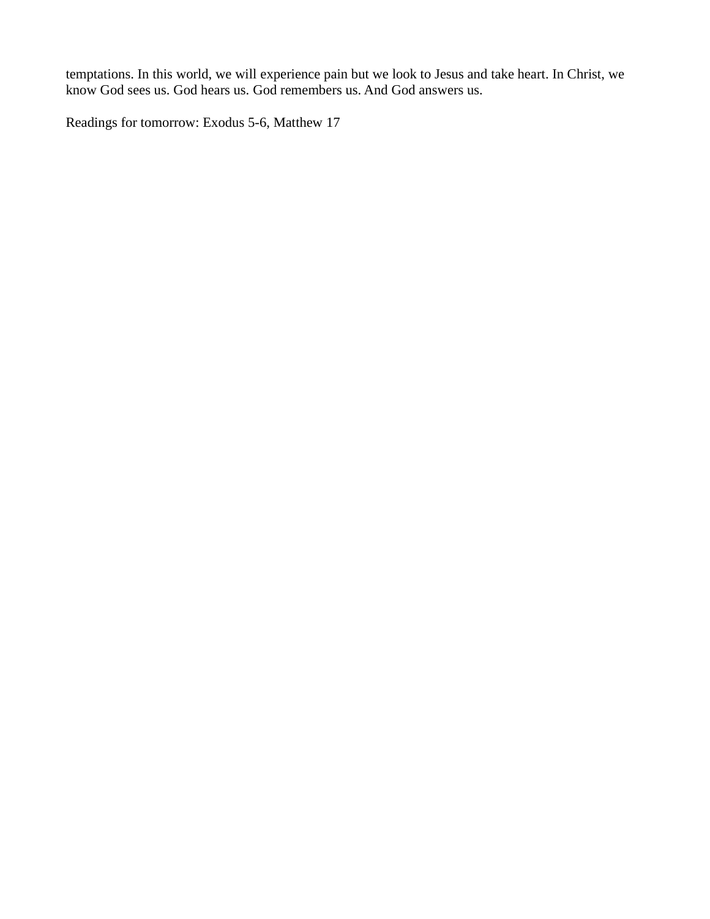temptations. In this world, we will experience pain but we look to Jesus and take heart. In Christ, we know God sees us. God hears us. God remembers us. And God answers us.

Readings for tomorrow: Exodus 5-6, Matthew 17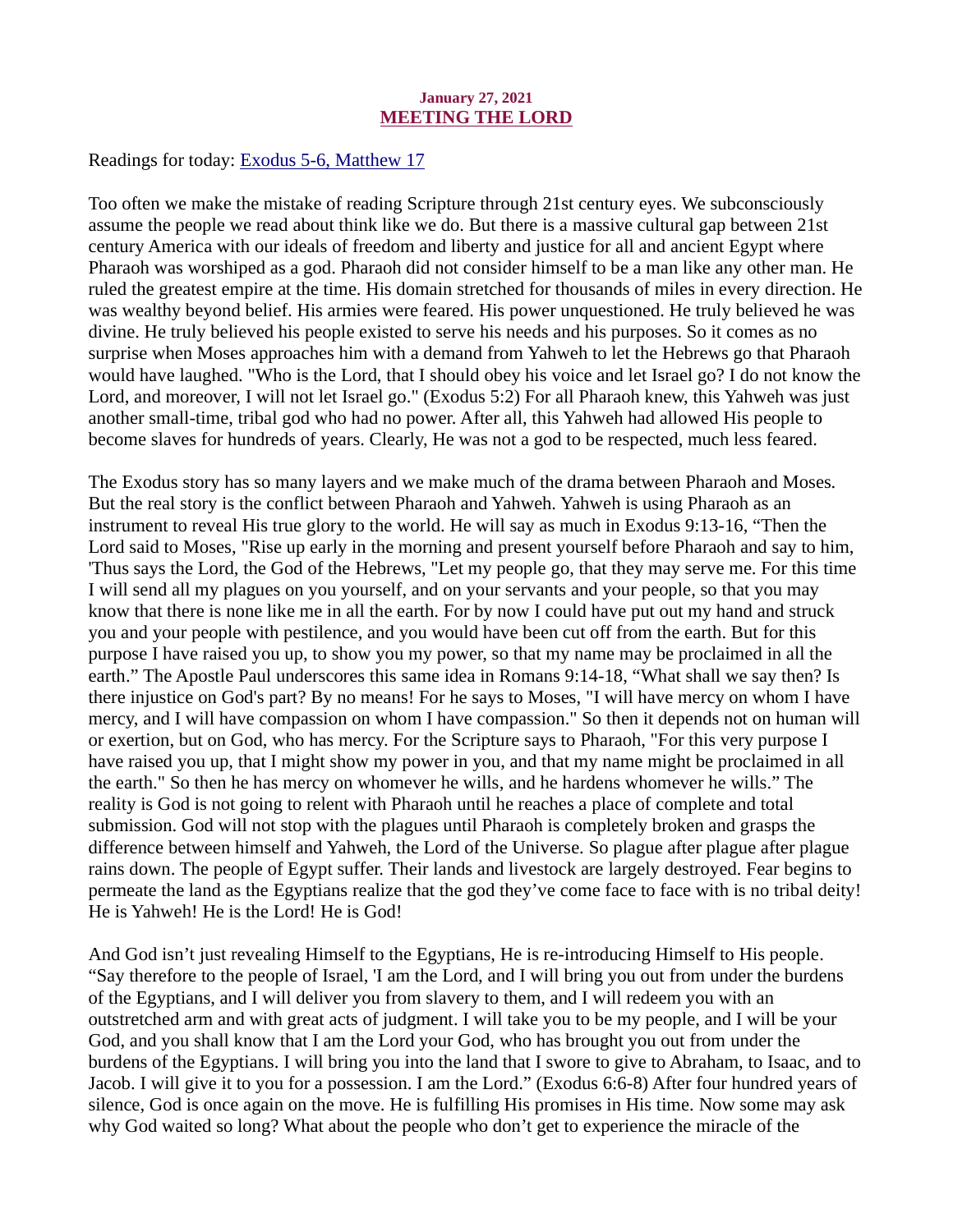January 27, 2021

# MEETING THE LORD

Readings for today: [Exodus 5-6, Matthew 17]()

Too often we make the mistake of reading Scripture through 21st century eyes. We subconsciously assume the people we read about think like we do. But there is a massive cultural gap between 21st century America with our ideals of freedom and liberty and justice for all and ancient Egypt where Pharaoh was worshiped as a god. Pharaoh did not consider himself to be a man like any other man. He ruled the greatest empire at the time. His domain stretched for thousands of miles in every direction. He was wealthy beyond belief. His armies were feared. His power unquestioned. He truly believed he was divine. He truly believed his people existed to serve his needs and his purposes. So it comes as no surprise when Moses approaches him with a demand from Yahweh to let the Hebrews go that Pharaoh would have laughed. "Who is the Lord, that I should obey his voice and let Israel go? I do not know the Lord, and moreover, I will not let Israel go." (Exodus 5:2) For all Pharaoh knew, this Yahweh was just another small-time, tribal god who had no power. After all, this Yahweh had allowed His people to become slaves for hundreds of years. Clearly, He was not a god to be respected, much less feared.

The Exodus story has so many layers and we make much of the drama between Pharaoh and Moses. But the real story is the conflict between Pharaoh and Yahweh. Yahweh is using Pharaoh as an instrument to reveal His true glory to the world. He will say as much in Exodus 9:13-16, "Then the Lord said to Moses, "Rise up early in the morning and present yourself before Pharaoh and say to him, 'Thus says the Lord, the God of the Hebrews, "Let my people go, that they may serve me. For this time I will send all my plagues on you yourself, and on your servants and your people, so that you may know that there is none like me in all the earth. For by now I could have put out my hand and struck you and your people with pestilence, and you would have been cut off from the earth. But for this purpose I have raised you up, to show you my power, so that my name may be proclaimed in all the earth." The Apostle Paul underscores this same idea in Romans 9:14-18, "What shall we say then? Is there injustice on God's part? By no means! For he says to Moses, "I will have mercy on whom I have mercy, and I will have compassion on whom I have compassion." So then it depends not on human will or exertion, but on God, who has mercy. For the Scripture says to Pharaoh, "For this very purpose I have raised you up, that I might show my power in you, and that my name might be proclaimed in all the earth." So then he has mercy on whomever he wills, and he hardens whomever he wills." The reality is God is not going to relent with Pharaoh until he reaches a place of complete and total submission. God will not stop with the plagues until Pharaoh is completely broken and grasps the difference between himself and Yahweh, the Lord of the Universe. So plague after plague after plague rains down. The people of Egypt suffer. Their lands and livestock are largely destroyed. Fear begins to permeate the land as the Egyptians realize that the god they've come face to face with is no tribal deity! He is Yahweh! He is the Lord! He is God!

And God isn't just revealing Himself to the Egyptians, He is re-introducing Himself to His people. "Say therefore to the people of Israel, 'I am the Lord, and I will bring you out from under the burdens of the Egyptians, and I will deliver you from slavery to them, and I will redeem you with an outstretched arm and with great acts of judgment. I will take you to be my people, and I will be your God, and you shall know that I am the Lord your God, who has brought you out from under the burdens of the Egyptians. I will bring you into the land that I swore to give to Abraham, to Isaac, and to Jacob. I will give it to you for a possession. I am the Lord." (Exodus 6:6-8) After four hundred years of silence, God is once again on the move. He is fulfilling His promises in His time. Now some may ask why God waited so long? What about the people who don't get to experience the miracle of the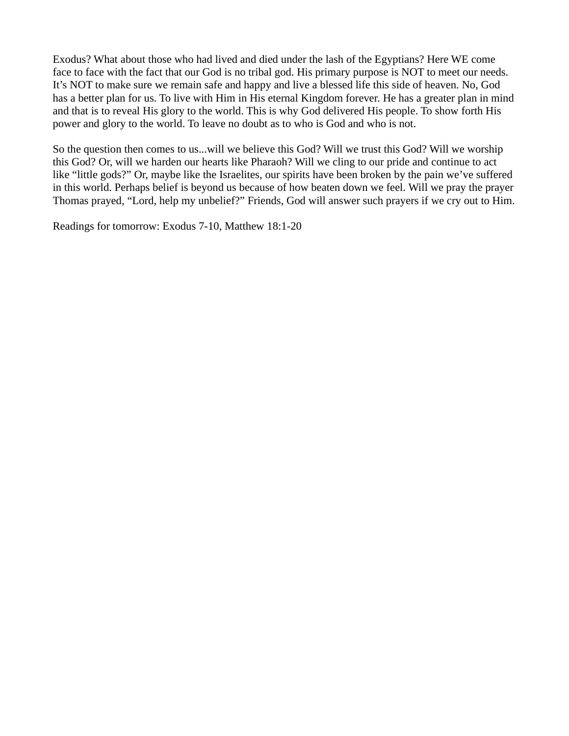Exodus? What about those who had lived and died under the lash of the Egyptians? Here WE come face to face with the fact that our God is no tribal god. His primary purpose is NOT to meet our needs. It's NOT to make sure we remain safe and happy and live a blessed life this side of heaven. No, God has a better plan for us. To live with Him in His eternal Kingdom forever. He has a greater plan in mind and that is to reveal His glory to the world. This is why God delivered His people. To show forth His power and glory to the world. To leave no doubt as to who is God and who is not.

So the question then comes to us...will we believe this God? Will we trust this God? Will we worship this God? Or, will we harden our hearts like Pharaoh? Will we cling to our pride and continue to act like "little gods?" Or, maybe like the Israelites, our spirits have been broken by the pain we've suffered in this world. Perhaps belief is beyond us because of how beaten down we feel. Will we pray the prayer Thomas prayed, "Lord, help my unbelief?" Friends, God will answer such prayers if we cry out to Him.

Readings for tomorrow: Exodus 7-10, Matthew 18:1-20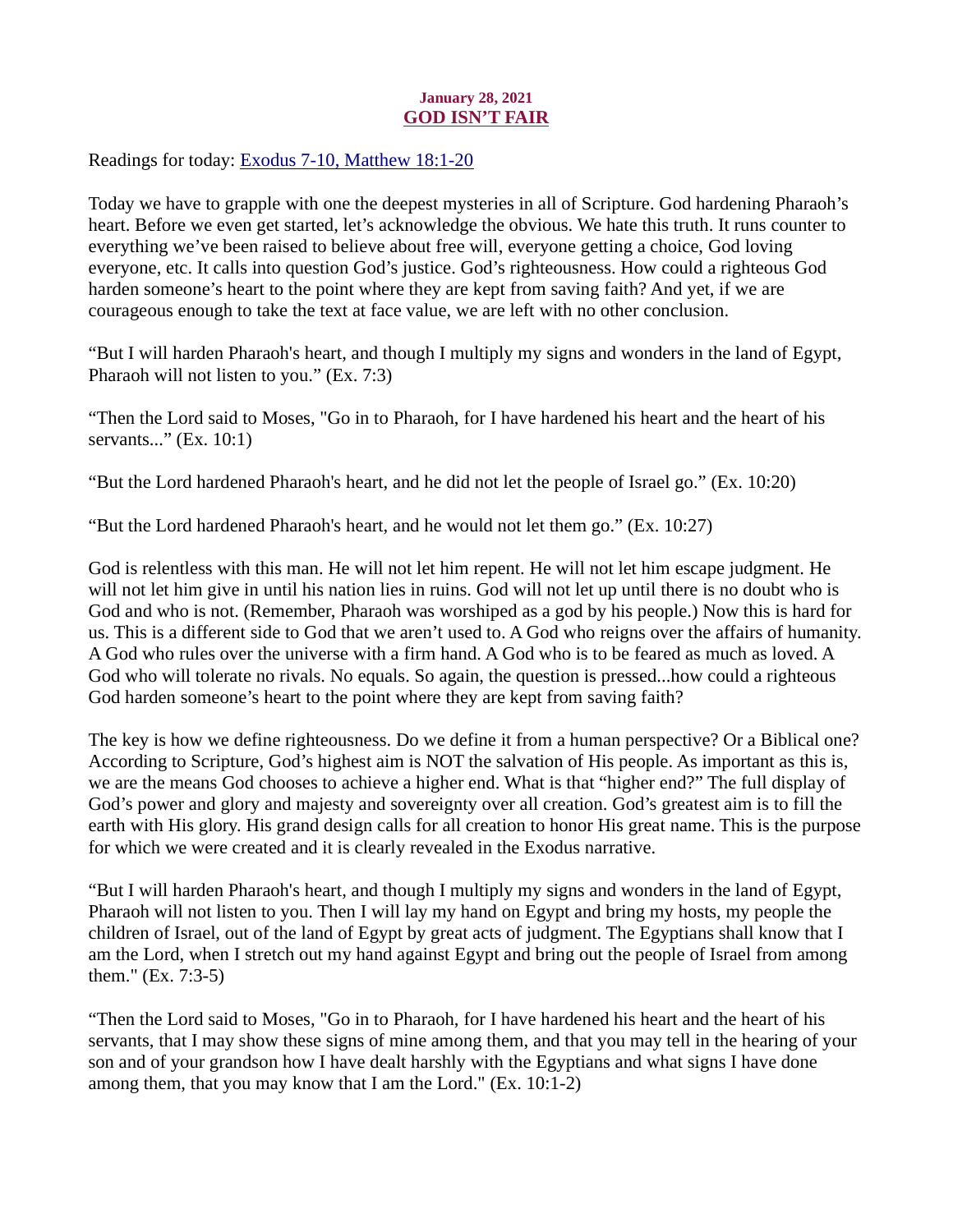**January 28, 2021**

## GOD ISN'T FAIR

Readings for today: [Exodus 7-10, Matthew 18:1-20]

Today we have to grapple with one the deepest mysteries in all of Scripture. God hardening Pharaoh's heart. Before we even get started, let's acknowledge the obvious. We hate this truth. It runs counter to everything we've been raised to believe about free will, everyone getting a choice, God loving everyone, etc. It calls into question God's justice. God's righteousness. How could a righteous God harden someone's heart to the point where they are kept from saving faith? And yet, if we are courageous enough to take the text at face value, we are left with no other conclusion.

"But I will harden Pharaoh's heart, and though I multiply my signs and wonders in the land of Egypt, Pharaoh will not listen to you." (Ex. 7:3)

"Then the Lord said to Moses, "Go in to Pharaoh, for I have hardened his heart and the heart of his servants..." (Ex. 10:1)

"But the Lord hardened Pharaoh's heart, and he did not let the people of Israel go." (Ex. 10:20)

"But the Lord hardened Pharaoh's heart, and he would not let them go." (Ex. 10:27)

God is relentless with this man. He will not let him repent. He will not let him escape judgment. He will not let him give in until his nation lies in ruins. God will not let up until there is no doubt who is God and who is not. (Remember, Pharaoh was worshiped as a god by his people.) Now this is hard for us. This is a different side to God that we aren't used to. A God who reigns over the affairs of humanity. A God who rules over the universe with a firm hand. A God who is to be feared as much as loved. A God who will tolerate no rivals. No equals. So again, the question is pressed...how could a righteous God harden someone's heart to the point where they are kept from saving faith?

The key is how we define righteousness. Do we define it from a human perspective? Or a Biblical one? According to Scripture, God's highest aim is NOT the salvation of His people. As important as this is, we are the means God chooses to achieve a higher end. What is that "higher end?" The full display of God's power and glory and majesty and sovereignty over all creation. God's greatest aim is to fill the earth with His glory. His grand design calls for all creation to honor His great name. This is the purpose for which we were created and it is clearly revealed in the Exodus narrative.

"But I will harden Pharaoh's heart, and though I multiply my signs and wonders in the land of Egypt, Pharaoh will not listen to you. Then I will lay my hand on Egypt and bring my hosts, my people the children of Israel, out of the land of Egypt by great acts of judgment. The Egyptians shall know that I am the Lord, when I stretch out my hand against Egypt and bring out the people of Israel from among them." (Ex. 7:3-5)

"Then the Lord said to Moses, "Go in to Pharaoh, for I have hardened his heart and the heart of his servants, that I may show these signs of mine among them, and that you may tell in the hearing of your son and of your grandson how I have dealt harshly with the Egyptians and what signs I have done among them, that you may know that I am the Lord." (Ex. 10:1-2)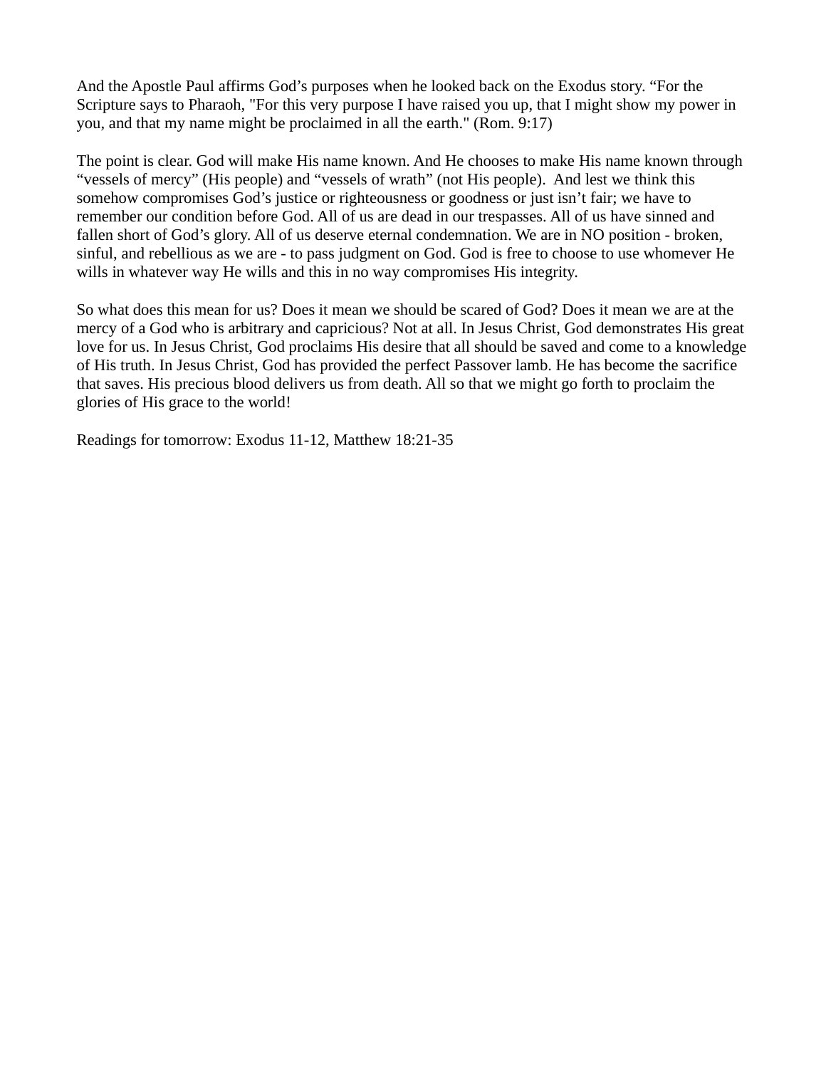And the Apostle Paul affirms God's purposes when he looked back on the Exodus story. "For the Scripture says to Pharaoh, "For this very purpose I have raised you up, that I might show my power in you, and that my name might be proclaimed in all the earth." (Rom. 9:17)

The point is clear. God will make His name known. And He chooses to make His name known through "vessels of mercy" (His people) and "vessels of wrath" (not His people). And lest we think this somehow compromises God's justice or righteousness or goodness or just isn't fair; we have to remember our condition before God. All of us are dead in our trespasses. All of us have sinned and fallen short of God's glory. All of us deserve eternal condemnation. We are in NO position - broken, sinful, and rebellious as we are - to pass judgment on God. God is free to choose to use whomever He wills in whatever way He wills and this in no way compromises His integrity.

So what does this mean for us? Does it mean we should be scared of God? Does it mean we are at the mercy of a God who is arbitrary and capricious? Not at all. In Jesus Christ, God demonstrates His great love for us. In Jesus Christ, God proclaims His desire that all should be saved and come to a knowledge of His truth. In Jesus Christ, God has provided the perfect Passover lamb. He has become the sacrifice that saves. His precious blood delivers us from death. All so that we might go forth to proclaim the glories of His grace to the world!

Readings for tomorrow: Exodus 11-12, Matthew 18:21-35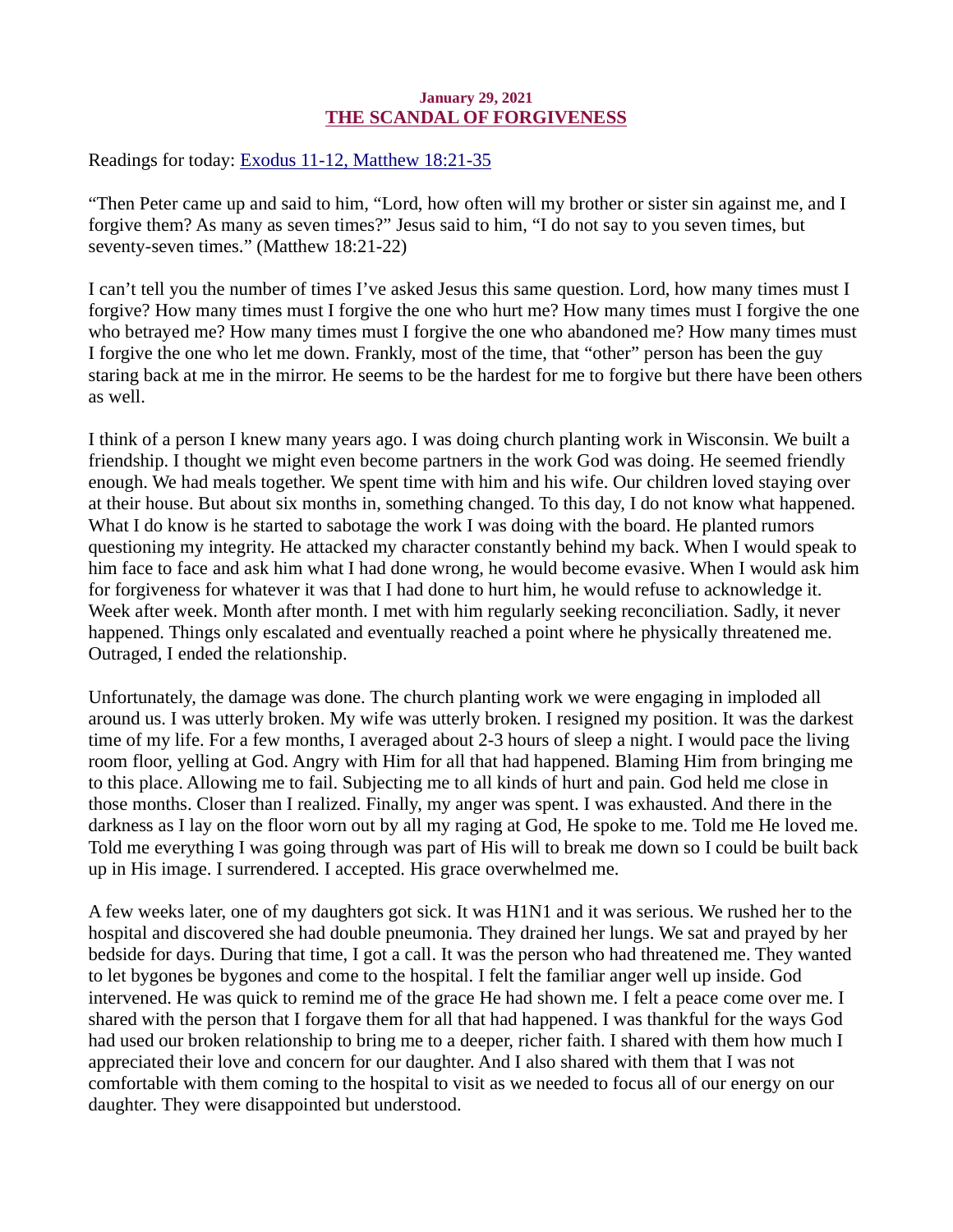January 29, 2021
## THE SCANDAL OF FORGIVENESS

Readings for today: Exodus 11-12, Matthew 18:21-35

"Then Peter came up and said to him, "Lord, how often will my brother or sister sin against me, and I forgive them? As many as seven times?" Jesus said to him, "I do not say to you seven times, but seventy-seven times." (Matthew 18:21-22)

I can't tell you the number of times I've asked Jesus this same question. Lord, how many times must I forgive? How many times must I forgive the one who hurt me? How many times must I forgive the one who betrayed me? How many times must I forgive the one who abandoned me? How many times must I forgive the one who let me down. Frankly, most of the time, that "other" person has been the guy staring back at me in the mirror. He seems to be the hardest for me to forgive but there have been others as well.

I think of a person I knew many years ago. I was doing church planting work in Wisconsin. We built a friendship. I thought we might even become partners in the work God was doing. He seemed friendly enough. We had meals together. We spent time with him and his wife. Our children loved staying over at their house. But about six months in, something changed. To this day, I do not know what happened. What I do know is he started to sabotage the work I was doing with the board. He planted rumors questioning my integrity. He attacked my character constantly behind my back. When I would speak to him face to face and ask him what I had done wrong, he would become evasive. When I would ask him for forgiveness for whatever it was that I had done to hurt him, he would refuse to acknowledge it. Week after week. Month after month. I met with him regularly seeking reconciliation. Sadly, it never happened. Things only escalated and eventually reached a point where he physically threatened me. Outraged, I ended the relationship.

Unfortunately, the damage was done. The church planting work we were engaging in imploded all around us. I was utterly broken. My wife was utterly broken. I resigned my position. It was the darkest time of my life. For a few months, I averaged about 2-3 hours of sleep a night. I would pace the living room floor, yelling at God. Angry with Him for all that had happened. Blaming Him from bringing me to this place. Allowing me to fail. Subjecting me to all kinds of hurt and pain. God held me close in those months. Closer than I realized. Finally, my anger was spent. I was exhausted. And there in the darkness as I lay on the floor worn out by all my raging at God, He spoke to me. Told me He loved me. Told me everything I was going through was part of His will to break me down so I could be built back up in His image. I surrendered. I accepted. His grace overwhelmed me.

A few weeks later, one of my daughters got sick. It was H1N1 and it was serious. We rushed her to the hospital and discovered she had double pneumonia. They drained her lungs. We sat and prayed by her bedside for days. During that time, I got a call. It was the person who had threatened me. They wanted to let bygones be bygones and come to the hospital. I felt the familiar anger well up inside. God intervened. He was quick to remind me of the grace He had shown me. I felt a peace come over me. I shared with the person that I forgave them for all that had happened. I was thankful for the ways God had used our broken relationship to bring me to a deeper, richer faith. I shared with them how much I appreciated their love and concern for our daughter. And I also shared with them that I was not comfortable with them coming to the hospital to visit as we needed to focus all of our energy on our daughter. They were disappointed but understood.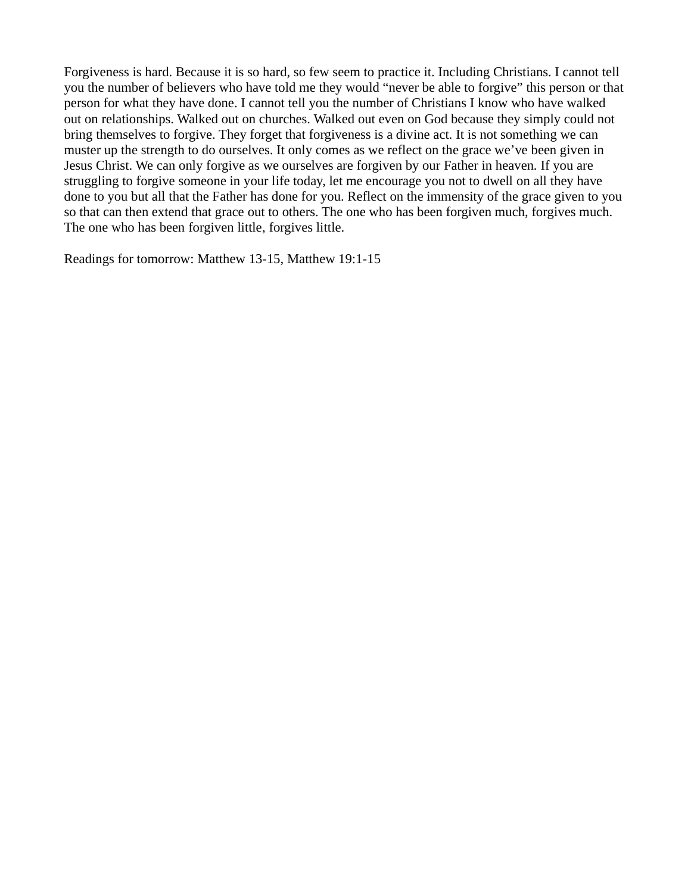Forgiveness is hard. Because it is so hard, so few seem to practice it. Including Christians. I cannot tell you the number of believers who have told me they would "never be able to forgive" this person or that person for what they have done. I cannot tell you the number of Christians I know who have walked out on relationships. Walked out on churches. Walked out even on God because they simply could not bring themselves to forgive. They forget that forgiveness is a divine act. It is not something we can muster up the strength to do ourselves. It only comes as we reflect on the grace we've been given in Jesus Christ. We can only forgive as we ourselves are forgiven by our Father in heaven. If you are struggling to forgive someone in your life today, let me encourage you not to dwell on all they have done to you but all that the Father has done for you. Reflect on the immensity of the grace given to you so that can then extend that grace out to others. The one who has been forgiven much, forgives much. The one who has been forgiven little, forgives little.

Readings for tomorrow: Matthew 13-15, Matthew 19:1-15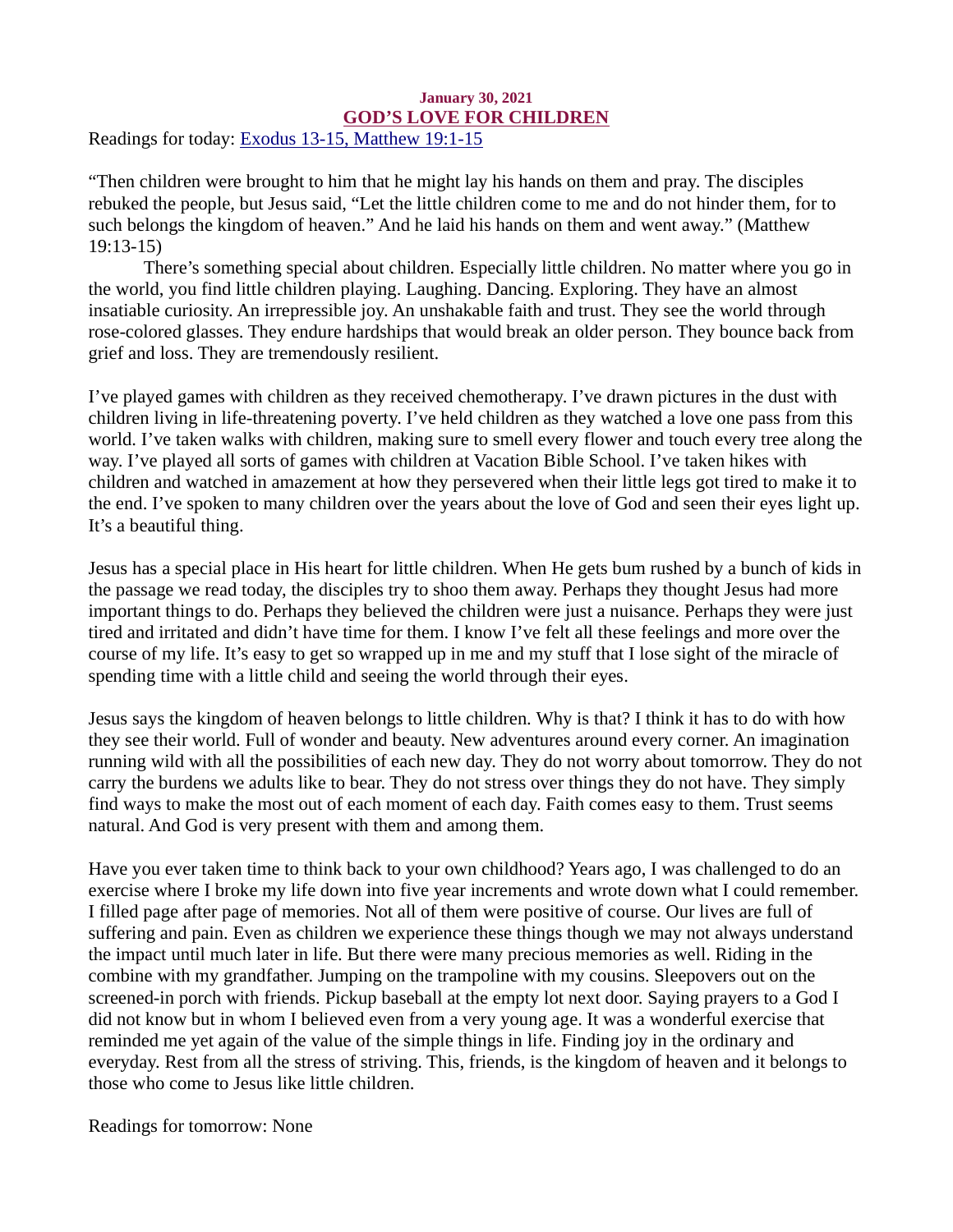**January 30, 2021**

## GOD'S LOVE FOR CHILDREN

Readings for today: Exodus 13-15, Matthew 19:1-15

"Then children were brought to him that he might lay his hands on them and pray. The disciples rebuked the people, but Jesus said, "Let the little children come to me and do not hinder them, for to such belongs the kingdom of heaven." And he laid his hands on them and went away." (Matthew 19:13-15)

There's something special about children. Especially little children. No matter where you go in the world, you find little children playing. Laughing. Dancing. Exploring. They have an almost insatiable curiosity. An irrepressible joy. An unshakable faith and trust. They see the world through rose-colored glasses. They endure hardships that would break an older person. They bounce back from grief and loss. They are tremendously resilient.

I've played games with children as they received chemotherapy. I've drawn pictures in the dust with children living in life-threatening poverty. I've held children as they watched a love one pass from this world. I've taken walks with children, making sure to smell every flower and touch every tree along the way. I've played all sorts of games with children at Vacation Bible School. I've taken hikes with children and watched in amazement at how they persevered when their little legs got tired to make it to the end. I've spoken to many children over the years about the love of God and seen their eyes light up. It's a beautiful thing.

Jesus has a special place in His heart for little children. When He gets bum rushed by a bunch of kids in the passage we read today, the disciples try to shoo them away. Perhaps they thought Jesus had more important things to do. Perhaps they believed the children were just a nuisance. Perhaps they were just tired and irritated and didn't have time for them. I know I've felt all these feelings and more over the course of my life. It's easy to get so wrapped up in me and my stuff that I lose sight of the miracle of spending time with a little child and seeing the world through their eyes.

Jesus says the kingdom of heaven belongs to little children. Why is that? I think it has to do with how they see their world. Full of wonder and beauty. New adventures around every corner. An imagination running wild with all the possibilities of each new day. They do not worry about tomorrow. They do not carry the burdens we adults like to bear. They do not stress over things they do not have. They simply find ways to make the most out of each moment of each day. Faith comes easy to them. Trust seems natural. And God is very present with them and among them.

Have you ever taken time to think back to your own childhood? Years ago, I was challenged to do an exercise where I broke my life down into five year increments and wrote down what I could remember. I filled page after page of memories. Not all of them were positive of course. Our lives are full of suffering and pain. Even as children we experience these things though we may not always understand the impact until much later in life. But there were many precious memories as well. Riding in the combine with my grandfather. Jumping on the trampoline with my cousins. Sleepovers out on the screened-in porch with friends. Pickup baseball at the empty lot next door. Saying prayers to a God I did not know but in whom I believed even from a very young age. It was a wonderful exercise that reminded me yet again of the value of the simple things in life. Finding joy in the ordinary and everyday. Rest from all the stress of striving. This, friends, is the kingdom of heaven and it belongs to those who come to Jesus like little children.

Readings for tomorrow: None